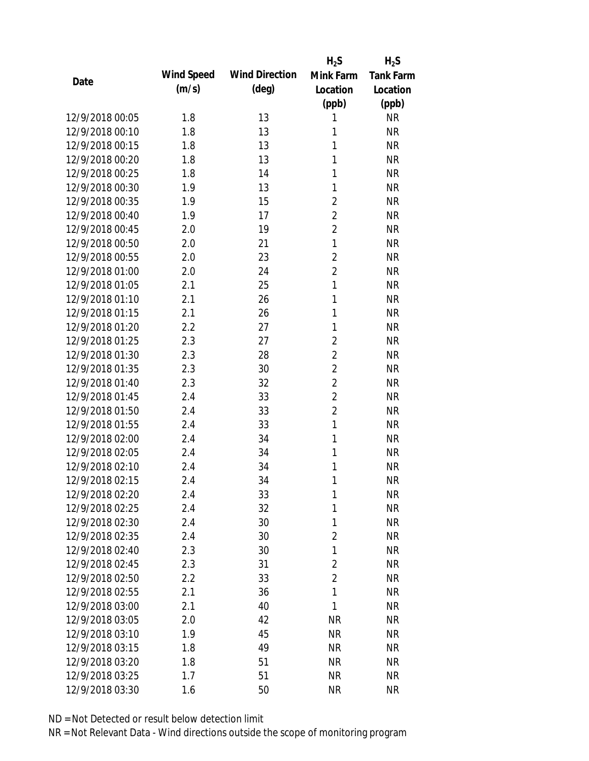| Date | Wind Speed (m/s) | Wind Direction (deg) | $H_2S$ Mink Farm Location (ppb) | $H_2S$ Tank Farm Location (ppb) |
|---|---|---|---|---|
| 12/9/2018 00:05 | 1.8 | 13 | 1 | NR |
| 12/9/2018 00:10 | 1.8 | 13 | 1 | NR |
| 12/9/2018 00:15 | 1.8 | 13 | 1 | NR |
| 12/9/2018 00:20 | 1.8 | 13 | 1 | NR |
| 12/9/2018 00:25 | 1.8 | 14 | 1 | NR |
| 12/9/2018 00:30 | 1.9 | 13 | 1 | NR |
| 12/9/2018 00:35 | 1.9 | 15 | 2 | NR |
| 12/9/2018 00:40 | 1.9 | 17 | 2 | NR |
| 12/9/2018 00:45 | 2.0 | 19 | 2 | NR |
| 12/9/2018 00:50 | 2.0 | 21 | 1 | NR |
| 12/9/2018 00:55 | 2.0 | 23 | 2 | NR |
| 12/9/2018 01:00 | 2.0 | 24 | 2 | NR |
| 12/9/2018 01:05 | 2.1 | 25 | 1 | NR |
| 12/9/2018 01:10 | 2.1 | 26 | 1 | NR |
| 12/9/2018 01:15 | 2.1 | 26 | 1 | NR |
| 12/9/2018 01:20 | 2.2 | 27 | 1 | NR |
| 12/9/2018 01:25 | 2.3 | 27 | 2 | NR |
| 12/9/2018 01:30 | 2.3 | 28 | 2 | NR |
| 12/9/2018 01:35 | 2.3 | 30 | 2 | NR |
| 12/9/2018 01:40 | 2.3 | 32 | 2 | NR |
| 12/9/2018 01:45 | 2.4 | 33 | 2 | NR |
| 12/9/2018 01:50 | 2.4 | 33 | 2 | NR |
| 12/9/2018 01:55 | 2.4 | 33 | 1 | NR |
| 12/9/2018 02:00 | 2.4 | 34 | 1 | NR |
| 12/9/2018 02:05 | 2.4 | 34 | 1 | NR |
| 12/9/2018 02:10 | 2.4 | 34 | 1 | NR |
| 12/9/2018 02:15 | 2.4 | 34 | 1 | NR |
| 12/9/2018 02:20 | 2.4 | 33 | 1 | NR |
| 12/9/2018 02:25 | 2.4 | 32 | 1 | NR |
| 12/9/2018 02:30 | 2.4 | 30 | 1 | NR |
| 12/9/2018 02:35 | 2.4 | 30 | 2 | NR |
| 12/9/2018 02:40 | 2.3 | 30 | 1 | NR |
| 12/9/2018 02:45 | 2.3 | 31 | 2 | NR |
| 12/9/2018 02:50 | 2.2 | 33 | 2 | NR |
| 12/9/2018 02:55 | 2.1 | 36 | 1 | NR |
| 12/9/2018 03:00 | 2.1 | 40 | 1 | NR |
| 12/9/2018 03:05 | 2.0 | 42 | NR | NR |
| 12/9/2018 03:10 | 1.9 | 45 | NR | NR |
| 12/9/2018 03:15 | 1.8 | 49 | NR | NR |
| 12/9/2018 03:20 | 1.8 | 51 | NR | NR |
| 12/9/2018 03:25 | 1.7 | 51 | NR | NR |
| 12/9/2018 03:30 | 1.6 | 50 | NR | NR |

ND = Not Detected or result below detection limit

NR = Not Relevant Data - Wind directions outside the scope of monitoring program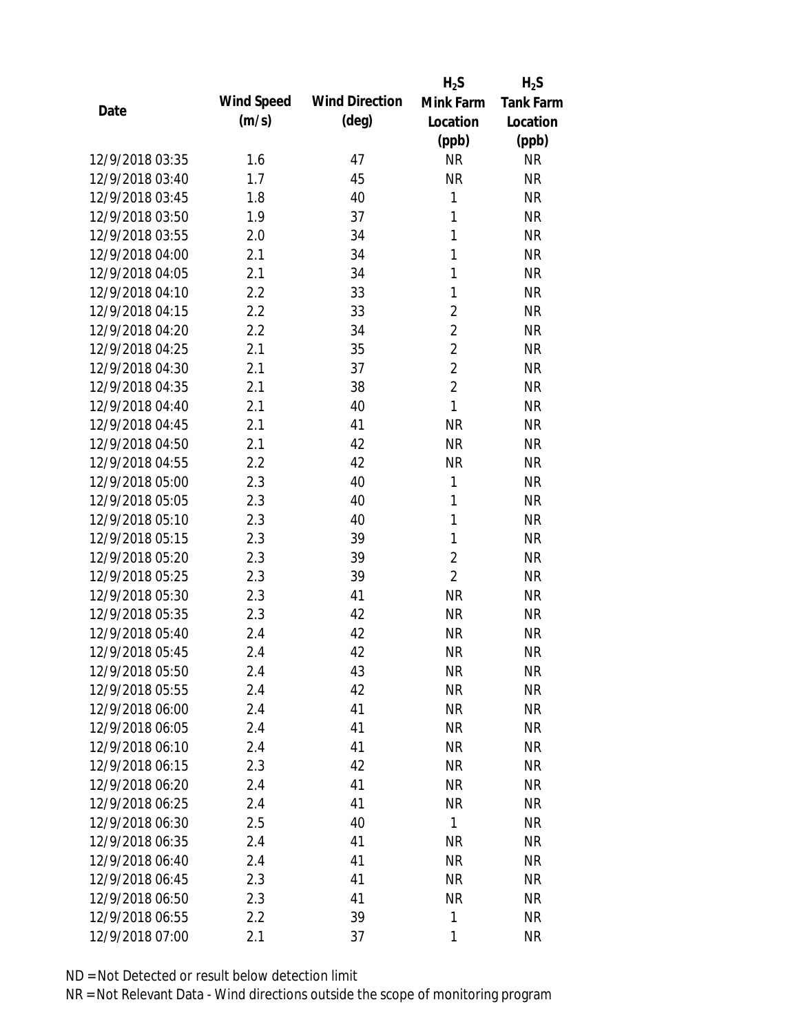| Date | Wind Speed (m/s) | Wind Direction (deg) | $H_2S$ Mink Farm Location (ppb) | $H_2S$ Tank Farm Location (ppb) |
|---|---|---|---|---|
| 12/9/2018 03:35 | 1.6 | 47 | NR | NR |
| 12/9/2018 03:40 | 1.7 | 45 | NR | NR |
| 12/9/2018 03:45 | 1.8 | 40 | 1 | NR |
| 12/9/2018 03:50 | 1.9 | 37 | 1 | NR |
| 12/9/2018 03:55 | 2.0 | 34 | 1 | NR |
| 12/9/2018 04:00 | 2.1 | 34 | 1 | NR |
| 12/9/2018 04:05 | 2.1 | 34 | 1 | NR |
| 12/9/2018 04:10 | 2.2 | 33 | 1 | NR |
| 12/9/2018 04:15 | 2.2 | 33 | 2 | NR |
| 12/9/2018 04:20 | 2.2 | 34 | 2 | NR |
| 12/9/2018 04:25 | 2.1 | 35 | 2 | NR |
| 12/9/2018 04:30 | 2.1 | 37 | 2 | NR |
| 12/9/2018 04:35 | 2.1 | 38 | 2 | NR |
| 12/9/2018 04:40 | 2.1 | 40 | 1 | NR |
| 12/9/2018 04:45 | 2.1 | 41 | NR | NR |
| 12/9/2018 04:50 | 2.1 | 42 | NR | NR |
| 12/9/2018 04:55 | 2.2 | 42 | NR | NR |
| 12/9/2018 05:00 | 2.3 | 40 | 1 | NR |
| 12/9/2018 05:05 | 2.3 | 40 | 1 | NR |
| 12/9/2018 05:10 | 2.3 | 40 | 1 | NR |
| 12/9/2018 05:15 | 2.3 | 39 | 1 | NR |
| 12/9/2018 05:20 | 2.3 | 39 | 2 | NR |
| 12/9/2018 05:25 | 2.3 | 39 | 2 | NR |
| 12/9/2018 05:30 | 2.3 | 41 | NR | NR |
| 12/9/2018 05:35 | 2.3 | 42 | NR | NR |
| 12/9/2018 05:40 | 2.4 | 42 | NR | NR |
| 12/9/2018 05:45 | 2.4 | 42 | NR | NR |
| 12/9/2018 05:50 | 2.4 | 43 | NR | NR |
| 12/9/2018 05:55 | 2.4 | 42 | NR | NR |
| 12/9/2018 06:00 | 2.4 | 41 | NR | NR |
| 12/9/2018 06:05 | 2.4 | 41 | NR | NR |
| 12/9/2018 06:10 | 2.4 | 41 | NR | NR |
| 12/9/2018 06:15 | 2.3 | 42 | NR | NR |
| 12/9/2018 06:20 | 2.4 | 41 | NR | NR |
| 12/9/2018 06:25 | 2.4 | 41 | NR | NR |
| 12/9/2018 06:30 | 2.5 | 40 | 1 | NR |
| 12/9/2018 06:35 | 2.4 | 41 | NR | NR |
| 12/9/2018 06:40 | 2.4 | 41 | NR | NR |
| 12/9/2018 06:45 | 2.3 | 41 | NR | NR |
| 12/9/2018 06:50 | 2.3 | 41 | NR | NR |
| 12/9/2018 06:55 | 2.2 | 39 | 1 | NR |
| 12/9/2018 07:00 | 2.1 | 37 | 1 | NR |

ND = Not Detected or result below detection limit

NR = Not Relevant Data - Wind directions outside the scope of monitoring program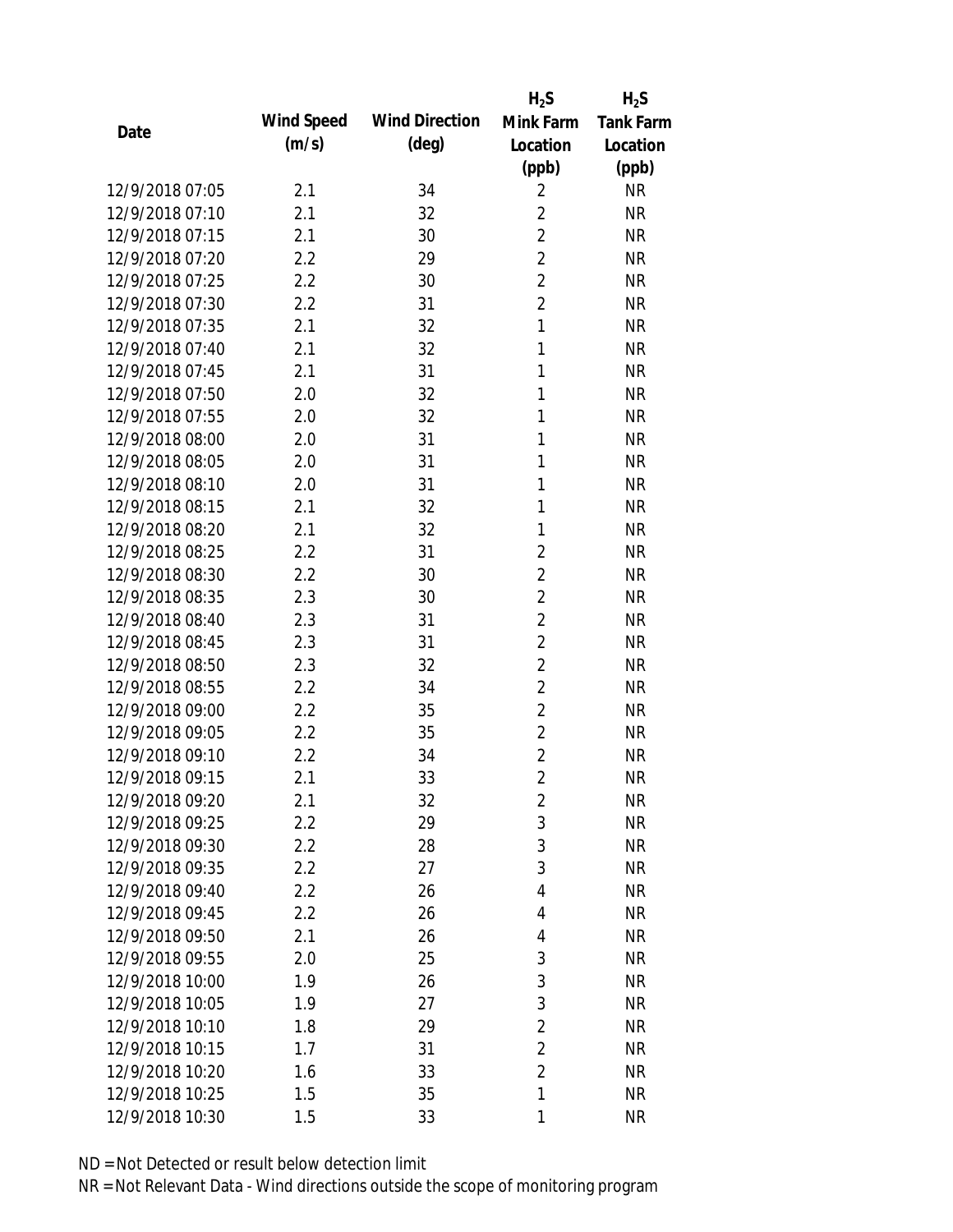| Date | Wind Speed (m/s) | Wind Direction (deg) | $H_2S$ Mink Farm Location (ppb) | $H_2S$ Tank Farm Location (ppb) |
|---|---|---|---|---|
| 12/9/2018 07:05 | 2.1 | 34 | 2 | NR |
| 12/9/2018 07:10 | 2.1 | 32 | 2 | NR |
| 12/9/2018 07:15 | 2.1 | 30 | 2 | NR |
| 12/9/2018 07:20 | 2.2 | 29 | 2 | NR |
| 12/9/2018 07:25 | 2.2 | 30 | 2 | NR |
| 12/9/2018 07:30 | 2.2 | 31 | 2 | NR |
| 12/9/2018 07:35 | 2.1 | 32 | 1 | NR |
| 12/9/2018 07:40 | 2.1 | 32 | 1 | NR |
| 12/9/2018 07:45 | 2.1 | 31 | 1 | NR |
| 12/9/2018 07:50 | 2.0 | 32 | 1 | NR |
| 12/9/2018 07:55 | 2.0 | 32 | 1 | NR |
| 12/9/2018 08:00 | 2.0 | 31 | 1 | NR |
| 12/9/2018 08:05 | 2.0 | 31 | 1 | NR |
| 12/9/2018 08:10 | 2.0 | 31 | 1 | NR |
| 12/9/2018 08:15 | 2.1 | 32 | 1 | NR |
| 12/9/2018 08:20 | 2.1 | 32 | 1 | NR |
| 12/9/2018 08:25 | 2.2 | 31 | 2 | NR |
| 12/9/2018 08:30 | 2.2 | 30 | 2 | NR |
| 12/9/2018 08:35 | 2.3 | 30 | 2 | NR |
| 12/9/2018 08:40 | 2.3 | 31 | 2 | NR |
| 12/9/2018 08:45 | 2.3 | 31 | 2 | NR |
| 12/9/2018 08:50 | 2.3 | 32 | 2 | NR |
| 12/9/2018 08:55 | 2.2 | 34 | 2 | NR |
| 12/9/2018 09:00 | 2.2 | 35 | 2 | NR |
| 12/9/2018 09:05 | 2.2 | 35 | 2 | NR |
| 12/9/2018 09:10 | 2.2 | 34 | 2 | NR |
| 12/9/2018 09:15 | 2.1 | 33 | 2 | NR |
| 12/9/2018 09:20 | 2.1 | 32 | 2 | NR |
| 12/9/2018 09:25 | 2.2 | 29 | 3 | NR |
| 12/9/2018 09:30 | 2.2 | 28 | 3 | NR |
| 12/9/2018 09:35 | 2.2 | 27 | 3 | NR |
| 12/9/2018 09:40 | 2.2 | 26 | 4 | NR |
| 12/9/2018 09:45 | 2.2 | 26 | 4 | NR |
| 12/9/2018 09:50 | 2.1 | 26 | 4 | NR |
| 12/9/2018 09:55 | 2.0 | 25 | 3 | NR |
| 12/9/2018 10:00 | 1.9 | 26 | 3 | NR |
| 12/9/2018 10:05 | 1.9 | 27 | 3 | NR |
| 12/9/2018 10:10 | 1.8 | 29 | 2 | NR |
| 12/9/2018 10:15 | 1.7 | 31 | 2 | NR |
| 12/9/2018 10:20 | 1.6 | 33 | 2 | NR |
| 12/9/2018 10:25 | 1.5 | 35 | 1 | NR |
| 12/9/2018 10:30 | 1.5 | 33 | 1 | NR |

ND = Not Detected or result below detection limit

NR = Not Relevant Data - Wind directions outside the scope of monitoring program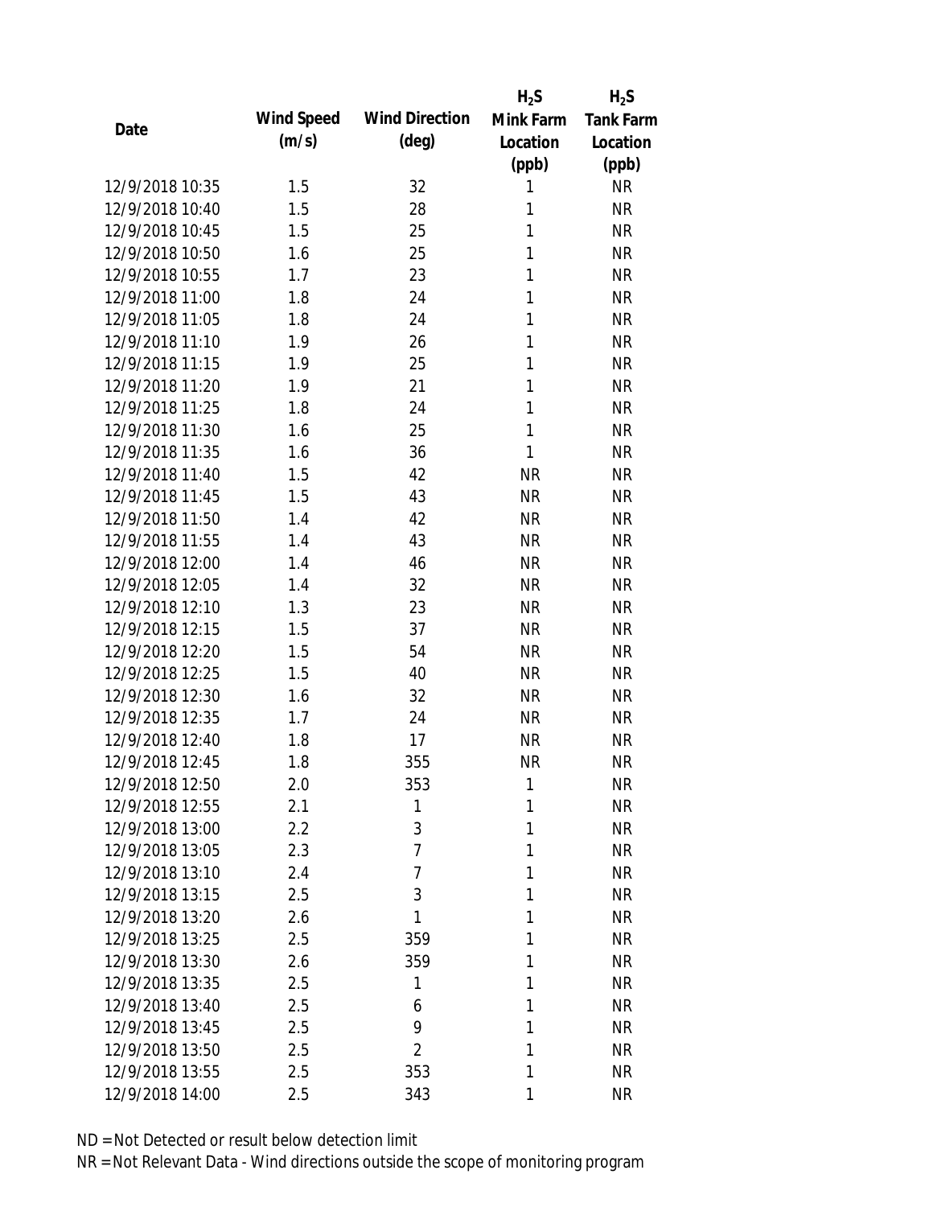| Date | Wind Speed (m/s) | Wind Direction (deg) | $H_2S$ Mink Farm Location (ppb) | $H_2S$ Tank Farm Location (ppb) |
|---|---|---|---|---|
| 12/9/2018 10:35 | 1.5 | 32 | 1 | NR |
| 12/9/2018 10:40 | 1.5 | 28 | 1 | NR |
| 12/9/2018 10:45 | 1.5 | 25 | 1 | NR |
| 12/9/2018 10:50 | 1.6 | 25 | 1 | NR |
| 12/9/2018 10:55 | 1.7 | 23 | 1 | NR |
| 12/9/2018 11:00 | 1.8 | 24 | 1 | NR |
| 12/9/2018 11:05 | 1.8 | 24 | 1 | NR |
| 12/9/2018 11:10 | 1.9 | 26 | 1 | NR |
| 12/9/2018 11:15 | 1.9 | 25 | 1 | NR |
| 12/9/2018 11:20 | 1.9 | 21 | 1 | NR |
| 12/9/2018 11:25 | 1.8 | 24 | 1 | NR |
| 12/9/2018 11:30 | 1.6 | 25 | 1 | NR |
| 12/9/2018 11:35 | 1.6 | 36 | 1 | NR |
| 12/9/2018 11:40 | 1.5 | 42 | NR | NR |
| 12/9/2018 11:45 | 1.5 | 43 | NR | NR |
| 12/9/2018 11:50 | 1.4 | 42 | NR | NR |
| 12/9/2018 11:55 | 1.4 | 43 | NR | NR |
| 12/9/2018 12:00 | 1.4 | 46 | NR | NR |
| 12/9/2018 12:05 | 1.4 | 32 | NR | NR |
| 12/9/2018 12:10 | 1.3 | 23 | NR | NR |
| 12/9/2018 12:15 | 1.5 | 37 | NR | NR |
| 12/9/2018 12:20 | 1.5 | 54 | NR | NR |
| 12/9/2018 12:25 | 1.5 | 40 | NR | NR |
| 12/9/2018 12:30 | 1.6 | 32 | NR | NR |
| 12/9/2018 12:35 | 1.7 | 24 | NR | NR |
| 12/9/2018 12:40 | 1.8 | 17 | NR | NR |
| 12/9/2018 12:45 | 1.8 | 355 | NR | NR |
| 12/9/2018 12:50 | 2.0 | 353 | 1 | NR |
| 12/9/2018 12:55 | 2.1 | 1 | 1 | NR |
| 12/9/2018 13:00 | 2.2 | 3 | 1 | NR |
| 12/9/2018 13:05 | 2.3 | 7 | 1 | NR |
| 12/9/2018 13:10 | 2.4 | 7 | 1 | NR |
| 12/9/2018 13:15 | 2.5 | 3 | 1 | NR |
| 12/9/2018 13:20 | 2.6 | 1 | 1 | NR |
| 12/9/2018 13:25 | 2.5 | 359 | 1 | NR |
| 12/9/2018 13:30 | 2.6 | 359 | 1 | NR |
| 12/9/2018 13:35 | 2.5 | 1 | 1 | NR |
| 12/9/2018 13:40 | 2.5 | 6 | 1 | NR |
| 12/9/2018 13:45 | 2.5 | 9 | 1 | NR |
| 12/9/2018 13:50 | 2.5 | 2 | 1 | NR |
| 12/9/2018 13:55 | 2.5 | 353 | 1 | NR |
| 12/9/2018 14:00 | 2.5 | 343 | 1 | NR |

ND = Not Detected or result below detection limit

NR = Not Relevant Data - Wind directions outside the scope of monitoring program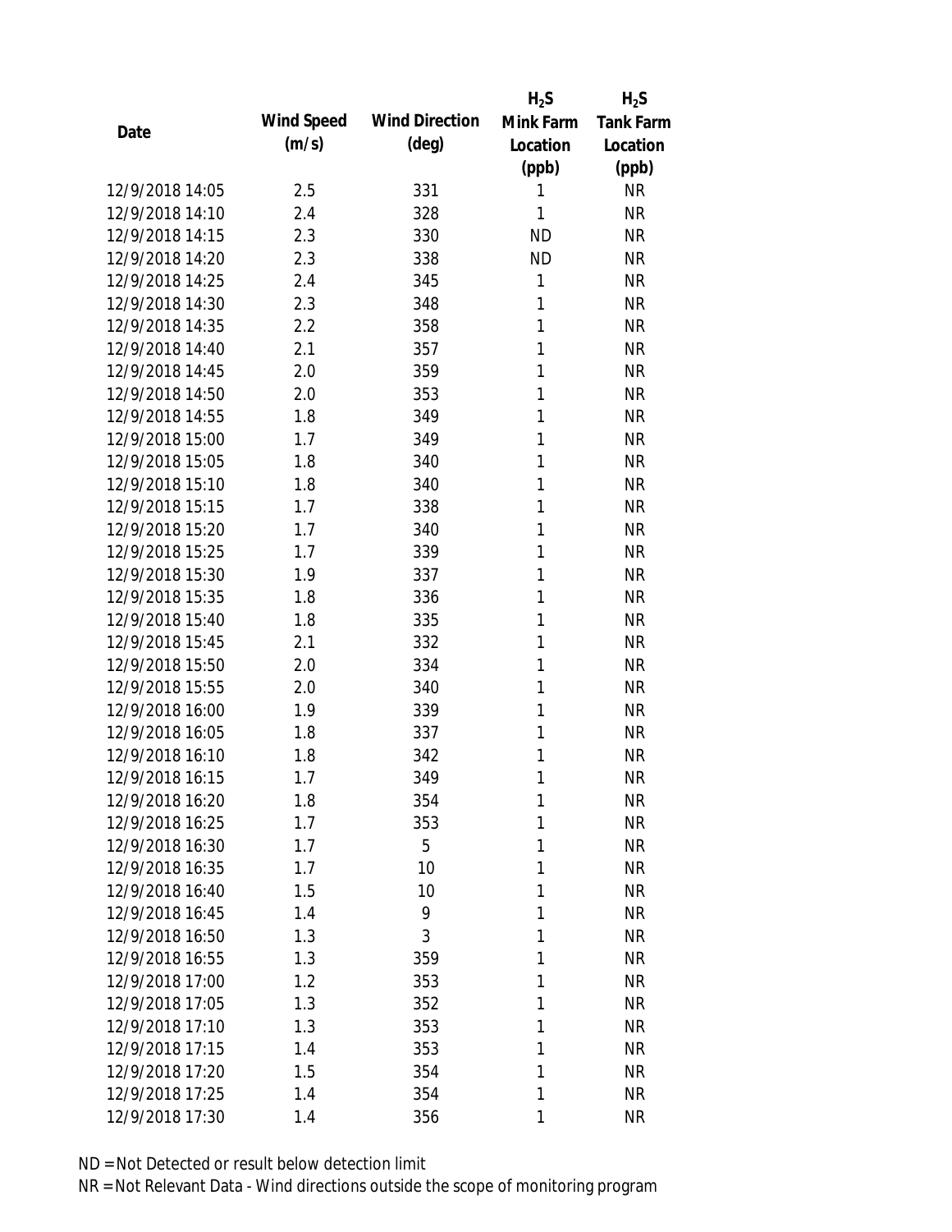| Date | Wind Speed (m/s) | Wind Direction (deg) | $H_2S$ Mink Farm Location (ppb) | $H_2S$ Tank Farm Location (ppb) |
| --- | --- | --- | --- | --- |
| 12/9/2018 14:05 | 2.5 | 331 | 1 | NR |
| 12/9/2018 14:10 | 2.4 | 328 | 1 | NR |
| 12/9/2018 14:15 | 2.3 | 330 | ND | NR |
| 12/9/2018 14:20 | 2.3 | 338 | ND | NR |
| 12/9/2018 14:25 | 2.4 | 345 | 1 | NR |
| 12/9/2018 14:30 | 2.3 | 348 | 1 | NR |
| 12/9/2018 14:35 | 2.2 | 358 | 1 | NR |
| 12/9/2018 14:40 | 2.1 | 357 | 1 | NR |
| 12/9/2018 14:45 | 2.0 | 359 | 1 | NR |
| 12/9/2018 14:50 | 2.0 | 353 | 1 | NR |
| 12/9/2018 14:55 | 1.8 | 349 | 1 | NR |
| 12/9/2018 15:00 | 1.7 | 349 | 1 | NR |
| 12/9/2018 15:05 | 1.8 | 340 | 1 | NR |
| 12/9/2018 15:10 | 1.8 | 340 | 1 | NR |
| 12/9/2018 15:15 | 1.7 | 338 | 1 | NR |
| 12/9/2018 15:20 | 1.7 | 340 | 1 | NR |
| 12/9/2018 15:25 | 1.7 | 339 | 1 | NR |
| 12/9/2018 15:30 | 1.9 | 337 | 1 | NR |
| 12/9/2018 15:35 | 1.8 | 336 | 1 | NR |
| 12/9/2018 15:40 | 1.8 | 335 | 1 | NR |
| 12/9/2018 15:45 | 2.1 | 332 | 1 | NR |
| 12/9/2018 15:50 | 2.0 | 334 | 1 | NR |
| 12/9/2018 15:55 | 2.0 | 340 | 1 | NR |
| 12/9/2018 16:00 | 1.9 | 339 | 1 | NR |
| 12/9/2018 16:05 | 1.8 | 337 | 1 | NR |
| 12/9/2018 16:10 | 1.8 | 342 | 1 | NR |
| 12/9/2018 16:15 | 1.7 | 349 | 1 | NR |
| 12/9/2018 16:20 | 1.8 | 354 | 1 | NR |
| 12/9/2018 16:25 | 1.7 | 353 | 1 | NR |
| 12/9/2018 16:30 | 1.7 | 5 | 1 | NR |
| 12/9/2018 16:35 | 1.7 | 10 | 1 | NR |
| 12/9/2018 16:40 | 1.5 | 10 | 1 | NR |
| 12/9/2018 16:45 | 1.4 | 9 | 1 | NR |
| 12/9/2018 16:50 | 1.3 | 3 | 1 | NR |
| 12/9/2018 16:55 | 1.3 | 359 | 1 | NR |
| 12/9/2018 17:00 | 1.2 | 353 | 1 | NR |
| 12/9/2018 17:05 | 1.3 | 352 | 1 | NR |
| 12/9/2018 17:10 | 1.3 | 353 | 1 | NR |
| 12/9/2018 17:15 | 1.4 | 353 | 1 | NR |
| 12/9/2018 17:20 | 1.5 | 354 | 1 | NR |
| 12/9/2018 17:25 | 1.4 | 354 | 1 | NR |
| 12/9/2018 17:30 | 1.4 | 356 | 1 | NR |

ND = Not Detected or result below detection limit

NR = Not Relevant Data - Wind directions outside the scope of monitoring program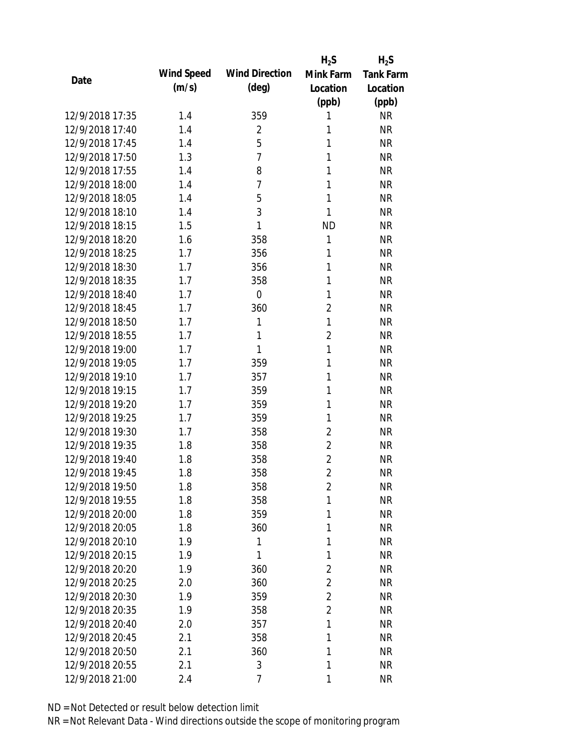| Date | Wind Speed (m/s) | Wind Direction (deg) | $H_2S$ Mink Farm Location (ppb) | $H_2S$ Tank Farm Location (ppb) |
|---|---|---|---|---|
| 12/9/2018 17:35 | 1.4 | 359 | 1 | NR |
| 12/9/2018 17:40 | 1.4 | 2 | 1 | NR |
| 12/9/2018 17:45 | 1.4 | 5 | 1 | NR |
| 12/9/2018 17:50 | 1.3 | 7 | 1 | NR |
| 12/9/2018 17:55 | 1.4 | 8 | 1 | NR |
| 12/9/2018 18:00 | 1.4 | 7 | 1 | NR |
| 12/9/2018 18:05 | 1.4 | 5 | 1 | NR |
| 12/9/2018 18:10 | 1.4 | 3 | 1 | NR |
| 12/9/2018 18:15 | 1.5 | 1 | ND | NR |
| 12/9/2018 18:20 | 1.6 | 358 | 1 | NR |
| 12/9/2018 18:25 | 1.7 | 356 | 1 | NR |
| 12/9/2018 18:30 | 1.7 | 356 | 1 | NR |
| 12/9/2018 18:35 | 1.7 | 358 | 1 | NR |
| 12/9/2018 18:40 | 1.7 | 0 | 1 | NR |
| 12/9/2018 18:45 | 1.7 | 360 | 2 | NR |
| 12/9/2018 18:50 | 1.7 | 1 | 1 | NR |
| 12/9/2018 18:55 | 1.7 | 1 | 2 | NR |
| 12/9/2018 19:00 | 1.7 | 1 | 1 | NR |
| 12/9/2018 19:05 | 1.7 | 359 | 1 | NR |
| 12/9/2018 19:10 | 1.7 | 357 | 1 | NR |
| 12/9/2018 19:15 | 1.7 | 359 | 1 | NR |
| 12/9/2018 19:20 | 1.7 | 359 | 1 | NR |
| 12/9/2018 19:25 | 1.7 | 359 | 1 | NR |
| 12/9/2018 19:30 | 1.7 | 358 | 2 | NR |
| 12/9/2018 19:35 | 1.8 | 358 | 2 | NR |
| 12/9/2018 19:40 | 1.8 | 358 | 2 | NR |
| 12/9/2018 19:45 | 1.8 | 358 | 2 | NR |
| 12/9/2018 19:50 | 1.8 | 358 | 2 | NR |
| 12/9/2018 19:55 | 1.8 | 358 | 1 | NR |
| 12/9/2018 20:00 | 1.8 | 359 | 1 | NR |
| 12/9/2018 20:05 | 1.8 | 360 | 1 | NR |
| 12/9/2018 20:10 | 1.9 | 1 | 1 | NR |
| 12/9/2018 20:15 | 1.9 | 1 | 1 | NR |
| 12/9/2018 20:20 | 1.9 | 360 | 2 | NR |
| 12/9/2018 20:25 | 2.0 | 360 | 2 | NR |
| 12/9/2018 20:30 | 1.9 | 359 | 2 | NR |
| 12/9/2018 20:35 | 1.9 | 358 | 2 | NR |
| 12/9/2018 20:40 | 2.0 | 357 | 1 | NR |
| 12/9/2018 20:45 | 2.1 | 358 | 1 | NR |
| 12/9/2018 20:50 | 2.1 | 360 | 1 | NR |
| 12/9/2018 20:55 | 2.1 | 3 | 1 | NR |
| 12/9/2018 21:00 | 2.4 | 7 | 1 | NR |

ND = Not Detected or result below detection limit

NR = Not Relevant Data - Wind directions outside the scope of monitoring program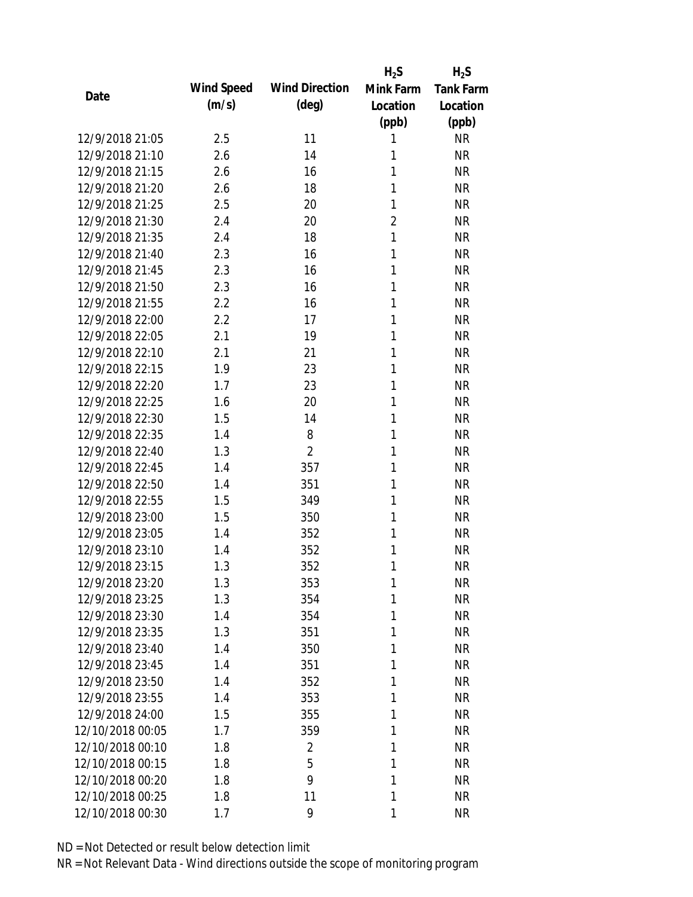| Date | Wind Speed (m/s) | Wind Direction (deg) | $H_2S$ Mink Farm Location (ppb) | $H_2S$ Tank Farm Location (ppb) |
|---|---|---|---|---|
| 12/9/2018 21:05 | 2.5 | 11 | 1 | NR |
| 12/9/2018 21:10 | 2.6 | 14 | 1 | NR |
| 12/9/2018 21:15 | 2.6 | 16 | 1 | NR |
| 12/9/2018 21:20 | 2.6 | 18 | 1 | NR |
| 12/9/2018 21:25 | 2.5 | 20 | 1 | NR |
| 12/9/2018 21:30 | 2.4 | 20 | 2 | NR |
| 12/9/2018 21:35 | 2.4 | 18 | 1 | NR |
| 12/9/2018 21:40 | 2.3 | 16 | 1 | NR |
| 12/9/2018 21:45 | 2.3 | 16 | 1 | NR |
| 12/9/2018 21:50 | 2.3 | 16 | 1 | NR |
| 12/9/2018 21:55 | 2.2 | 16 | 1 | NR |
| 12/9/2018 22:00 | 2.2 | 17 | 1 | NR |
| 12/9/2018 22:05 | 2.1 | 19 | 1 | NR |
| 12/9/2018 22:10 | 2.1 | 21 | 1 | NR |
| 12/9/2018 22:15 | 1.9 | 23 | 1 | NR |
| 12/9/2018 22:20 | 1.7 | 23 | 1 | NR |
| 12/9/2018 22:25 | 1.6 | 20 | 1 | NR |
| 12/9/2018 22:30 | 1.5 | 14 | 1 | NR |
| 12/9/2018 22:35 | 1.4 | 8 | 1 | NR |
| 12/9/2018 22:40 | 1.3 | 2 | 1 | NR |
| 12/9/2018 22:45 | 1.4 | 357 | 1 | NR |
| 12/9/2018 22:50 | 1.4 | 351 | 1 | NR |
| 12/9/2018 22:55 | 1.5 | 349 | 1 | NR |
| 12/9/2018 23:00 | 1.5 | 350 | 1 | NR |
| 12/9/2018 23:05 | 1.4 | 352 | 1 | NR |
| 12/9/2018 23:10 | 1.4 | 352 | 1 | NR |
| 12/9/2018 23:15 | 1.3 | 352 | 1 | NR |
| 12/9/2018 23:20 | 1.3 | 353 | 1 | NR |
| 12/9/2018 23:25 | 1.3 | 354 | 1 | NR |
| 12/9/2018 23:30 | 1.4 | 354 | 1 | NR |
| 12/9/2018 23:35 | 1.3 | 351 | 1 | NR |
| 12/9/2018 23:40 | 1.4 | 350 | 1 | NR |
| 12/9/2018 23:45 | 1.4 | 351 | 1 | NR |
| 12/9/2018 23:50 | 1.4 | 352 | 1 | NR |
| 12/9/2018 23:55 | 1.4 | 353 | 1 | NR |
| 12/9/2018 24:00 | 1.5 | 355 | 1 | NR |
| 12/10/2018 00:05 | 1.7 | 359 | 1 | NR |
| 12/10/2018 00:10 | 1.8 | 2 | 1 | NR |
| 12/10/2018 00:15 | 1.8 | 5 | 1 | NR |
| 12/10/2018 00:20 | 1.8 | 9 | 1 | NR |
| 12/10/2018 00:25 | 1.8 | 11 | 1 | NR |
| 12/10/2018 00:30 | 1.7 | 9 | 1 | NR |

ND = Not Detected or result below detection limit

NR = Not Relevant Data - Wind directions outside the scope of monitoring program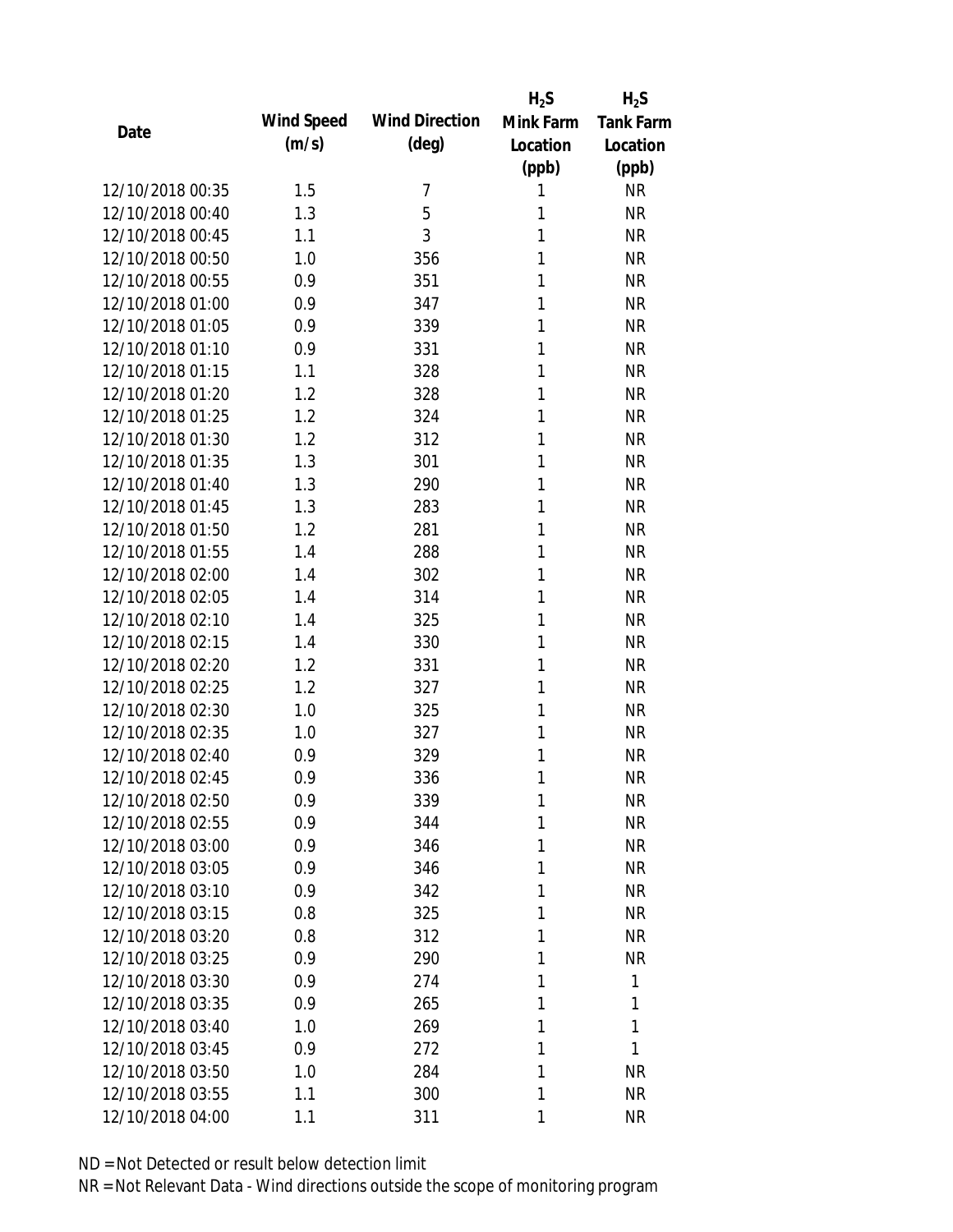| Date | Wind Speed (m/s) | Wind Direction (deg) | $H_2S$ Mink Farm Location (ppb) | $H_2S$ Tank Farm Location (ppb) |
|---|---|---|---|---|
| 12/10/2018 00:35 | 1.5 | 7 | 1 | NR |
| 12/10/2018 00:40 | 1.3 | 5 | 1 | NR |
| 12/10/2018 00:45 | 1.1 | 3 | 1 | NR |
| 12/10/2018 00:50 | 1.0 | 356 | 1 | NR |
| 12/10/2018 00:55 | 0.9 | 351 | 1 | NR |
| 12/10/2018 01:00 | 0.9 | 347 | 1 | NR |
| 12/10/2018 01:05 | 0.9 | 339 | 1 | NR |
| 12/10/2018 01:10 | 0.9 | 331 | 1 | NR |
| 12/10/2018 01:15 | 1.1 | 328 | 1 | NR |
| 12/10/2018 01:20 | 1.2 | 328 | 1 | NR |
| 12/10/2018 01:25 | 1.2 | 324 | 1 | NR |
| 12/10/2018 01:30 | 1.2 | 312 | 1 | NR |
| 12/10/2018 01:35 | 1.3 | 301 | 1 | NR |
| 12/10/2018 01:40 | 1.3 | 290 | 1 | NR |
| 12/10/2018 01:45 | 1.3 | 283 | 1 | NR |
| 12/10/2018 01:50 | 1.2 | 281 | 1 | NR |
| 12/10/2018 01:55 | 1.4 | 288 | 1 | NR |
| 12/10/2018 02:00 | 1.4 | 302 | 1 | NR |
| 12/10/2018 02:05 | 1.4 | 314 | 1 | NR |
| 12/10/2018 02:10 | 1.4 | 325 | 1 | NR |
| 12/10/2018 02:15 | 1.4 | 330 | 1 | NR |
| 12/10/2018 02:20 | 1.2 | 331 | 1 | NR |
| 12/10/2018 02:25 | 1.2 | 327 | 1 | NR |
| 12/10/2018 02:30 | 1.0 | 325 | 1 | NR |
| 12/10/2018 02:35 | 1.0 | 327 | 1 | NR |
| 12/10/2018 02:40 | 0.9 | 329 | 1 | NR |
| 12/10/2018 02:45 | 0.9 | 336 | 1 | NR |
| 12/10/2018 02:50 | 0.9 | 339 | 1 | NR |
| 12/10/2018 02:55 | 0.9 | 344 | 1 | NR |
| 12/10/2018 03:00 | 0.9 | 346 | 1 | NR |
| 12/10/2018 03:05 | 0.9 | 346 | 1 | NR |
| 12/10/2018 03:10 | 0.9 | 342 | 1 | NR |
| 12/10/2018 03:15 | 0.8 | 325 | 1 | NR |
| 12/10/2018 03:20 | 0.8 | 312 | 1 | NR |
| 12/10/2018 03:25 | 0.9 | 290 | 1 | NR |
| 12/10/2018 03:30 | 0.9 | 274 | 1 | 1 |
| 12/10/2018 03:35 | 0.9 | 265 | 1 | 1 |
| 12/10/2018 03:40 | 1.0 | 269 | 1 | 1 |
| 12/10/2018 03:45 | 0.9 | 272 | 1 | 1 |
| 12/10/2018 03:50 | 1.0 | 284 | 1 | NR |
| 12/10/2018 03:55 | 1.1 | 300 | 1 | NR |
| 12/10/2018 04:00 | 1.1 | 311 | 1 | NR |

ND = Not Detected or result below detection limit

NR = Not Relevant Data - Wind directions outside the scope of monitoring program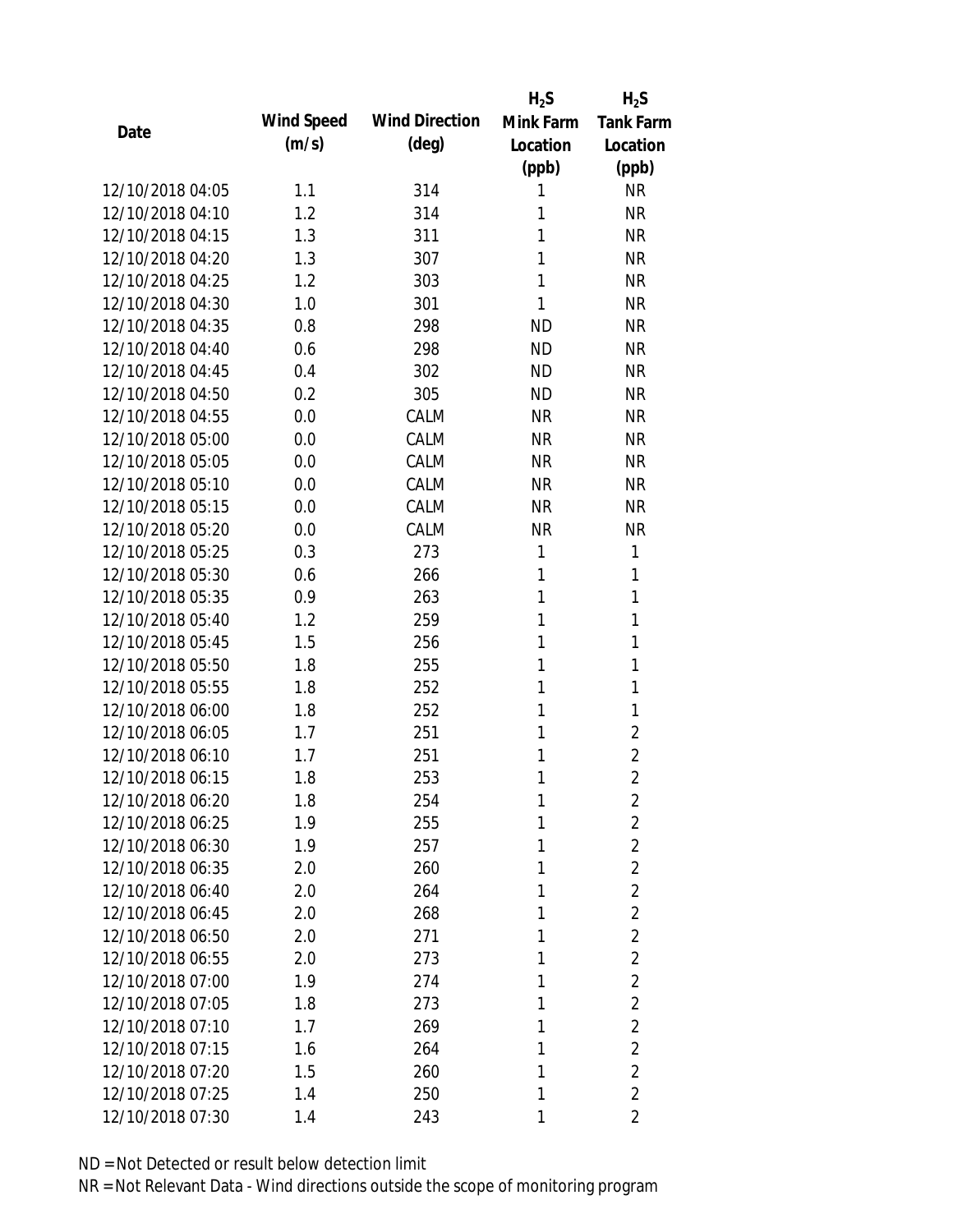| Date | Wind Speed (m/s) | Wind Direction (deg) | $H_2S$ Mink Farm Location (ppb) | $H_2S$ Tank Farm Location (ppb) |
| --- | --- | --- | --- | --- |
| 12/10/2018 04:05 | 1.1 | 314 | 1 | NR |
| 12/10/2018 04:10 | 1.2 | 314 | 1 | NR |
| 12/10/2018 04:15 | 1.3 | 311 | 1 | NR |
| 12/10/2018 04:20 | 1.3 | 307 | 1 | NR |
| 12/10/2018 04:25 | 1.2 | 303 | 1 | NR |
| 12/10/2018 04:30 | 1.0 | 301 | 1 | NR |
| 12/10/2018 04:35 | 0.8 | 298 | ND | NR |
| 12/10/2018 04:40 | 0.6 | 298 | ND | NR |
| 12/10/2018 04:45 | 0.4 | 302 | ND | NR |
| 12/10/2018 04:50 | 0.2 | 305 | ND | NR |
| 12/10/2018 04:55 | 0.0 | CALM | NR | NR |
| 12/10/2018 05:00 | 0.0 | CALM | NR | NR |
| 12/10/2018 05:05 | 0.0 | CALM | NR | NR |
| 12/10/2018 05:10 | 0.0 | CALM | NR | NR |
| 12/10/2018 05:15 | 0.0 | CALM | NR | NR |
| 12/10/2018 05:20 | 0.0 | CALM | NR | NR |
| 12/10/2018 05:25 | 0.3 | 273 | 1 | 1 |
| 12/10/2018 05:30 | 0.6 | 266 | 1 | 1 |
| 12/10/2018 05:35 | 0.9 | 263 | 1 | 1 |
| 12/10/2018 05:40 | 1.2 | 259 | 1 | 1 |
| 12/10/2018 05:45 | 1.5 | 256 | 1 | 1 |
| 12/10/2018 05:50 | 1.8 | 255 | 1 | 1 |
| 12/10/2018 05:55 | 1.8 | 252 | 1 | 1 |
| 12/10/2018 06:00 | 1.8 | 252 | 1 | 1 |
| 12/10/2018 06:05 | 1.7 | 251 | 1 | 2 |
| 12/10/2018 06:10 | 1.7 | 251 | 1 | 2 |
| 12/10/2018 06:15 | 1.8 | 253 | 1 | 2 |
| 12/10/2018 06:20 | 1.8 | 254 | 1 | 2 |
| 12/10/2018 06:25 | 1.9 | 255 | 1 | 2 |
| 12/10/2018 06:30 | 1.9 | 257 | 1 | 2 |
| 12/10/2018 06:35 | 2.0 | 260 | 1 | 2 |
| 12/10/2018 06:40 | 2.0 | 264 | 1 | 2 |
| 12/10/2018 06:45 | 2.0 | 268 | 1 | 2 |
| 12/10/2018 06:50 | 2.0 | 271 | 1 | 2 |
| 12/10/2018 06:55 | 2.0 | 273 | 1 | 2 |
| 12/10/2018 07:00 | 1.9 | 274 | 1 | 2 |
| 12/10/2018 07:05 | 1.8 | 273 | 1 | 2 |
| 12/10/2018 07:10 | 1.7 | 269 | 1 | 2 |
| 12/10/2018 07:15 | 1.6 | 264 | 1 | 2 |
| 12/10/2018 07:20 | 1.5 | 260 | 1 | 2 |
| 12/10/2018 07:25 | 1.4 | 250 | 1 | 2 |
| 12/10/2018 07:30 | 1.4 | 243 | 1 | 2 |

ND = Not Detected or result below detection limit

NR = Not Relevant Data - Wind directions outside the scope of monitoring program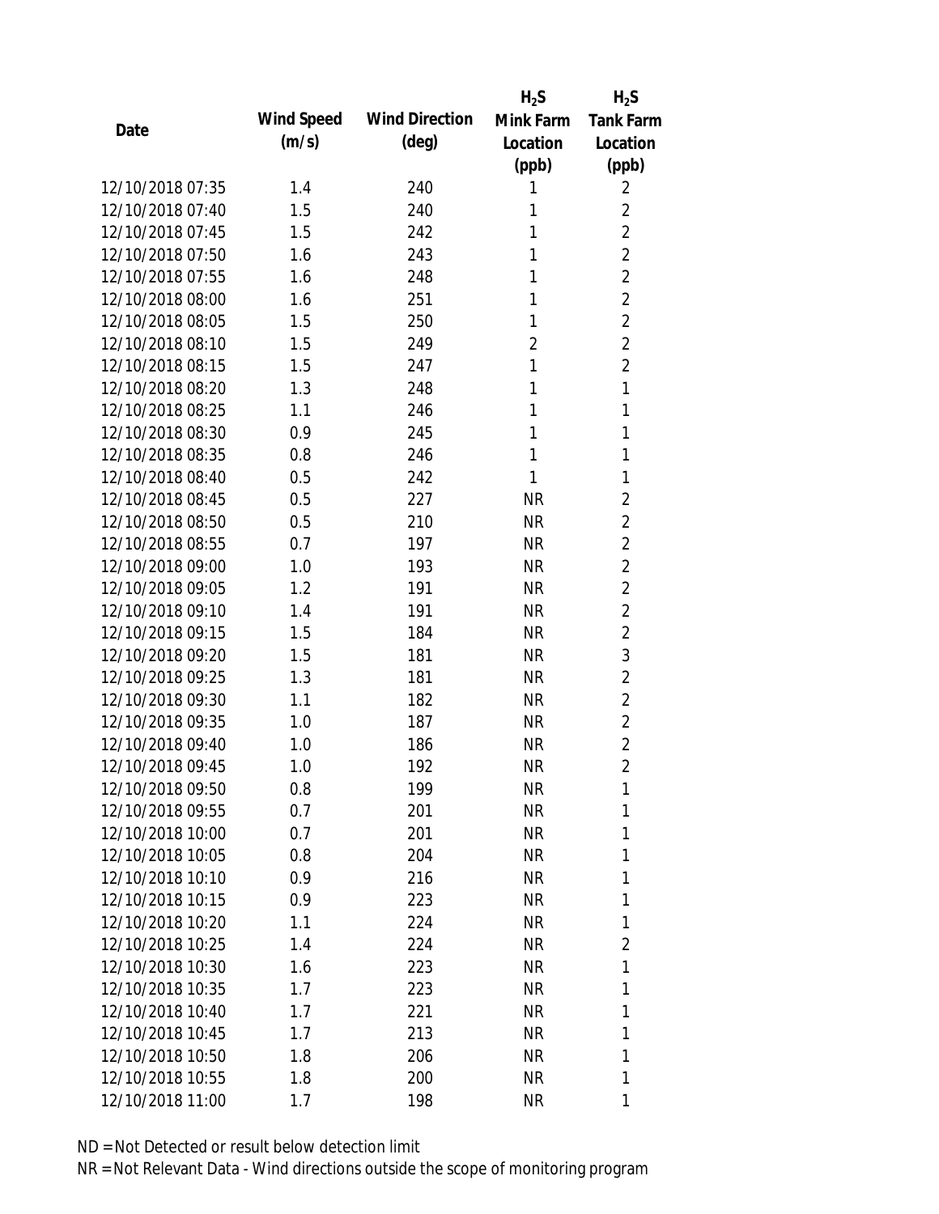| Date | Wind Speed (m/s) | Wind Direction (deg) | $H_2S$ Mink Farm Location (ppb) | $H_2S$ Tank Farm Location (ppb) |
|---|---|---|---|---|
| 12/10/2018 07:35 | 1.4 | 240 | 1 | 2 |
| 12/10/2018 07:40 | 1.5 | 240 | 1 | 2 |
| 12/10/2018 07:45 | 1.5 | 242 | 1 | 2 |
| 12/10/2018 07:50 | 1.6 | 243 | 1 | 2 |
| 12/10/2018 07:55 | 1.6 | 248 | 1 | 2 |
| 12/10/2018 08:00 | 1.6 | 251 | 1 | 2 |
| 12/10/2018 08:05 | 1.5 | 250 | 1 | 2 |
| 12/10/2018 08:10 | 1.5 | 249 | 2 | 2 |
| 12/10/2018 08:15 | 1.5 | 247 | 1 | 2 |
| 12/10/2018 08:20 | 1.3 | 248 | 1 | 1 |
| 12/10/2018 08:25 | 1.1 | 246 | 1 | 1 |
| 12/10/2018 08:30 | 0.9 | 245 | 1 | 1 |
| 12/10/2018 08:35 | 0.8 | 246 | 1 | 1 |
| 12/10/2018 08:40 | 0.5 | 242 | 1 | 1 |
| 12/10/2018 08:45 | 0.5 | 227 | NR | 2 |
| 12/10/2018 08:50 | 0.5 | 210 | NR | 2 |
| 12/10/2018 08:55 | 0.7 | 197 | NR | 2 |
| 12/10/2018 09:00 | 1.0 | 193 | NR | 2 |
| 12/10/2018 09:05 | 1.2 | 191 | NR | 2 |
| 12/10/2018 09:10 | 1.4 | 191 | NR | 2 |
| 12/10/2018 09:15 | 1.5 | 184 | NR | 2 |
| 12/10/2018 09:20 | 1.5 | 181 | NR | 3 |
| 12/10/2018 09:25 | 1.3 | 181 | NR | 2 |
| 12/10/2018 09:30 | 1.1 | 182 | NR | 2 |
| 12/10/2018 09:35 | 1.0 | 187 | NR | 2 |
| 12/10/2018 09:40 | 1.0 | 186 | NR | 2 |
| 12/10/2018 09:45 | 1.0 | 192 | NR | 2 |
| 12/10/2018 09:50 | 0.8 | 199 | NR | 1 |
| 12/10/2018 09:55 | 0.7 | 201 | NR | 1 |
| 12/10/2018 10:00 | 0.7 | 201 | NR | 1 |
| 12/10/2018 10:05 | 0.8 | 204 | NR | 1 |
| 12/10/2018 10:10 | 0.9 | 216 | NR | 1 |
| 12/10/2018 10:15 | 0.9 | 223 | NR | 1 |
| 12/10/2018 10:20 | 1.1 | 224 | NR | 1 |
| 12/10/2018 10:25 | 1.4 | 224 | NR | 2 |
| 12/10/2018 10:30 | 1.6 | 223 | NR | 1 |
| 12/10/2018 10:35 | 1.7 | 223 | NR | 1 |
| 12/10/2018 10:40 | 1.7 | 221 | NR | 1 |
| 12/10/2018 10:45 | 1.7 | 213 | NR | 1 |
| 12/10/2018 10:50 | 1.8 | 206 | NR | 1 |
| 12/10/2018 10:55 | 1.8 | 200 | NR | 1 |
| 12/10/2018 11:00 | 1.7 | 198 | NR | 1 |

ND = Not Detected or result below detection limit

NR = Not Relevant Data - Wind directions outside the scope of monitoring program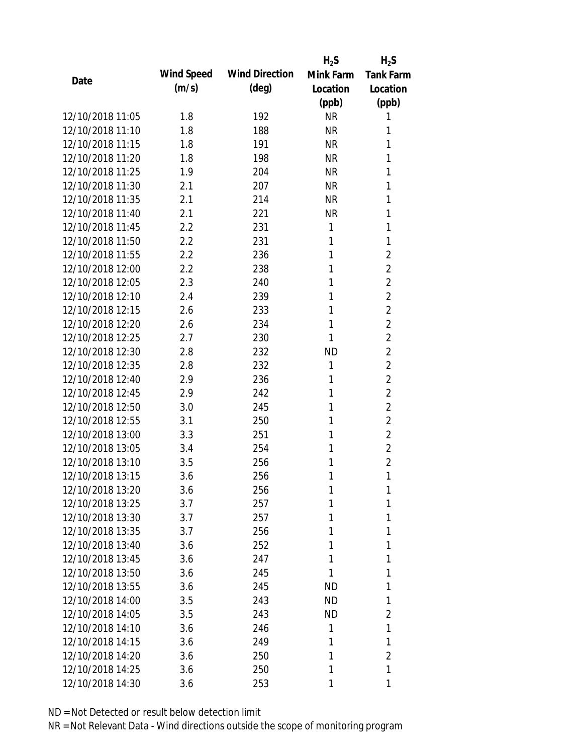| Date | Wind Speed (m/s) | Wind Direction (deg) | $H_2S$ Mink Farm Location (ppb) | $H_2S$ Tank Farm Location (ppb) |
| --- | --- | --- | --- | --- |
| 12/10/2018 11:05 | 1.8 | 192 | NR | 1 |
| 12/10/2018 11:10 | 1.8 | 188 | NR | 1 |
| 12/10/2018 11:15 | 1.8 | 191 | NR | 1 |
| 12/10/2018 11:20 | 1.8 | 198 | NR | 1 |
| 12/10/2018 11:25 | 1.9 | 204 | NR | 1 |
| 12/10/2018 11:30 | 2.1 | 207 | NR | 1 |
| 12/10/2018 11:35 | 2.1 | 214 | NR | 1 |
| 12/10/2018 11:40 | 2.1 | 221 | NR | 1 |
| 12/10/2018 11:45 | 2.2 | 231 | 1 | 1 |
| 12/10/2018 11:50 | 2.2 | 231 | 1 | 1 |
| 12/10/2018 11:55 | 2.2 | 236 | 1 | 2 |
| 12/10/2018 12:00 | 2.2 | 238 | 1 | 2 |
| 12/10/2018 12:05 | 2.3 | 240 | 1 | 2 |
| 12/10/2018 12:10 | 2.4 | 239 | 1 | 2 |
| 12/10/2018 12:15 | 2.6 | 233 | 1 | 2 |
| 12/10/2018 12:20 | 2.6 | 234 | 1 | 2 |
| 12/10/2018 12:25 | 2.7 | 230 | 1 | 2 |
| 12/10/2018 12:30 | 2.8 | 232 | ND | 2 |
| 12/10/2018 12:35 | 2.8 | 232 | 1 | 2 |
| 12/10/2018 12:40 | 2.9 | 236 | 1 | 2 |
| 12/10/2018 12:45 | 2.9 | 242 | 1 | 2 |
| 12/10/2018 12:50 | 3.0 | 245 | 1 | 2 |
| 12/10/2018 12:55 | 3.1 | 250 | 1 | 2 |
| 12/10/2018 13:00 | 3.3 | 251 | 1 | 2 |
| 12/10/2018 13:05 | 3.4 | 254 | 1 | 2 |
| 12/10/2018 13:10 | 3.5 | 256 | 1 | 2 |
| 12/10/2018 13:15 | 3.6 | 256 | 1 | 1 |
| 12/10/2018 13:20 | 3.6 | 256 | 1 | 1 |
| 12/10/2018 13:25 | 3.7 | 257 | 1 | 1 |
| 12/10/2018 13:30 | 3.7 | 257 | 1 | 1 |
| 12/10/2018 13:35 | 3.7 | 256 | 1 | 1 |
| 12/10/2018 13:40 | 3.6 | 252 | 1 | 1 |
| 12/10/2018 13:45 | 3.6 | 247 | 1 | 1 |
| 12/10/2018 13:50 | 3.6 | 245 | 1 | 1 |
| 12/10/2018 13:55 | 3.6 | 245 | ND | 1 |
| 12/10/2018 14:00 | 3.5 | 243 | ND | 1 |
| 12/10/2018 14:05 | 3.5 | 243 | ND | 2 |
| 12/10/2018 14:10 | 3.6 | 246 | 1 | 1 |
| 12/10/2018 14:15 | 3.6 | 249 | 1 | 1 |
| 12/10/2018 14:20 | 3.6 | 250 | 1 | 2 |
| 12/10/2018 14:25 | 3.6 | 250 | 1 | 1 |
| 12/10/2018 14:30 | 3.6 | 253 | 1 | 1 |

ND = Not Detected or result below detection limit

NR = Not Relevant Data - Wind directions outside the scope of monitoring program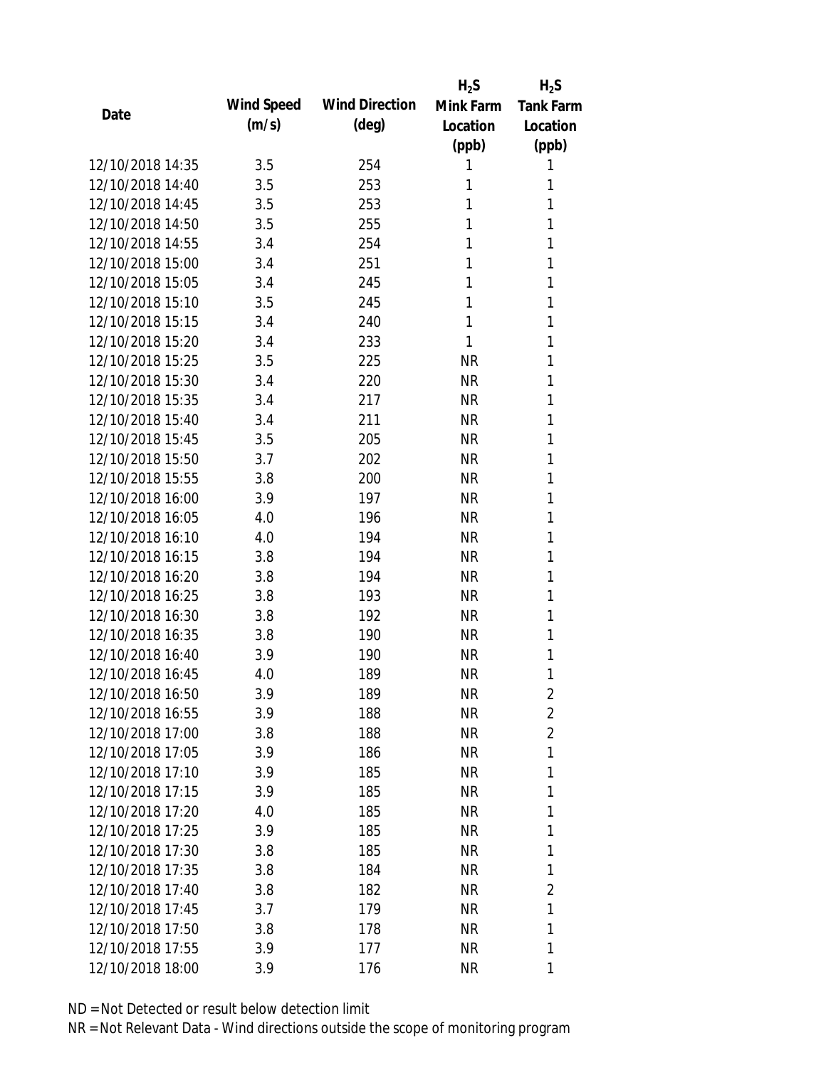| Date | Wind Speed (m/s) | Wind Direction (deg) | $H_2S$ Mink Farm Location (ppb) | $H_2S$ Tank Farm Location (ppb) |
|---|---|---|---|---|
| 12/10/2018 14:35 | 3.5 | 254 | 1 | 1 |
| 12/10/2018 14:40 | 3.5 | 253 | 1 | 1 |
| 12/10/2018 14:45 | 3.5 | 253 | 1 | 1 |
| 12/10/2018 14:50 | 3.5 | 255 | 1 | 1 |
| 12/10/2018 14:55 | 3.4 | 254 | 1 | 1 |
| 12/10/2018 15:00 | 3.4 | 251 | 1 | 1 |
| 12/10/2018 15:05 | 3.4 | 245 | 1 | 1 |
| 12/10/2018 15:10 | 3.5 | 245 | 1 | 1 |
| 12/10/2018 15:15 | 3.4 | 240 | 1 | 1 |
| 12/10/2018 15:20 | 3.4 | 233 | 1 | 1 |
| 12/10/2018 15:25 | 3.5 | 225 | NR | 1 |
| 12/10/2018 15:30 | 3.4 | 220 | NR | 1 |
| 12/10/2018 15:35 | 3.4 | 217 | NR | 1 |
| 12/10/2018 15:40 | 3.4 | 211 | NR | 1 |
| 12/10/2018 15:45 | 3.5 | 205 | NR | 1 |
| 12/10/2018 15:50 | 3.7 | 202 | NR | 1 |
| 12/10/2018 15:55 | 3.8 | 200 | NR | 1 |
| 12/10/2018 16:00 | 3.9 | 197 | NR | 1 |
| 12/10/2018 16:05 | 4.0 | 196 | NR | 1 |
| 12/10/2018 16:10 | 4.0 | 194 | NR | 1 |
| 12/10/2018 16:15 | 3.8 | 194 | NR | 1 |
| 12/10/2018 16:20 | 3.8 | 194 | NR | 1 |
| 12/10/2018 16:25 | 3.8 | 193 | NR | 1 |
| 12/10/2018 16:30 | 3.8 | 192 | NR | 1 |
| 12/10/2018 16:35 | 3.8 | 190 | NR | 1 |
| 12/10/2018 16:40 | 3.9 | 190 | NR | 1 |
| 12/10/2018 16:45 | 4.0 | 189 | NR | 1 |
| 12/10/2018 16:50 | 3.9 | 189 | NR | 2 |
| 12/10/2018 16:55 | 3.9 | 188 | NR | 2 |
| 12/10/2018 17:00 | 3.8 | 188 | NR | 2 |
| 12/10/2018 17:05 | 3.9 | 186 | NR | 1 |
| 12/10/2018 17:10 | 3.9 | 185 | NR | 1 |
| 12/10/2018 17:15 | 3.9 | 185 | NR | 1 |
| 12/10/2018 17:20 | 4.0 | 185 | NR | 1 |
| 12/10/2018 17:25 | 3.9 | 185 | NR | 1 |
| 12/10/2018 17:30 | 3.8 | 185 | NR | 1 |
| 12/10/2018 17:35 | 3.8 | 184 | NR | 1 |
| 12/10/2018 17:40 | 3.8 | 182 | NR | 2 |
| 12/10/2018 17:45 | 3.7 | 179 | NR | 1 |
| 12/10/2018 17:50 | 3.8 | 178 | NR | 1 |
| 12/10/2018 17:55 | 3.9 | 177 | NR | 1 |
| 12/10/2018 18:00 | 3.9 | 176 | NR | 1 |

ND = Not Detected or result below detection limit

NR = Not Relevant Data - Wind directions outside the scope of monitoring program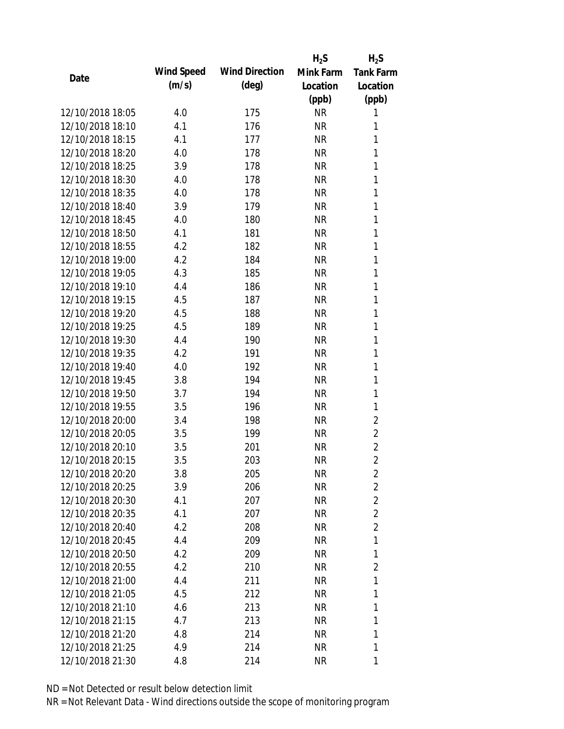| Date | Wind Speed (m/s) | Wind Direction (deg) | $H_2S$ Mink Farm Location (ppb) | $H_2S$ Tank Farm Location (ppb) |
|---|---|---|---|---|
| 12/10/2018 18:05 | 4.0 | 175 | NR | 1 |
| 12/10/2018 18:10 | 4.1 | 176 | NR | 1 |
| 12/10/2018 18:15 | 4.1 | 177 | NR | 1 |
| 12/10/2018 18:20 | 4.0 | 178 | NR | 1 |
| 12/10/2018 18:25 | 3.9 | 178 | NR | 1 |
| 12/10/2018 18:30 | 4.0 | 178 | NR | 1 |
| 12/10/2018 18:35 | 4.0 | 178 | NR | 1 |
| 12/10/2018 18:40 | 3.9 | 179 | NR | 1 |
| 12/10/2018 18:45 | 4.0 | 180 | NR | 1 |
| 12/10/2018 18:50 | 4.1 | 181 | NR | 1 |
| 12/10/2018 18:55 | 4.2 | 182 | NR | 1 |
| 12/10/2018 19:00 | 4.2 | 184 | NR | 1 |
| 12/10/2018 19:05 | 4.3 | 185 | NR | 1 |
| 12/10/2018 19:10 | 4.4 | 186 | NR | 1 |
| 12/10/2018 19:15 | 4.5 | 187 | NR | 1 |
| 12/10/2018 19:20 | 4.5 | 188 | NR | 1 |
| 12/10/2018 19:25 | 4.5 | 189 | NR | 1 |
| 12/10/2018 19:30 | 4.4 | 190 | NR | 1 |
| 12/10/2018 19:35 | 4.2 | 191 | NR | 1 |
| 12/10/2018 19:40 | 4.0 | 192 | NR | 1 |
| 12/10/2018 19:45 | 3.8 | 194 | NR | 1 |
| 12/10/2018 19:50 | 3.7 | 194 | NR | 1 |
| 12/10/2018 19:55 | 3.5 | 196 | NR | 1 |
| 12/10/2018 20:00 | 3.4 | 198 | NR | 2 |
| 12/10/2018 20:05 | 3.5 | 199 | NR | 2 |
| 12/10/2018 20:10 | 3.5 | 201 | NR | 2 |
| 12/10/2018 20:15 | 3.5 | 203 | NR | 2 |
| 12/10/2018 20:20 | 3.8 | 205 | NR | 2 |
| 12/10/2018 20:25 | 3.9 | 206 | NR | 2 |
| 12/10/2018 20:30 | 4.1 | 207 | NR | 2 |
| 12/10/2018 20:35 | 4.1 | 207 | NR | 2 |
| 12/10/2018 20:40 | 4.2 | 208 | NR | 2 |
| 12/10/2018 20:45 | 4.4 | 209 | NR | 1 |
| 12/10/2018 20:50 | 4.2 | 209 | NR | 1 |
| 12/10/2018 20:55 | 4.2 | 210 | NR | 2 |
| 12/10/2018 21:00 | 4.4 | 211 | NR | 1 |
| 12/10/2018 21:05 | 4.5 | 212 | NR | 1 |
| 12/10/2018 21:10 | 4.6 | 213 | NR | 1 |
| 12/10/2018 21:15 | 4.7 | 213 | NR | 1 |
| 12/10/2018 21:20 | 4.8 | 214 | NR | 1 |
| 12/10/2018 21:25 | 4.9 | 214 | NR | 1 |
| 12/10/2018 21:30 | 4.8 | 214 | NR | 1 |

ND = Not Detected or result below detection limit
NR = Not Relevant Data - Wind directions outside the scope of monitoring program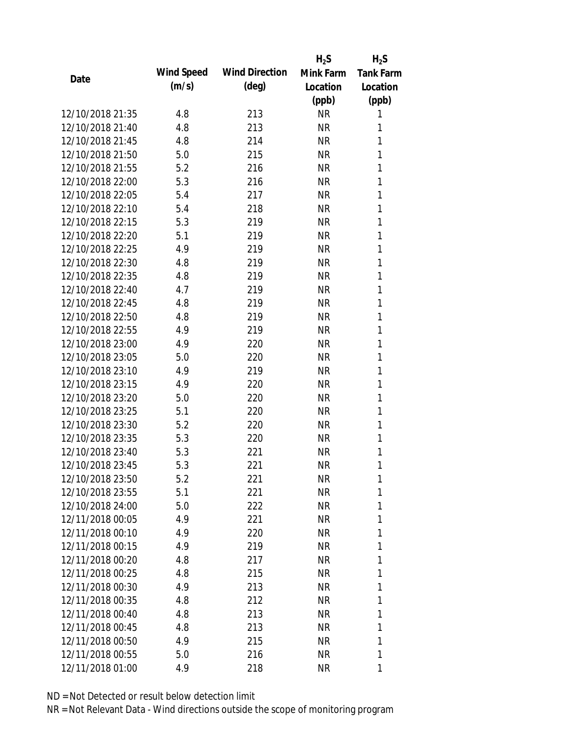| Date | Wind Speed (m/s) | Wind Direction (deg) | $H_2S$ Mink Farm Location (ppb) | $H_2S$ Tank Farm Location (ppb) |
|---|---|---|---|---|
| 12/10/2018 21:35 | 4.8 | 213 | NR | 1 |
| 12/10/2018 21:40 | 4.8 | 213 | NR | 1 |
| 12/10/2018 21:45 | 4.8 | 214 | NR | 1 |
| 12/10/2018 21:50 | 5.0 | 215 | NR | 1 |
| 12/10/2018 21:55 | 5.2 | 216 | NR | 1 |
| 12/10/2018 22:00 | 5.3 | 216 | NR | 1 |
| 12/10/2018 22:05 | 5.4 | 217 | NR | 1 |
| 12/10/2018 22:10 | 5.4 | 218 | NR | 1 |
| 12/10/2018 22:15 | 5.3 | 219 | NR | 1 |
| 12/10/2018 22:20 | 5.1 | 219 | NR | 1 |
| 12/10/2018 22:25 | 4.9 | 219 | NR | 1 |
| 12/10/2018 22:30 | 4.8 | 219 | NR | 1 |
| 12/10/2018 22:35 | 4.8 | 219 | NR | 1 |
| 12/10/2018 22:40 | 4.7 | 219 | NR | 1 |
| 12/10/2018 22:45 | 4.8 | 219 | NR | 1 |
| 12/10/2018 22:50 | 4.8 | 219 | NR | 1 |
| 12/10/2018 22:55 | 4.9 | 219 | NR | 1 |
| 12/10/2018 23:00 | 4.9 | 220 | NR | 1 |
| 12/10/2018 23:05 | 5.0 | 220 | NR | 1 |
| 12/10/2018 23:10 | 4.9 | 219 | NR | 1 |
| 12/10/2018 23:15 | 4.9 | 220 | NR | 1 |
| 12/10/2018 23:20 | 5.0 | 220 | NR | 1 |
| 12/10/2018 23:25 | 5.1 | 220 | NR | 1 |
| 12/10/2018 23:30 | 5.2 | 220 | NR | 1 |
| 12/10/2018 23:35 | 5.3 | 220 | NR | 1 |
| 12/10/2018 23:40 | 5.3 | 221 | NR | 1 |
| 12/10/2018 23:45 | 5.3 | 221 | NR | 1 |
| 12/10/2018 23:50 | 5.2 | 221 | NR | 1 |
| 12/10/2018 23:55 | 5.1 | 221 | NR | 1 |
| 12/10/2018 24:00 | 5.0 | 222 | NR | 1 |
| 12/11/2018 00:05 | 4.9 | 221 | NR | 1 |
| 12/11/2018 00:10 | 4.9 | 220 | NR | 1 |
| 12/11/2018 00:15 | 4.9 | 219 | NR | 1 |
| 12/11/2018 00:20 | 4.8 | 217 | NR | 1 |
| 12/11/2018 00:25 | 4.8 | 215 | NR | 1 |
| 12/11/2018 00:30 | 4.9 | 213 | NR | 1 |
| 12/11/2018 00:35 | 4.8 | 212 | NR | 1 |
| 12/11/2018 00:40 | 4.8 | 213 | NR | 1 |
| 12/11/2018 00:45 | 4.8 | 213 | NR | 1 |
| 12/11/2018 00:50 | 4.9 | 215 | NR | 1 |
| 12/11/2018 00:55 | 5.0 | 216 | NR | 1 |
| 12/11/2018 01:00 | 4.9 | 218 | NR | 1 |

ND = Not Detected or result below detection limit

NR = Not Relevant Data - Wind directions outside the scope of monitoring program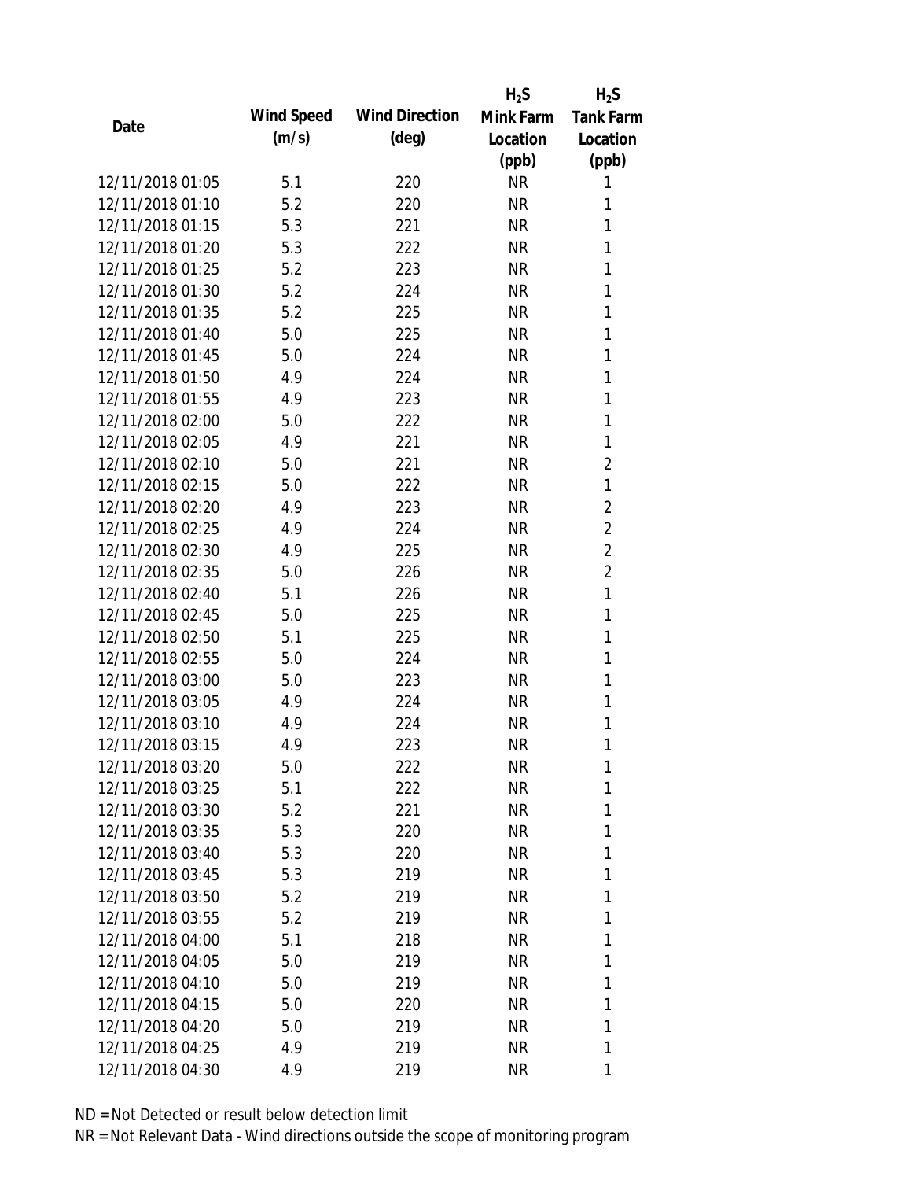| Date | Wind Speed (m/s) | Wind Direction (deg) | $H_2S$ Mink Farm Location (ppb) | $H_2S$ Tank Farm Location (ppb) |
|---|---|---|---|---|
| 12/11/2018 01:05 | 5.1 | 220 | NR | 1 |
| 12/11/2018 01:10 | 5.2 | 220 | NR | 1 |
| 12/11/2018 01:15 | 5.3 | 221 | NR | 1 |
| 12/11/2018 01:20 | 5.3 | 222 | NR | 1 |
| 12/11/2018 01:25 | 5.2 | 223 | NR | 1 |
| 12/11/2018 01:30 | 5.2 | 224 | NR | 1 |
| 12/11/2018 01:35 | 5.2 | 225 | NR | 1 |
| 12/11/2018 01:40 | 5.0 | 225 | NR | 1 |
| 12/11/2018 01:45 | 5.0 | 224 | NR | 1 |
| 12/11/2018 01:50 | 4.9 | 224 | NR | 1 |
| 12/11/2018 01:55 | 4.9 | 223 | NR | 1 |
| 12/11/2018 02:00 | 5.0 | 222 | NR | 1 |
| 12/11/2018 02:05 | 4.9 | 221 | NR | 1 |
| 12/11/2018 02:10 | 5.0 | 221 | NR | 2 |
| 12/11/2018 02:15 | 5.0 | 222 | NR | 1 |
| 12/11/2018 02:20 | 4.9 | 223 | NR | 2 |
| 12/11/2018 02:25 | 4.9 | 224 | NR | 2 |
| 12/11/2018 02:30 | 4.9 | 225 | NR | 2 |
| 12/11/2018 02:35 | 5.0 | 226 | NR | 2 |
| 12/11/2018 02:40 | 5.1 | 226 | NR | 1 |
| 12/11/2018 02:45 | 5.0 | 225 | NR | 1 |
| 12/11/2018 02:50 | 5.1 | 225 | NR | 1 |
| 12/11/2018 02:55 | 5.0 | 224 | NR | 1 |
| 12/11/2018 03:00 | 5.0 | 223 | NR | 1 |
| 12/11/2018 03:05 | 4.9 | 224 | NR | 1 |
| 12/11/2018 03:10 | 4.9 | 224 | NR | 1 |
| 12/11/2018 03:15 | 4.9 | 223 | NR | 1 |
| 12/11/2018 03:20 | 5.0 | 222 | NR | 1 |
| 12/11/2018 03:25 | 5.1 | 222 | NR | 1 |
| 12/11/2018 03:30 | 5.2 | 221 | NR | 1 |
| 12/11/2018 03:35 | 5.3 | 220 | NR | 1 |
| 12/11/2018 03:40 | 5.3 | 220 | NR | 1 |
| 12/11/2018 03:45 | 5.3 | 219 | NR | 1 |
| 12/11/2018 03:50 | 5.2 | 219 | NR | 1 |
| 12/11/2018 03:55 | 5.2 | 219 | NR | 1 |
| 12/11/2018 04:00 | 5.1 | 218 | NR | 1 |
| 12/11/2018 04:05 | 5.0 | 219 | NR | 1 |
| 12/11/2018 04:10 | 5.0 | 219 | NR | 1 |
| 12/11/2018 04:15 | 5.0 | 220 | NR | 1 |
| 12/11/2018 04:20 | 5.0 | 219 | NR | 1 |
| 12/11/2018 04:25 | 4.9 | 219 | NR | 1 |
| 12/11/2018 04:30 | 4.9 | 219 | NR | 1 |

ND = Not Detected or result below detection limit

NR = Not Relevant Data - Wind directions outside the scope of monitoring program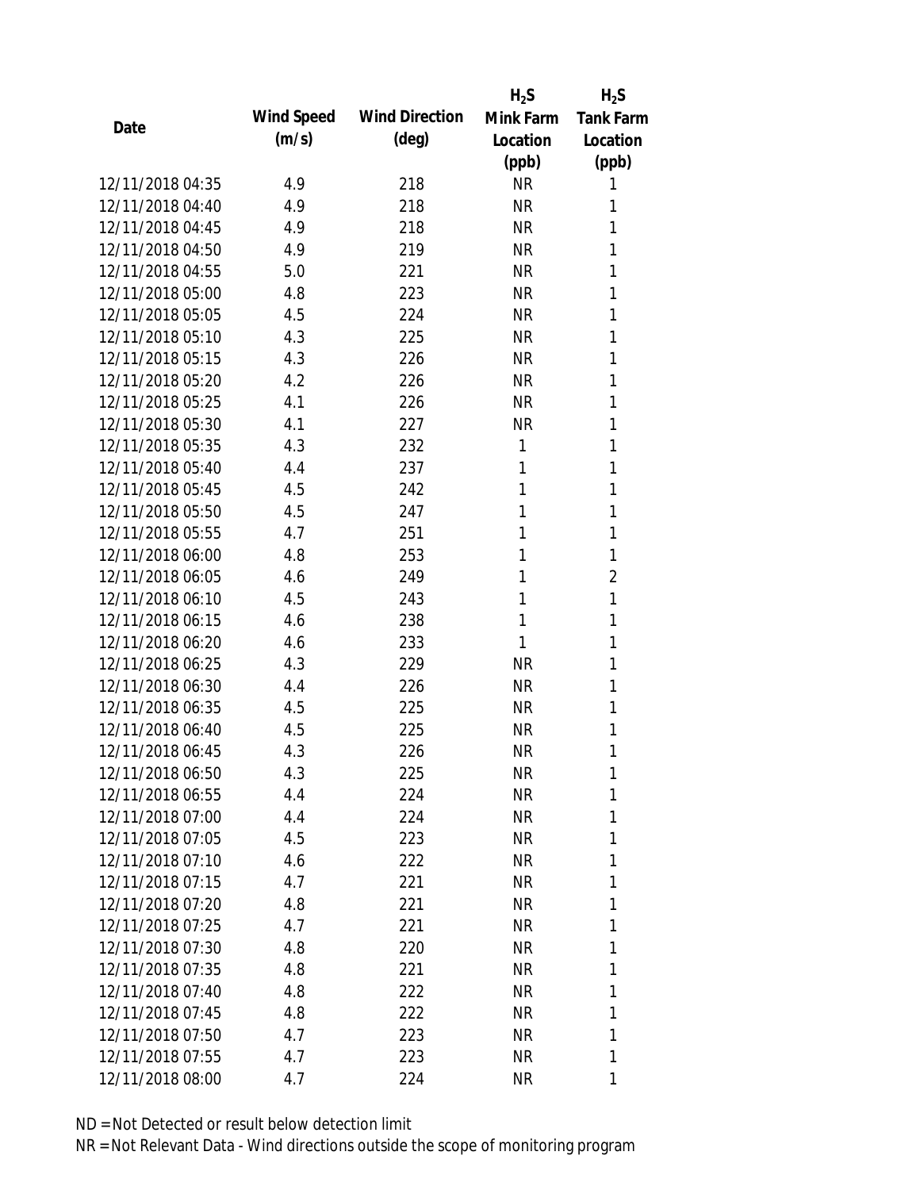| Date | Wind Speed (m/s) | Wind Direction (deg) | $H_2S$ Mink Farm Location (ppb) | $H_2S$ Tank Farm Location (ppb) |
|---|---|---|---|---|
| 12/11/2018 04:35 | 4.9 | 218 | NR | 1 |
| 12/11/2018 04:40 | 4.9 | 218 | NR | 1 |
| 12/11/2018 04:45 | 4.9 | 218 | NR | 1 |
| 12/11/2018 04:50 | 4.9 | 219 | NR | 1 |
| 12/11/2018 04:55 | 5.0 | 221 | NR | 1 |
| 12/11/2018 05:00 | 4.8 | 223 | NR | 1 |
| 12/11/2018 05:05 | 4.5 | 224 | NR | 1 |
| 12/11/2018 05:10 | 4.3 | 225 | NR | 1 |
| 12/11/2018 05:15 | 4.3 | 226 | NR | 1 |
| 12/11/2018 05:20 | 4.2 | 226 | NR | 1 |
| 12/11/2018 05:25 | 4.1 | 226 | NR | 1 |
| 12/11/2018 05:30 | 4.1 | 227 | NR | 1 |
| 12/11/2018 05:35 | 4.3 | 232 | 1 | 1 |
| 12/11/2018 05:40 | 4.4 | 237 | 1 | 1 |
| 12/11/2018 05:45 | 4.5 | 242 | 1 | 1 |
| 12/11/2018 05:50 | 4.5 | 247 | 1 | 1 |
| 12/11/2018 05:55 | 4.7 | 251 | 1 | 1 |
| 12/11/2018 06:00 | 4.8 | 253 | 1 | 1 |
| 12/11/2018 06:05 | 4.6 | 249 | 1 | 2 |
| 12/11/2018 06:10 | 4.5 | 243 | 1 | 1 |
| 12/11/2018 06:15 | 4.6 | 238 | 1 | 1 |
| 12/11/2018 06:20 | 4.6 | 233 | 1 | 1 |
| 12/11/2018 06:25 | 4.3 | 229 | NR | 1 |
| 12/11/2018 06:30 | 4.4 | 226 | NR | 1 |
| 12/11/2018 06:35 | 4.5 | 225 | NR | 1 |
| 12/11/2018 06:40 | 4.5 | 225 | NR | 1 |
| 12/11/2018 06:45 | 4.3 | 226 | NR | 1 |
| 12/11/2018 06:50 | 4.3 | 225 | NR | 1 |
| 12/11/2018 06:55 | 4.4 | 224 | NR | 1 |
| 12/11/2018 07:00 | 4.4 | 224 | NR | 1 |
| 12/11/2018 07:05 | 4.5 | 223 | NR | 1 |
| 12/11/2018 07:10 | 4.6 | 222 | NR | 1 |
| 12/11/2018 07:15 | 4.7 | 221 | NR | 1 |
| 12/11/2018 07:20 | 4.8 | 221 | NR | 1 |
| 12/11/2018 07:25 | 4.7 | 221 | NR | 1 |
| 12/11/2018 07:30 | 4.8 | 220 | NR | 1 |
| 12/11/2018 07:35 | 4.8 | 221 | NR | 1 |
| 12/11/2018 07:40 | 4.8 | 222 | NR | 1 |
| 12/11/2018 07:45 | 4.8 | 222 | NR | 1 |
| 12/11/2018 07:50 | 4.7 | 223 | NR | 1 |
| 12/11/2018 07:55 | 4.7 | 223 | NR | 1 |
| 12/11/2018 08:00 | 4.7 | 224 | NR | 1 |

ND = Not Detected or result below detection limit

NR = Not Relevant Data - Wind directions outside the scope of monitoring program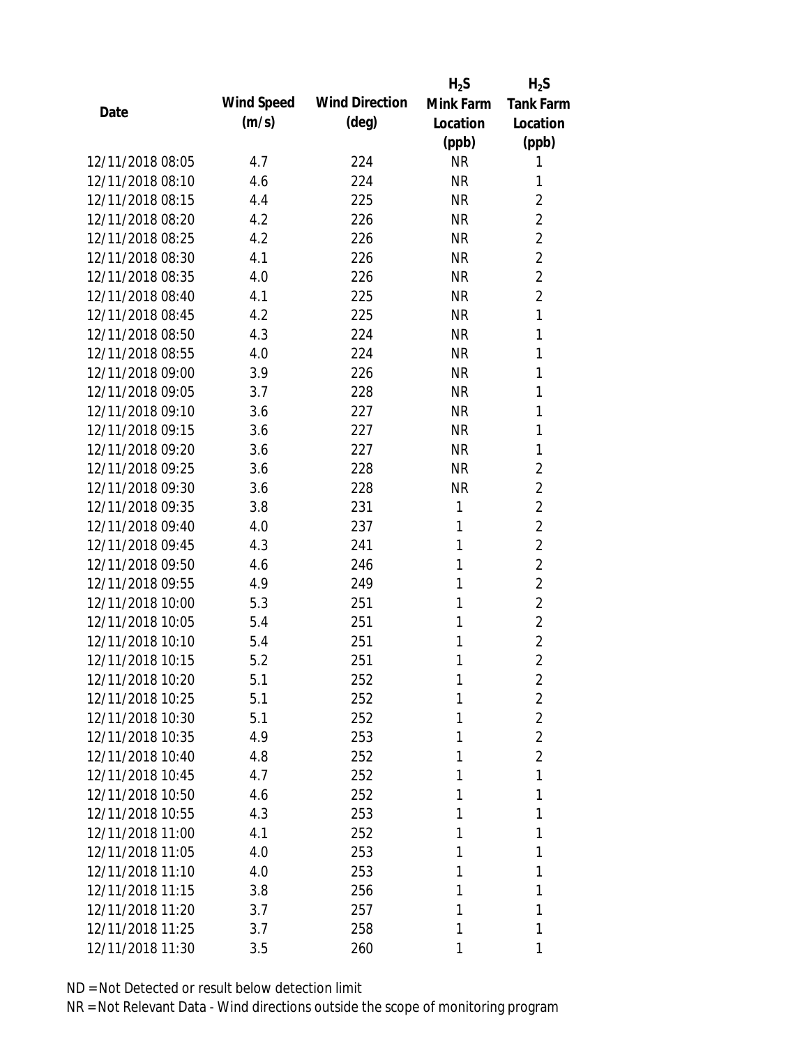| Date | Wind Speed (m/s) | Wind Direction (deg) | $H_2S$ Mink Farm Location (ppb) | $H_2S$ Tank Farm Location (ppb) |
| --- | --- | --- | --- | --- |
| 12/11/2018 08:05 | 4.7 | 224 | NR | 1 |
| 12/11/2018 08:10 | 4.6 | 224 | NR | 1 |
| 12/11/2018 08:15 | 4.4 | 225 | NR | 2 |
| 12/11/2018 08:20 | 4.2 | 226 | NR | 2 |
| 12/11/2018 08:25 | 4.2 | 226 | NR | 2 |
| 12/11/2018 08:30 | 4.1 | 226 | NR | 2 |
| 12/11/2018 08:35 | 4.0 | 226 | NR | 2 |
| 12/11/2018 08:40 | 4.1 | 225 | NR | 2 |
| 12/11/2018 08:45 | 4.2 | 225 | NR | 1 |
| 12/11/2018 08:50 | 4.3 | 224 | NR | 1 |
| 12/11/2018 08:55 | 4.0 | 224 | NR | 1 |
| 12/11/2018 09:00 | 3.9 | 226 | NR | 1 |
| 12/11/2018 09:05 | 3.7 | 228 | NR | 1 |
| 12/11/2018 09:10 | 3.6 | 227 | NR | 1 |
| 12/11/2018 09:15 | 3.6 | 227 | NR | 1 |
| 12/11/2018 09:20 | 3.6 | 227 | NR | 1 |
| 12/11/2018 09:25 | 3.6 | 228 | NR | 2 |
| 12/11/2018 09:30 | 3.6 | 228 | NR | 2 |
| 12/11/2018 09:35 | 3.8 | 231 | 1 | 2 |
| 12/11/2018 09:40 | 4.0 | 237 | 1 | 2 |
| 12/11/2018 09:45 | 4.3 | 241 | 1 | 2 |
| 12/11/2018 09:50 | 4.6 | 246 | 1 | 2 |
| 12/11/2018 09:55 | 4.9 | 249 | 1 | 2 |
| 12/11/2018 10:00 | 5.3 | 251 | 1 | 2 |
| 12/11/2018 10:05 | 5.4 | 251 | 1 | 2 |
| 12/11/2018 10:10 | 5.4 | 251 | 1 | 2 |
| 12/11/2018 10:15 | 5.2 | 251 | 1 | 2 |
| 12/11/2018 10:20 | 5.1 | 252 | 1 | 2 |
| 12/11/2018 10:25 | 5.1 | 252 | 1 | 2 |
| 12/11/2018 10:30 | 5.1 | 252 | 1 | 2 |
| 12/11/2018 10:35 | 4.9 | 253 | 1 | 2 |
| 12/11/2018 10:40 | 4.8 | 252 | 1 | 2 |
| 12/11/2018 10:45 | 4.7 | 252 | 1 | 1 |
| 12/11/2018 10:50 | 4.6 | 252 | 1 | 1 |
| 12/11/2018 10:55 | 4.3 | 253 | 1 | 1 |
| 12/11/2018 11:00 | 4.1 | 252 | 1 | 1 |
| 12/11/2018 11:05 | 4.0 | 253 | 1 | 1 |
| 12/11/2018 11:10 | 4.0 | 253 | 1 | 1 |
| 12/11/2018 11:15 | 3.8 | 256 | 1 | 1 |
| 12/11/2018 11:20 | 3.7 | 257 | 1 | 1 |
| 12/11/2018 11:25 | 3.7 | 258 | 1 | 1 |
| 12/11/2018 11:30 | 3.5 | 260 | 1 | 1 |

ND = Not Detected or result below detection limit

NR = Not Relevant Data - Wind directions outside the scope of monitoring program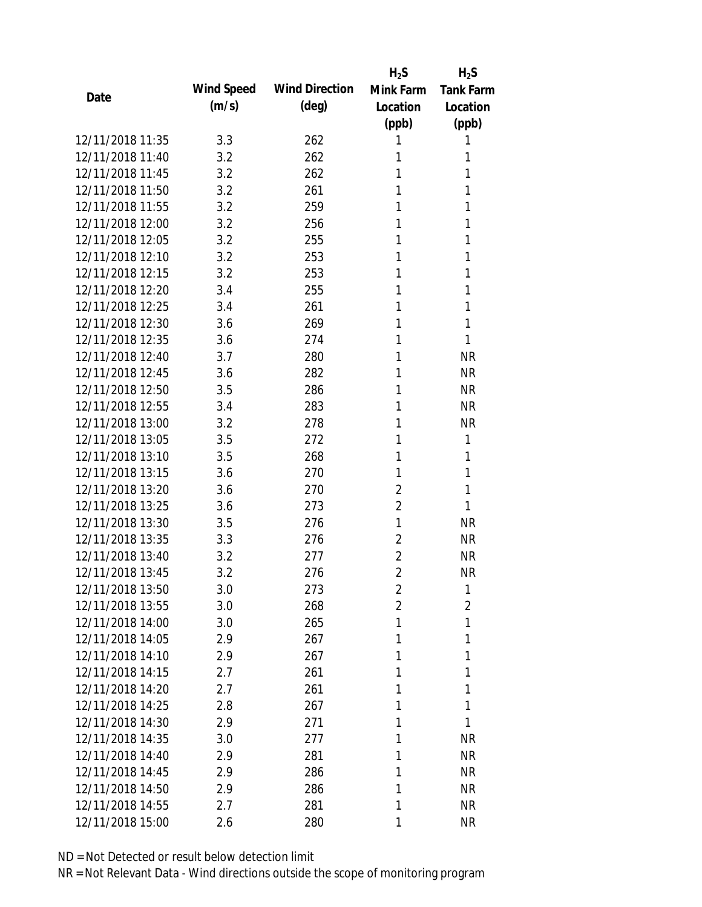| Date | Wind Speed (m/s) | Wind Direction (deg) | $H_2S$ Mink Farm Location (ppb) | $H_2S$ Tank Farm Location (ppb) |
|---|---|---|---|---|
| 12/11/2018 11:35 | 3.3 | 262 | 1 | 1 |
| 12/11/2018 11:40 | 3.2 | 262 | 1 | 1 |
| 12/11/2018 11:45 | 3.2 | 262 | 1 | 1 |
| 12/11/2018 11:50 | 3.2 | 261 | 1 | 1 |
| 12/11/2018 11:55 | 3.2 | 259 | 1 | 1 |
| 12/11/2018 12:00 | 3.2 | 256 | 1 | 1 |
| 12/11/2018 12:05 | 3.2 | 255 | 1 | 1 |
| 12/11/2018 12:10 | 3.2 | 253 | 1 | 1 |
| 12/11/2018 12:15 | 3.2 | 253 | 1 | 1 |
| 12/11/2018 12:20 | 3.4 | 255 | 1 | 1 |
| 12/11/2018 12:25 | 3.4 | 261 | 1 | 1 |
| 12/11/2018 12:30 | 3.6 | 269 | 1 | 1 |
| 12/11/2018 12:35 | 3.6 | 274 | 1 | 1 |
| 12/11/2018 12:40 | 3.7 | 280 | 1 | NR |
| 12/11/2018 12:45 | 3.6 | 282 | 1 | NR |
| 12/11/2018 12:50 | 3.5 | 286 | 1 | NR |
| 12/11/2018 12:55 | 3.4 | 283 | 1 | NR |
| 12/11/2018 13:00 | 3.2 | 278 | 1 | NR |
| 12/11/2018 13:05 | 3.5 | 272 | 1 | 1 |
| 12/11/2018 13:10 | 3.5 | 268 | 1 | 1 |
| 12/11/2018 13:15 | 3.6 | 270 | 1 | 1 |
| 12/11/2018 13:20 | 3.6 | 270 | 2 | 1 |
| 12/11/2018 13:25 | 3.6 | 273 | 2 | 1 |
| 12/11/2018 13:30 | 3.5 | 276 | 1 | NR |
| 12/11/2018 13:35 | 3.3 | 276 | 2 | NR |
| 12/11/2018 13:40 | 3.2 | 277 | 2 | NR |
| 12/11/2018 13:45 | 3.2 | 276 | 2 | NR |
| 12/11/2018 13:50 | 3.0 | 273 | 2 | 1 |
| 12/11/2018 13:55 | 3.0 | 268 | 2 | 2 |
| 12/11/2018 14:00 | 3.0 | 265 | 1 | 1 |
| 12/11/2018 14:05 | 2.9 | 267 | 1 | 1 |
| 12/11/2018 14:10 | 2.9 | 267 | 1 | 1 |
| 12/11/2018 14:15 | 2.7 | 261 | 1 | 1 |
| 12/11/2018 14:20 | 2.7 | 261 | 1 | 1 |
| 12/11/2018 14:25 | 2.8 | 267 | 1 | 1 |
| 12/11/2018 14:30 | 2.9 | 271 | 1 | 1 |
| 12/11/2018 14:35 | 3.0 | 277 | 1 | NR |
| 12/11/2018 14:40 | 2.9 | 281 | 1 | NR |
| 12/11/2018 14:45 | 2.9 | 286 | 1 | NR |
| 12/11/2018 14:50 | 2.9 | 286 | 1 | NR |
| 12/11/2018 14:55 | 2.7 | 281 | 1 | NR |
| 12/11/2018 15:00 | 2.6 | 280 | 1 | NR |

ND = Not Detected or result below detection limit
NR = Not Relevant Data - Wind directions outside the scope of monitoring program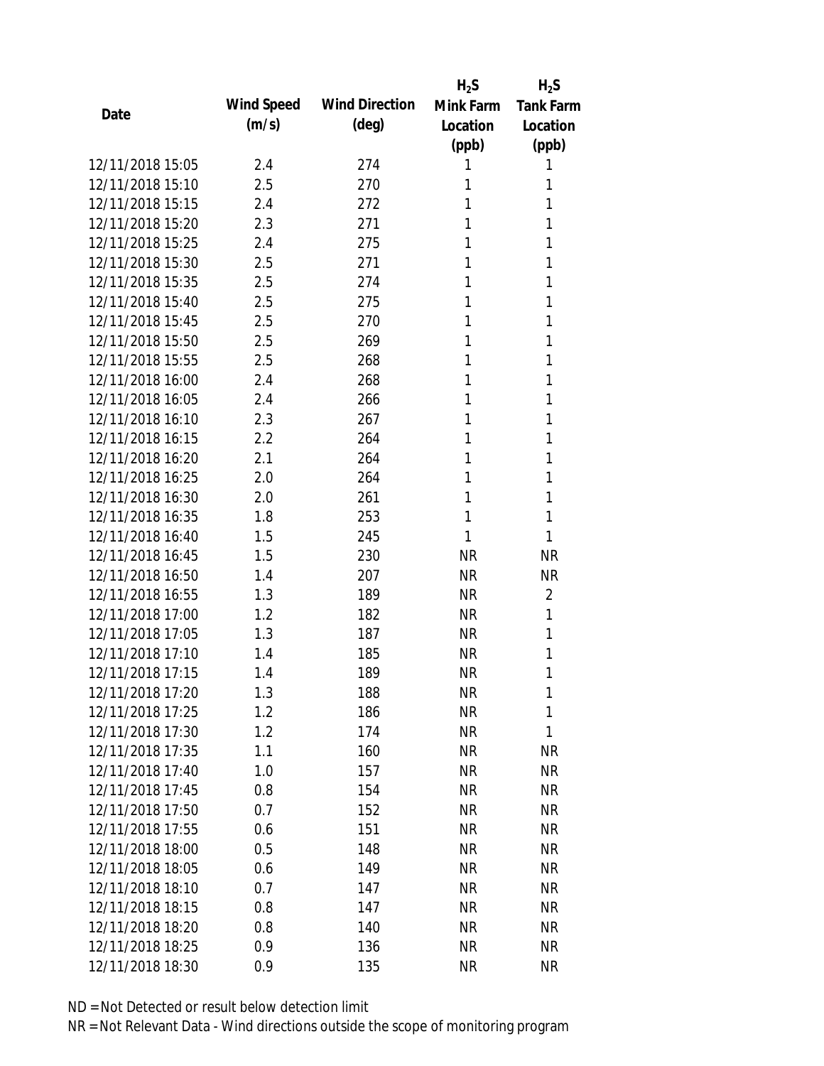| Date | Wind Speed (m/s) | Wind Direction (deg) | $H_2S$ Mink Farm Location (ppb) | $H_2S$ Tank Farm Location (ppb) |
|---|---|---|---|---|
| 12/11/2018 15:05 | 2.4 | 274 | 1 | 1 |
| 12/11/2018 15:10 | 2.5 | 270 | 1 | 1 |
| 12/11/2018 15:15 | 2.4 | 272 | 1 | 1 |
| 12/11/2018 15:20 | 2.3 | 271 | 1 | 1 |
| 12/11/2018 15:25 | 2.4 | 275 | 1 | 1 |
| 12/11/2018 15:30 | 2.5 | 271 | 1 | 1 |
| 12/11/2018 15:35 | 2.5 | 274 | 1 | 1 |
| 12/11/2018 15:40 | 2.5 | 275 | 1 | 1 |
| 12/11/2018 15:45 | 2.5 | 270 | 1 | 1 |
| 12/11/2018 15:50 | 2.5 | 269 | 1 | 1 |
| 12/11/2018 15:55 | 2.5 | 268 | 1 | 1 |
| 12/11/2018 16:00 | 2.4 | 268 | 1 | 1 |
| 12/11/2018 16:05 | 2.4 | 266 | 1 | 1 |
| 12/11/2018 16:10 | 2.3 | 267 | 1 | 1 |
| 12/11/2018 16:15 | 2.2 | 264 | 1 | 1 |
| 12/11/2018 16:20 | 2.1 | 264 | 1 | 1 |
| 12/11/2018 16:25 | 2.0 | 264 | 1 | 1 |
| 12/11/2018 16:30 | 2.0 | 261 | 1 | 1 |
| 12/11/2018 16:35 | 1.8 | 253 | 1 | 1 |
| 12/11/2018 16:40 | 1.5 | 245 | 1 | 1 |
| 12/11/2018 16:45 | 1.5 | 230 | NR | NR |
| 12/11/2018 16:50 | 1.4 | 207 | NR | NR |
| 12/11/2018 16:55 | 1.3 | 189 | NR | 2 |
| 12/11/2018 17:00 | 1.2 | 182 | NR | 1 |
| 12/11/2018 17:05 | 1.3 | 187 | NR | 1 |
| 12/11/2018 17:10 | 1.4 | 185 | NR | 1 |
| 12/11/2018 17:15 | 1.4 | 189 | NR | 1 |
| 12/11/2018 17:20 | 1.3 | 188 | NR | 1 |
| 12/11/2018 17:25 | 1.2 | 186 | NR | 1 |
| 12/11/2018 17:30 | 1.2 | 174 | NR | 1 |
| 12/11/2018 17:35 | 1.1 | 160 | NR | NR |
| 12/11/2018 17:40 | 1.0 | 157 | NR | NR |
| 12/11/2018 17:45 | 0.8 | 154 | NR | NR |
| 12/11/2018 17:50 | 0.7 | 152 | NR | NR |
| 12/11/2018 17:55 | 0.6 | 151 | NR | NR |
| 12/11/2018 18:00 | 0.5 | 148 | NR | NR |
| 12/11/2018 18:05 | 0.6 | 149 | NR | NR |
| 12/11/2018 18:10 | 0.7 | 147 | NR | NR |
| 12/11/2018 18:15 | 0.8 | 147 | NR | NR |
| 12/11/2018 18:20 | 0.8 | 140 | NR | NR |
| 12/11/2018 18:25 | 0.9 | 136 | NR | NR |
| 12/11/2018 18:30 | 0.9 | 135 | NR | NR |

ND = Not Detected or result below detection limit

NR = Not Relevant Data - Wind directions outside the scope of monitoring program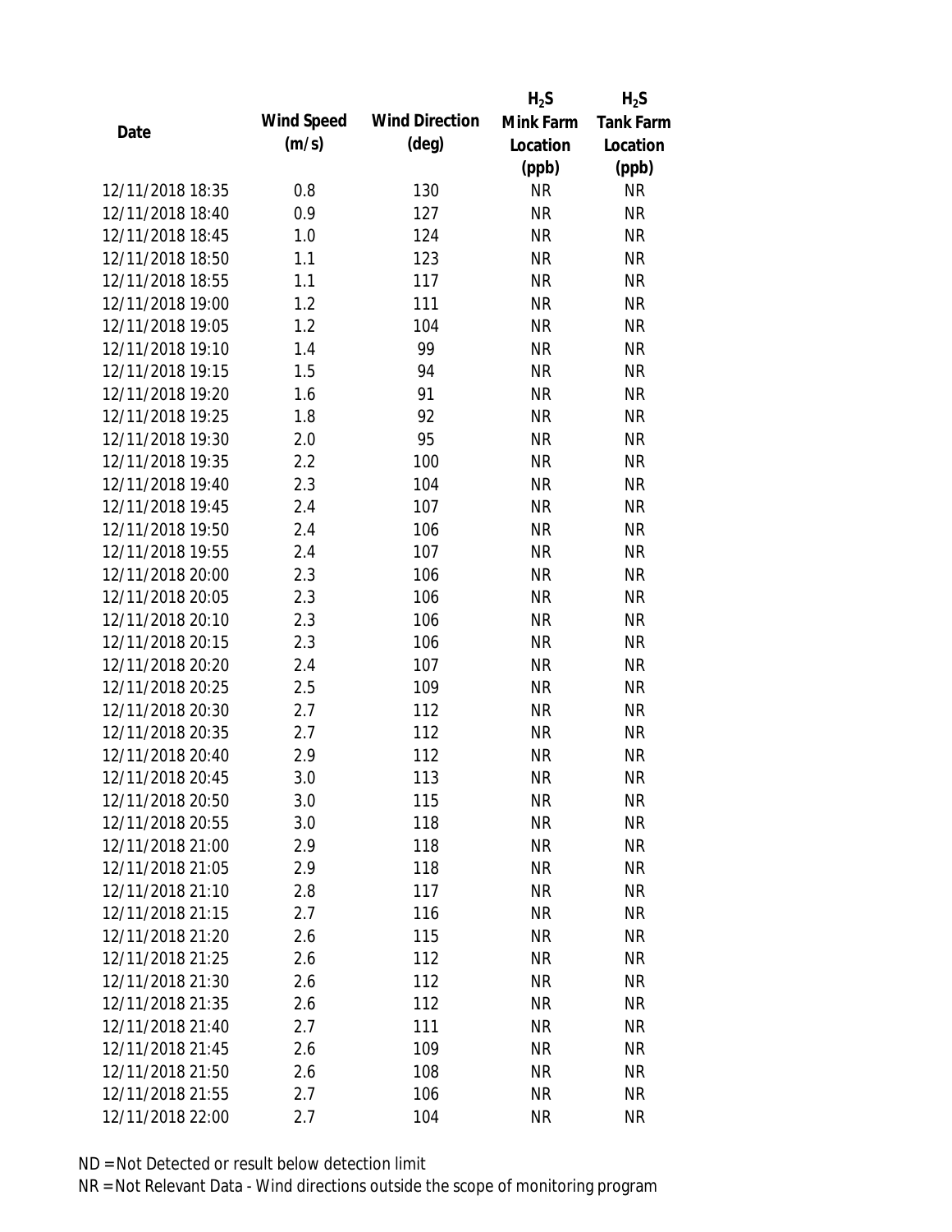| Date | Wind Speed (m/s) | Wind Direction (deg) | $H_2S$ Mink Farm Location (ppb) | $H_2S$ Tank Farm Location (ppb) |
|---|---|---|---|---|
| 12/11/2018 18:35 | 0.8 | 130 | NR | NR |
| 12/11/2018 18:40 | 0.9 | 127 | NR | NR |
| 12/11/2018 18:45 | 1.0 | 124 | NR | NR |
| 12/11/2018 18:50 | 1.1 | 123 | NR | NR |
| 12/11/2018 18:55 | 1.1 | 117 | NR | NR |
| 12/11/2018 19:00 | 1.2 | 111 | NR | NR |
| 12/11/2018 19:05 | 1.2 | 104 | NR | NR |
| 12/11/2018 19:10 | 1.4 | 99 | NR | NR |
| 12/11/2018 19:15 | 1.5 | 94 | NR | NR |
| 12/11/2018 19:20 | 1.6 | 91 | NR | NR |
| 12/11/2018 19:25 | 1.8 | 92 | NR | NR |
| 12/11/2018 19:30 | 2.0 | 95 | NR | NR |
| 12/11/2018 19:35 | 2.2 | 100 | NR | NR |
| 12/11/2018 19:40 | 2.3 | 104 | NR | NR |
| 12/11/2018 19:45 | 2.4 | 107 | NR | NR |
| 12/11/2018 19:50 | 2.4 | 106 | NR | NR |
| 12/11/2018 19:55 | 2.4 | 107 | NR | NR |
| 12/11/2018 20:00 | 2.3 | 106 | NR | NR |
| 12/11/2018 20:05 | 2.3 | 106 | NR | NR |
| 12/11/2018 20:10 | 2.3 | 106 | NR | NR |
| 12/11/2018 20:15 | 2.3 | 106 | NR | NR |
| 12/11/2018 20:20 | 2.4 | 107 | NR | NR |
| 12/11/2018 20:25 | 2.5 | 109 | NR | NR |
| 12/11/2018 20:30 | 2.7 | 112 | NR | NR |
| 12/11/2018 20:35 | 2.7 | 112 | NR | NR |
| 12/11/2018 20:40 | 2.9 | 112 | NR | NR |
| 12/11/2018 20:45 | 3.0 | 113 | NR | NR |
| 12/11/2018 20:50 | 3.0 | 115 | NR | NR |
| 12/11/2018 20:55 | 3.0 | 118 | NR | NR |
| 12/11/2018 21:00 | 2.9 | 118 | NR | NR |
| 12/11/2018 21:05 | 2.9 | 118 | NR | NR |
| 12/11/2018 21:10 | 2.8 | 117 | NR | NR |
| 12/11/2018 21:15 | 2.7 | 116 | NR | NR |
| 12/11/2018 21:20 | 2.6 | 115 | NR | NR |
| 12/11/2018 21:25 | 2.6 | 112 | NR | NR |
| 12/11/2018 21:30 | 2.6 | 112 | NR | NR |
| 12/11/2018 21:35 | 2.6 | 112 | NR | NR |
| 12/11/2018 21:40 | 2.7 | 111 | NR | NR |
| 12/11/2018 21:45 | 2.6 | 109 | NR | NR |
| 12/11/2018 21:50 | 2.6 | 108 | NR | NR |
| 12/11/2018 21:55 | 2.7 | 106 | NR | NR |
| 12/11/2018 22:00 | 2.7 | 104 | NR | NR |

ND = Not Detected or result below detection limit
NR = Not Relevant Data - Wind directions outside the scope of monitoring program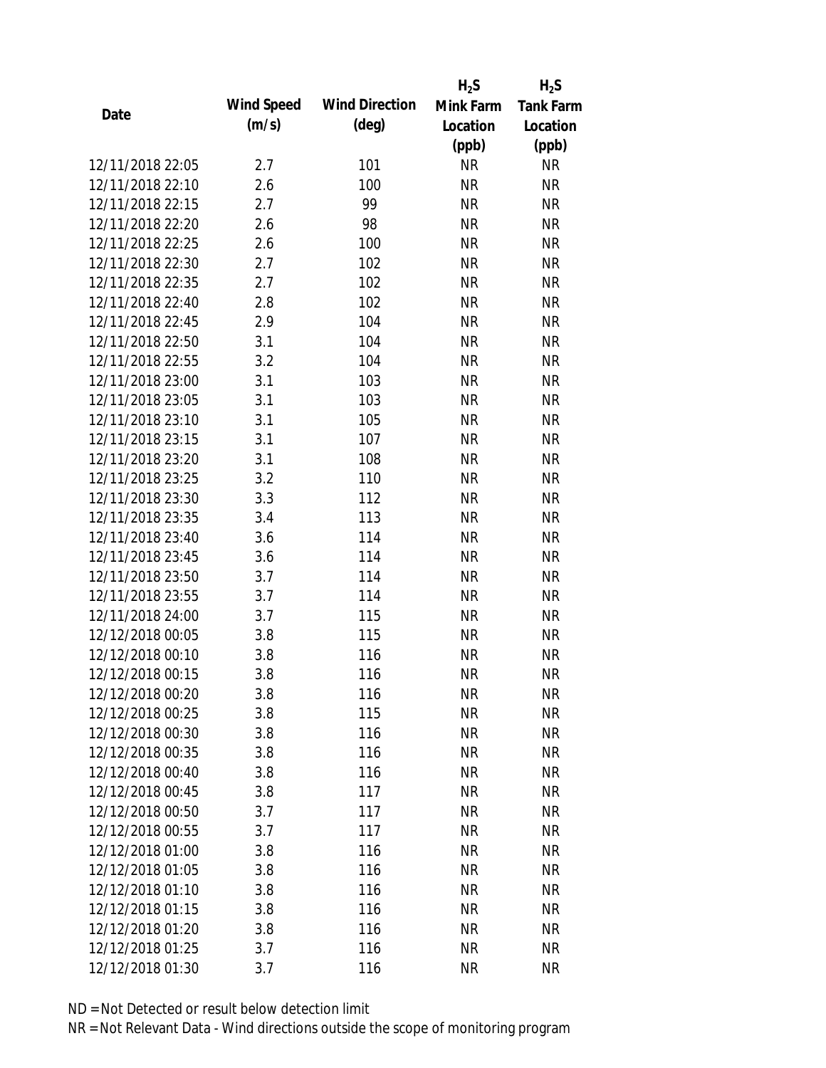| Date | Wind Speed (m/s) | Wind Direction (deg) | $H_2S$ Mink Farm Location (ppb) | $H_2S$ Tank Farm Location (ppb) |
|---|---|---|---|---|
| 12/11/2018 22:05 | 2.7 | 101 | NR | NR |
| 12/11/2018 22:10 | 2.6 | 100 | NR | NR |
| 12/11/2018 22:15 | 2.7 | 99 | NR | NR |
| 12/11/2018 22:20 | 2.6 | 98 | NR | NR |
| 12/11/2018 22:25 | 2.6 | 100 | NR | NR |
| 12/11/2018 22:30 | 2.7 | 102 | NR | NR |
| 12/11/2018 22:35 | 2.7 | 102 | NR | NR |
| 12/11/2018 22:40 | 2.8 | 102 | NR | NR |
| 12/11/2018 22:45 | 2.9 | 104 | NR | NR |
| 12/11/2018 22:50 | 3.1 | 104 | NR | NR |
| 12/11/2018 22:55 | 3.2 | 104 | NR | NR |
| 12/11/2018 23:00 | 3.1 | 103 | NR | NR |
| 12/11/2018 23:05 | 3.1 | 103 | NR | NR |
| 12/11/2018 23:10 | 3.1 | 105 | NR | NR |
| 12/11/2018 23:15 | 3.1 | 107 | NR | NR |
| 12/11/2018 23:20 | 3.1 | 108 | NR | NR |
| 12/11/2018 23:25 | 3.2 | 110 | NR | NR |
| 12/11/2018 23:30 | 3.3 | 112 | NR | NR |
| 12/11/2018 23:35 | 3.4 | 113 | NR | NR |
| 12/11/2018 23:40 | 3.6 | 114 | NR | NR |
| 12/11/2018 23:45 | 3.6 | 114 | NR | NR |
| 12/11/2018 23:50 | 3.7 | 114 | NR | NR |
| 12/11/2018 23:55 | 3.7 | 114 | NR | NR |
| 12/11/2018 24:00 | 3.7 | 115 | NR | NR |
| 12/12/2018 00:05 | 3.8 | 115 | NR | NR |
| 12/12/2018 00:10 | 3.8 | 116 | NR | NR |
| 12/12/2018 00:15 | 3.8 | 116 | NR | NR |
| 12/12/2018 00:20 | 3.8 | 116 | NR | NR |
| 12/12/2018 00:25 | 3.8 | 115 | NR | NR |
| 12/12/2018 00:30 | 3.8 | 116 | NR | NR |
| 12/12/2018 00:35 | 3.8 | 116 | NR | NR |
| 12/12/2018 00:40 | 3.8 | 116 | NR | NR |
| 12/12/2018 00:45 | 3.8 | 117 | NR | NR |
| 12/12/2018 00:50 | 3.7 | 117 | NR | NR |
| 12/12/2018 00:55 | 3.7 | 117 | NR | NR |
| 12/12/2018 01:00 | 3.8 | 116 | NR | NR |
| 12/12/2018 01:05 | 3.8 | 116 | NR | NR |
| 12/12/2018 01:10 | 3.8 | 116 | NR | NR |
| 12/12/2018 01:15 | 3.8 | 116 | NR | NR |
| 12/12/2018 01:20 | 3.8 | 116 | NR | NR |
| 12/12/2018 01:25 | 3.7 | 116 | NR | NR |
| 12/12/2018 01:30 | 3.7 | 116 | NR | NR |

ND = Not Detected or result below detection limit

NR = Not Relevant Data - Wind directions outside the scope of monitoring program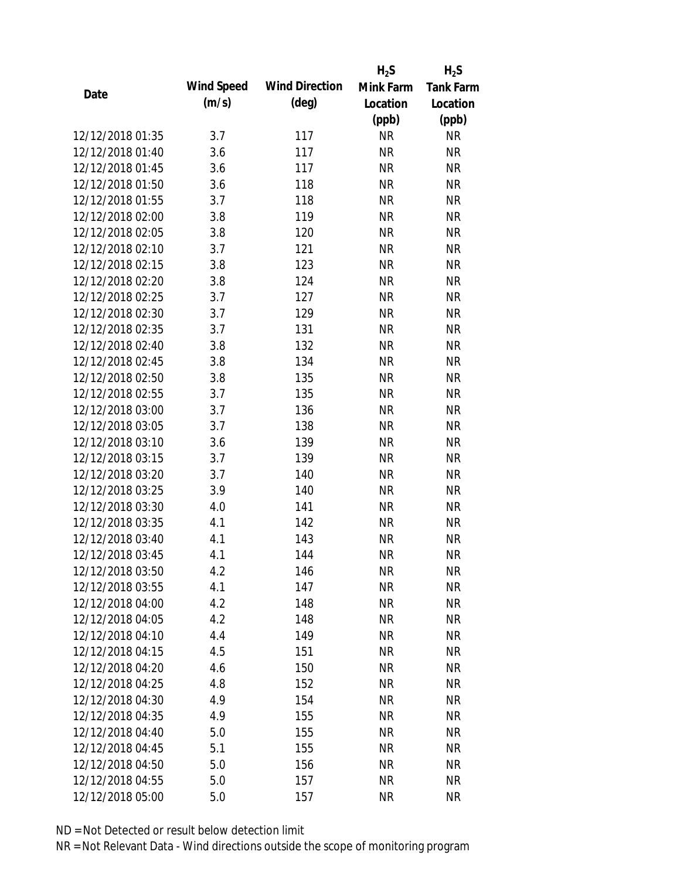| Date | Wind Speed (m/s) | Wind Direction (deg) | $H_2S$ Mink Farm Location (ppb) | $H_2S$ Tank Farm Location (ppb) |
|---|---|---|---|---|
| 12/12/2018 01:35 | 3.7 | 117 | NR | NR |
| 12/12/2018 01:40 | 3.6 | 117 | NR | NR |
| 12/12/2018 01:45 | 3.6 | 117 | NR | NR |
| 12/12/2018 01:50 | 3.6 | 118 | NR | NR |
| 12/12/2018 01:55 | 3.7 | 118 | NR | NR |
| 12/12/2018 02:00 | 3.8 | 119 | NR | NR |
| 12/12/2018 02:05 | 3.8 | 120 | NR | NR |
| 12/12/2018 02:10 | 3.7 | 121 | NR | NR |
| 12/12/2018 02:15 | 3.8 | 123 | NR | NR |
| 12/12/2018 02:20 | 3.8 | 124 | NR | NR |
| 12/12/2018 02:25 | 3.7 | 127 | NR | NR |
| 12/12/2018 02:30 | 3.7 | 129 | NR | NR |
| 12/12/2018 02:35 | 3.7 | 131 | NR | NR |
| 12/12/2018 02:40 | 3.8 | 132 | NR | NR |
| 12/12/2018 02:45 | 3.8 | 134 | NR | NR |
| 12/12/2018 02:50 | 3.8 | 135 | NR | NR |
| 12/12/2018 02:55 | 3.7 | 135 | NR | NR |
| 12/12/2018 03:00 | 3.7 | 136 | NR | NR |
| 12/12/2018 03:05 | 3.7 | 138 | NR | NR |
| 12/12/2018 03:10 | 3.6 | 139 | NR | NR |
| 12/12/2018 03:15 | 3.7 | 139 | NR | NR |
| 12/12/2018 03:20 | 3.7 | 140 | NR | NR |
| 12/12/2018 03:25 | 3.9 | 140 | NR | NR |
| 12/12/2018 03:30 | 4.0 | 141 | NR | NR |
| 12/12/2018 03:35 | 4.1 | 142 | NR | NR |
| 12/12/2018 03:40 | 4.1 | 143 | NR | NR |
| 12/12/2018 03:45 | 4.1 | 144 | NR | NR |
| 12/12/2018 03:50 | 4.2 | 146 | NR | NR |
| 12/12/2018 03:55 | 4.1 | 147 | NR | NR |
| 12/12/2018 04:00 | 4.2 | 148 | NR | NR |
| 12/12/2018 04:05 | 4.2 | 148 | NR | NR |
| 12/12/2018 04:10 | 4.4 | 149 | NR | NR |
| 12/12/2018 04:15 | 4.5 | 151 | NR | NR |
| 12/12/2018 04:20 | 4.6 | 150 | NR | NR |
| 12/12/2018 04:25 | 4.8 | 152 | NR | NR |
| 12/12/2018 04:30 | 4.9 | 154 | NR | NR |
| 12/12/2018 04:35 | 4.9 | 155 | NR | NR |
| 12/12/2018 04:40 | 5.0 | 155 | NR | NR |
| 12/12/2018 04:45 | 5.1 | 155 | NR | NR |
| 12/12/2018 04:50 | 5.0 | 156 | NR | NR |
| 12/12/2018 04:55 | 5.0 | 157 | NR | NR |
| 12/12/2018 05:00 | 5.0 | 157 | NR | NR |

ND = Not Detected or result below detection limit

NR = Not Relevant Data - Wind directions outside the scope of monitoring program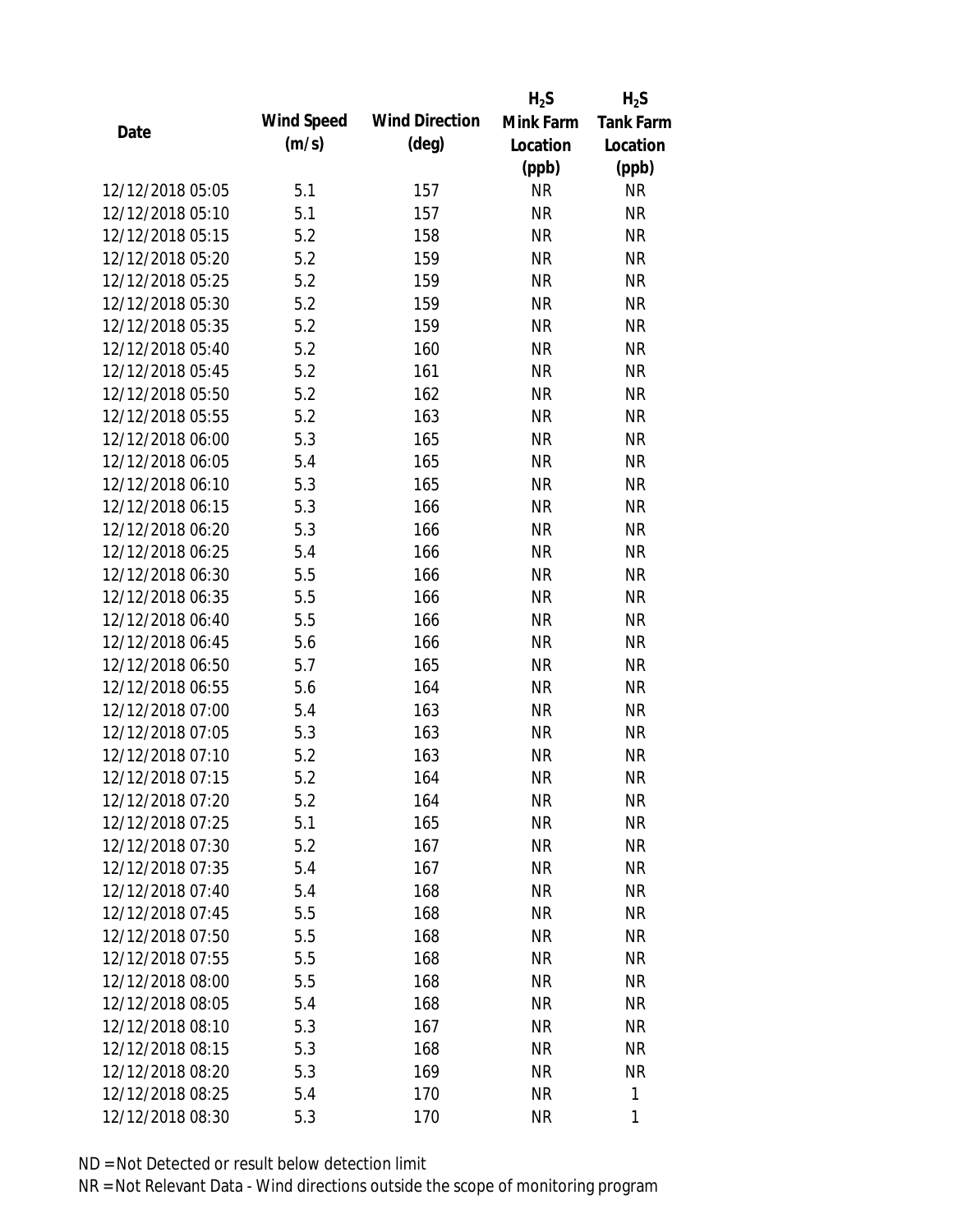| Date | Wind Speed (m/s) | Wind Direction (deg) | $H_2S$ Mink Farm Location (ppb) | $H_2S$ Tank Farm Location (ppb) |
|---|---|---|---|---|
| 12/12/2018 05:05 | 5.1 | 157 | NR | NR |
| 12/12/2018 05:10 | 5.1 | 157 | NR | NR |
| 12/12/2018 05:15 | 5.2 | 158 | NR | NR |
| 12/12/2018 05:20 | 5.2 | 159 | NR | NR |
| 12/12/2018 05:25 | 5.2 | 159 | NR | NR |
| 12/12/2018 05:30 | 5.2 | 159 | NR | NR |
| 12/12/2018 05:35 | 5.2 | 159 | NR | NR |
| 12/12/2018 05:40 | 5.2 | 160 | NR | NR |
| 12/12/2018 05:45 | 5.2 | 161 | NR | NR |
| 12/12/2018 05:50 | 5.2 | 162 | NR | NR |
| 12/12/2018 05:55 | 5.2 | 163 | NR | NR |
| 12/12/2018 06:00 | 5.3 | 165 | NR | NR |
| 12/12/2018 06:05 | 5.4 | 165 | NR | NR |
| 12/12/2018 06:10 | 5.3 | 165 | NR | NR |
| 12/12/2018 06:15 | 5.3 | 166 | NR | NR |
| 12/12/2018 06:20 | 5.3 | 166 | NR | NR |
| 12/12/2018 06:25 | 5.4 | 166 | NR | NR |
| 12/12/2018 06:30 | 5.5 | 166 | NR | NR |
| 12/12/2018 06:35 | 5.5 | 166 | NR | NR |
| 12/12/2018 06:40 | 5.5 | 166 | NR | NR |
| 12/12/2018 06:45 | 5.6 | 166 | NR | NR |
| 12/12/2018 06:50 | 5.7 | 165 | NR | NR |
| 12/12/2018 06:55 | 5.6 | 164 | NR | NR |
| 12/12/2018 07:00 | 5.4 | 163 | NR | NR |
| 12/12/2018 07:05 | 5.3 | 163 | NR | NR |
| 12/12/2018 07:10 | 5.2 | 163 | NR | NR |
| 12/12/2018 07:15 | 5.2 | 164 | NR | NR |
| 12/12/2018 07:20 | 5.2 | 164 | NR | NR |
| 12/12/2018 07:25 | 5.1 | 165 | NR | NR |
| 12/12/2018 07:30 | 5.2 | 167 | NR | NR |
| 12/12/2018 07:35 | 5.4 | 167 | NR | NR |
| 12/12/2018 07:40 | 5.4 | 168 | NR | NR |
| 12/12/2018 07:45 | 5.5 | 168 | NR | NR |
| 12/12/2018 07:50 | 5.5 | 168 | NR | NR |
| 12/12/2018 07:55 | 5.5 | 168 | NR | NR |
| 12/12/2018 08:00 | 5.5 | 168 | NR | NR |
| 12/12/2018 08:05 | 5.4 | 168 | NR | NR |
| 12/12/2018 08:10 | 5.3 | 167 | NR | NR |
| 12/12/2018 08:15 | 5.3 | 168 | NR | NR |
| 12/12/2018 08:20 | 5.3 | 169 | NR | NR |
| 12/12/2018 08:25 | 5.4 | 170 | NR | 1 |
| 12/12/2018 08:30 | 5.3 | 170 | NR | 1 |

ND = Not Detected or result below detection limit

NR = Not Relevant Data - Wind directions outside the scope of monitoring program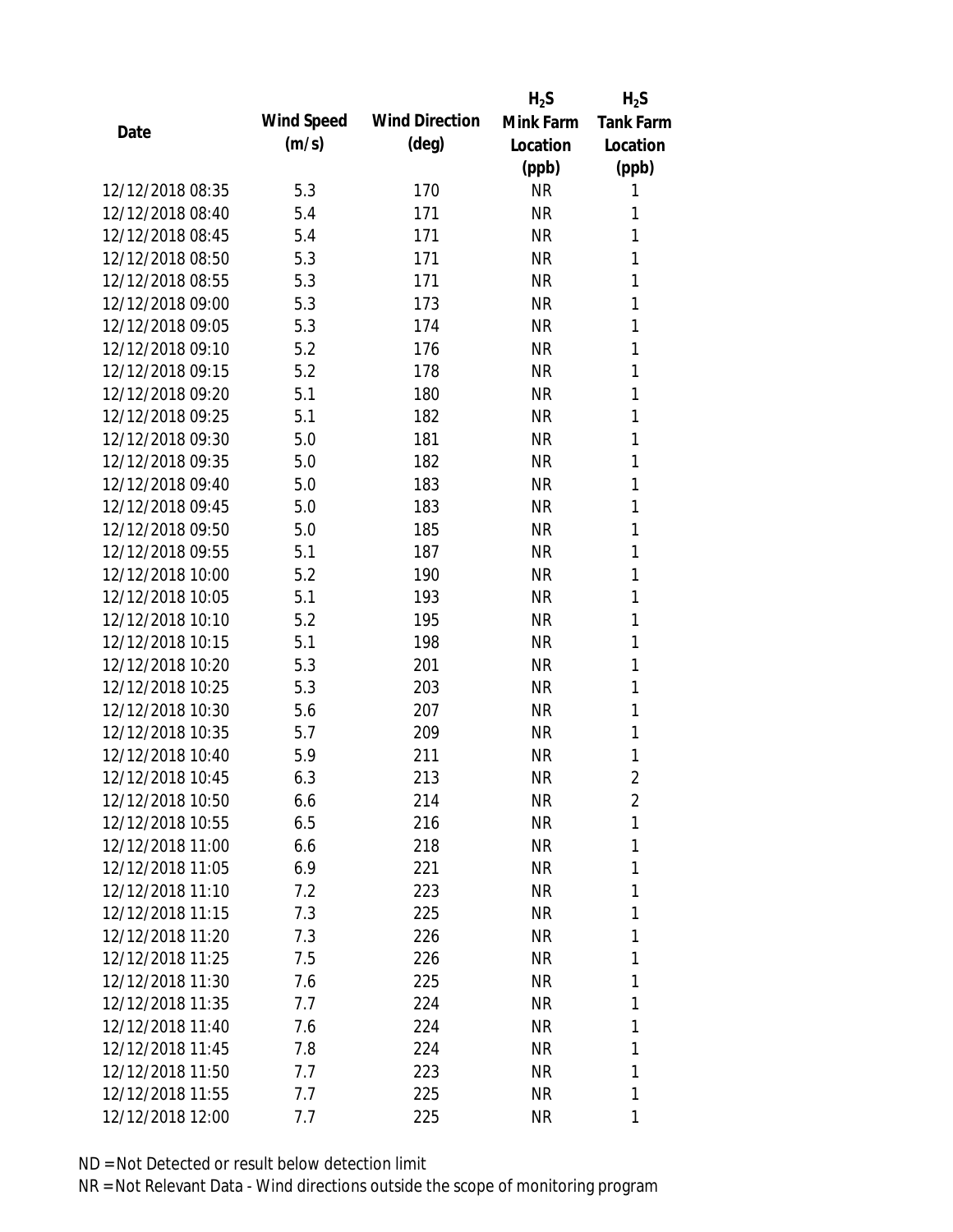| Date | Wind Speed (m/s) | Wind Direction (deg) | $H_2S$ Mink Farm Location (ppb) | $H_2S$ Tank Farm Location (ppb) |
|---|---|---|---|---|
| 12/12/2018 08:35 | 5.3 | 170 | NR | 1 |
| 12/12/2018 08:40 | 5.4 | 171 | NR | 1 |
| 12/12/2018 08:45 | 5.4 | 171 | NR | 1 |
| 12/12/2018 08:50 | 5.3 | 171 | NR | 1 |
| 12/12/2018 08:55 | 5.3 | 171 | NR | 1 |
| 12/12/2018 09:00 | 5.3 | 173 | NR | 1 |
| 12/12/2018 09:05 | 5.3 | 174 | NR | 1 |
| 12/12/2018 09:10 | 5.2 | 176 | NR | 1 |
| 12/12/2018 09:15 | 5.2 | 178 | NR | 1 |
| 12/12/2018 09:20 | 5.1 | 180 | NR | 1 |
| 12/12/2018 09:25 | 5.1 | 182 | NR | 1 |
| 12/12/2018 09:30 | 5.0 | 181 | NR | 1 |
| 12/12/2018 09:35 | 5.0 | 182 | NR | 1 |
| 12/12/2018 09:40 | 5.0 | 183 | NR | 1 |
| 12/12/2018 09:45 | 5.0 | 183 | NR | 1 |
| 12/12/2018 09:50 | 5.0 | 185 | NR | 1 |
| 12/12/2018 09:55 | 5.1 | 187 | NR | 1 |
| 12/12/2018 10:00 | 5.2 | 190 | NR | 1 |
| 12/12/2018 10:05 | 5.1 | 193 | NR | 1 |
| 12/12/2018 10:10 | 5.2 | 195 | NR | 1 |
| 12/12/2018 10:15 | 5.1 | 198 | NR | 1 |
| 12/12/2018 10:20 | 5.3 | 201 | NR | 1 |
| 12/12/2018 10:25 | 5.3 | 203 | NR | 1 |
| 12/12/2018 10:30 | 5.6 | 207 | NR | 1 |
| 12/12/2018 10:35 | 5.7 | 209 | NR | 1 |
| 12/12/2018 10:40 | 5.9 | 211 | NR | 1 |
| 12/12/2018 10:45 | 6.3 | 213 | NR | 2 |
| 12/12/2018 10:50 | 6.6 | 214 | NR | 2 |
| 12/12/2018 10:55 | 6.5 | 216 | NR | 1 |
| 12/12/2018 11:00 | 6.6 | 218 | NR | 1 |
| 12/12/2018 11:05 | 6.9 | 221 | NR | 1 |
| 12/12/2018 11:10 | 7.2 | 223 | NR | 1 |
| 12/12/2018 11:15 | 7.3 | 225 | NR | 1 |
| 12/12/2018 11:20 | 7.3 | 226 | NR | 1 |
| 12/12/2018 11:25 | 7.5 | 226 | NR | 1 |
| 12/12/2018 11:30 | 7.6 | 225 | NR | 1 |
| 12/12/2018 11:35 | 7.7 | 224 | NR | 1 |
| 12/12/2018 11:40 | 7.6 | 224 | NR | 1 |
| 12/12/2018 11:45 | 7.8 | 224 | NR | 1 |
| 12/12/2018 11:50 | 7.7 | 223 | NR | 1 |
| 12/12/2018 11:55 | 7.7 | 225 | NR | 1 |
| 12/12/2018 12:00 | 7.7 | 225 | NR | 1 |

ND = Not Detected or result below detection limit

NR = Not Relevant Data - Wind directions outside the scope of monitoring program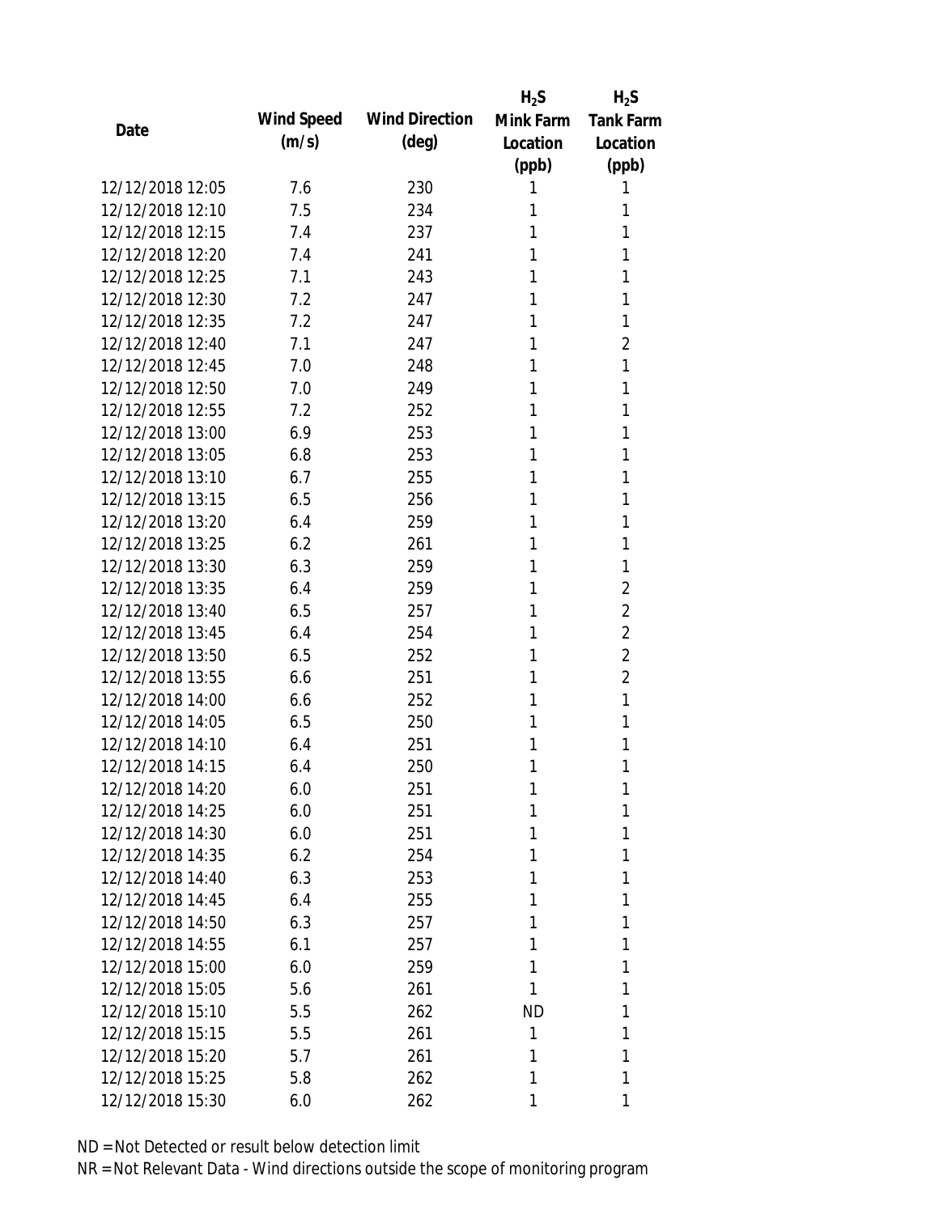| Date | Wind Speed (m/s) | Wind Direction (deg) | $H_2S$ Mink Farm Location (ppb) | $H_2S$ Tank Farm Location (ppb) |
|---|---|---|---|---|
| 12/12/2018 12:05 | 7.6 | 230 | 1 | 1 |
| 12/12/2018 12:10 | 7.5 | 234 | 1 | 1 |
| 12/12/2018 12:15 | 7.4 | 237 | 1 | 1 |
| 12/12/2018 12:20 | 7.4 | 241 | 1 | 1 |
| 12/12/2018 12:25 | 7.1 | 243 | 1 | 1 |
| 12/12/2018 12:30 | 7.2 | 247 | 1 | 1 |
| 12/12/2018 12:35 | 7.2 | 247 | 1 | 1 |
| 12/12/2018 12:40 | 7.1 | 247 | 1 | 2 |
| 12/12/2018 12:45 | 7.0 | 248 | 1 | 1 |
| 12/12/2018 12:50 | 7.0 | 249 | 1 | 1 |
| 12/12/2018 12:55 | 7.2 | 252 | 1 | 1 |
| 12/12/2018 13:00 | 6.9 | 253 | 1 | 1 |
| 12/12/2018 13:05 | 6.8 | 253 | 1 | 1 |
| 12/12/2018 13:10 | 6.7 | 255 | 1 | 1 |
| 12/12/2018 13:15 | 6.5 | 256 | 1 | 1 |
| 12/12/2018 13:20 | 6.4 | 259 | 1 | 1 |
| 12/12/2018 13:25 | 6.2 | 261 | 1 | 1 |
| 12/12/2018 13:30 | 6.3 | 259 | 1 | 1 |
| 12/12/2018 13:35 | 6.4 | 259 | 1 | 2 |
| 12/12/2018 13:40 | 6.5 | 257 | 1 | 2 |
| 12/12/2018 13:45 | 6.4 | 254 | 1 | 2 |
| 12/12/2018 13:50 | 6.5 | 252 | 1 | 2 |
| 12/12/2018 13:55 | 6.6 | 251 | 1 | 2 |
| 12/12/2018 14:00 | 6.6 | 252 | 1 | 1 |
| 12/12/2018 14:05 | 6.5 | 250 | 1 | 1 |
| 12/12/2018 14:10 | 6.4 | 251 | 1 | 1 |
| 12/12/2018 14:15 | 6.4 | 250 | 1 | 1 |
| 12/12/2018 14:20 | 6.0 | 251 | 1 | 1 |
| 12/12/2018 14:25 | 6.0 | 251 | 1 | 1 |
| 12/12/2018 14:30 | 6.0 | 251 | 1 | 1 |
| 12/12/2018 14:35 | 6.2 | 254 | 1 | 1 |
| 12/12/2018 14:40 | 6.3 | 253 | 1 | 1 |
| 12/12/2018 14:45 | 6.4 | 255 | 1 | 1 |
| 12/12/2018 14:50 | 6.3 | 257 | 1 | 1 |
| 12/12/2018 14:55 | 6.1 | 257 | 1 | 1 |
| 12/12/2018 15:00 | 6.0 | 259 | 1 | 1 |
| 12/12/2018 15:05 | 5.6 | 261 | 1 | 1 |
| 12/12/2018 15:10 | 5.5 | 262 | ND | 1 |
| 12/12/2018 15:15 | 5.5 | 261 | 1 | 1 |
| 12/12/2018 15:20 | 5.7 | 261 | 1 | 1 |
| 12/12/2018 15:25 | 5.8 | 262 | 1 | 1 |
| 12/12/2018 15:30 | 6.0 | 262 | 1 | 1 |

ND = Not Detected or result below detection limit

NR = Not Relevant Data - Wind directions outside the scope of monitoring program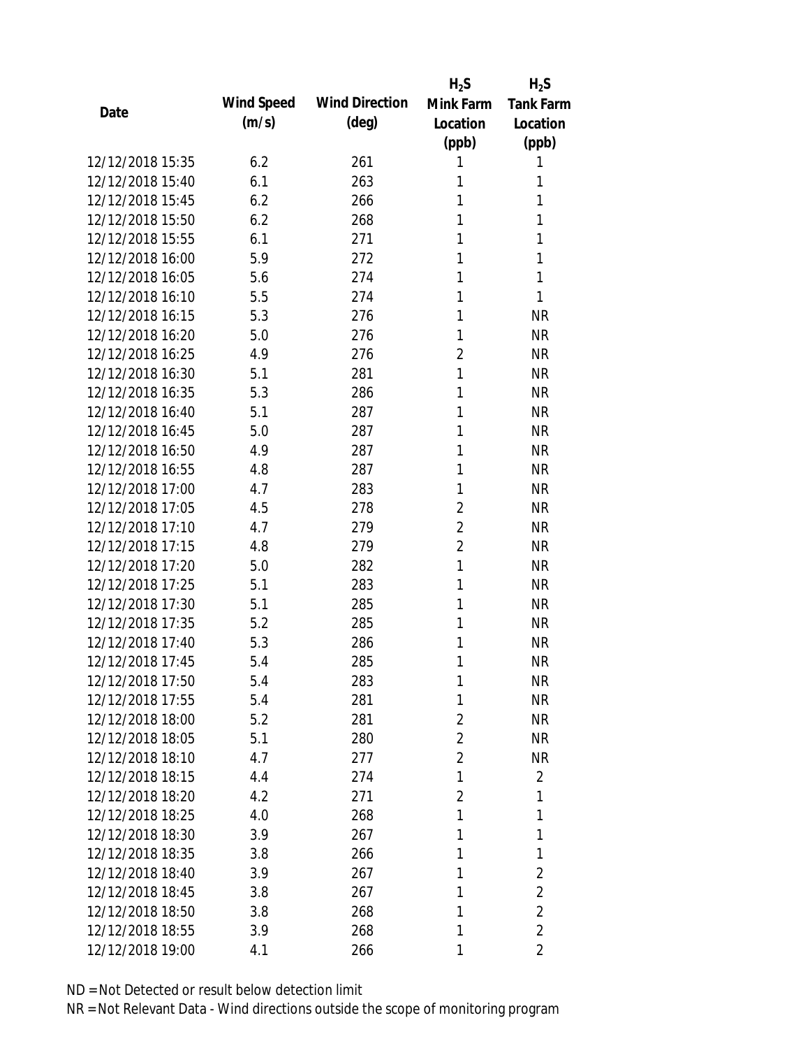| Date | Wind Speed (m/s) | Wind Direction (deg) | $H_2S$ Mink Farm Location (ppb) | $H_2S$ Tank Farm Location (ppb) |
|---|---|---|---|---|
| 12/12/2018 15:35 | 6.2 | 261 | 1 | 1 |
| 12/12/2018 15:40 | 6.1 | 263 | 1 | 1 |
| 12/12/2018 15:45 | 6.2 | 266 | 1 | 1 |
| 12/12/2018 15:50 | 6.2 | 268 | 1 | 1 |
| 12/12/2018 15:55 | 6.1 | 271 | 1 | 1 |
| 12/12/2018 16:00 | 5.9 | 272 | 1 | 1 |
| 12/12/2018 16:05 | 5.6 | 274 | 1 | 1 |
| 12/12/2018 16:10 | 5.5 | 274 | 1 | 1 |
| 12/12/2018 16:15 | 5.3 | 276 | 1 | NR |
| 12/12/2018 16:20 | 5.0 | 276 | 1 | NR |
| 12/12/2018 16:25 | 4.9 | 276 | 2 | NR |
| 12/12/2018 16:30 | 5.1 | 281 | 1 | NR |
| 12/12/2018 16:35 | 5.3 | 286 | 1 | NR |
| 12/12/2018 16:40 | 5.1 | 287 | 1 | NR |
| 12/12/2018 16:45 | 5.0 | 287 | 1 | NR |
| 12/12/2018 16:50 | 4.9 | 287 | 1 | NR |
| 12/12/2018 16:55 | 4.8 | 287 | 1 | NR |
| 12/12/2018 17:00 | 4.7 | 283 | 1 | NR |
| 12/12/2018 17:05 | 4.5 | 278 | 2 | NR |
| 12/12/2018 17:10 | 4.7 | 279 | 2 | NR |
| 12/12/2018 17:15 | 4.8 | 279 | 2 | NR |
| 12/12/2018 17:20 | 5.0 | 282 | 1 | NR |
| 12/12/2018 17:25 | 5.1 | 283 | 1 | NR |
| 12/12/2018 17:30 | 5.1 | 285 | 1 | NR |
| 12/12/2018 17:35 | 5.2 | 285 | 1 | NR |
| 12/12/2018 17:40 | 5.3 | 286 | 1 | NR |
| 12/12/2018 17:45 | 5.4 | 285 | 1 | NR |
| 12/12/2018 17:50 | 5.4 | 283 | 1 | NR |
| 12/12/2018 17:55 | 5.4 | 281 | 1 | NR |
| 12/12/2018 18:00 | 5.2 | 281 | 2 | NR |
| 12/12/2018 18:05 | 5.1 | 280 | 2 | NR |
| 12/12/2018 18:10 | 4.7 | 277 | 2 | NR |
| 12/12/2018 18:15 | 4.4 | 274 | 1 | 2 |
| 12/12/2018 18:20 | 4.2 | 271 | 2 | 1 |
| 12/12/2018 18:25 | 4.0 | 268 | 1 | 1 |
| 12/12/2018 18:30 | 3.9 | 267 | 1 | 1 |
| 12/12/2018 18:35 | 3.8 | 266 | 1 | 1 |
| 12/12/2018 18:40 | 3.9 | 267 | 1 | 2 |
| 12/12/2018 18:45 | 3.8 | 267 | 1 | 2 |
| 12/12/2018 18:50 | 3.8 | 268 | 1 | 2 |
| 12/12/2018 18:55 | 3.9 | 268 | 1 | 2 |
| 12/12/2018 19:00 | 4.1 | 266 | 1 | 2 |

ND = Not Detected or result below detection limit

NR = Not Relevant Data - Wind directions outside the scope of monitoring program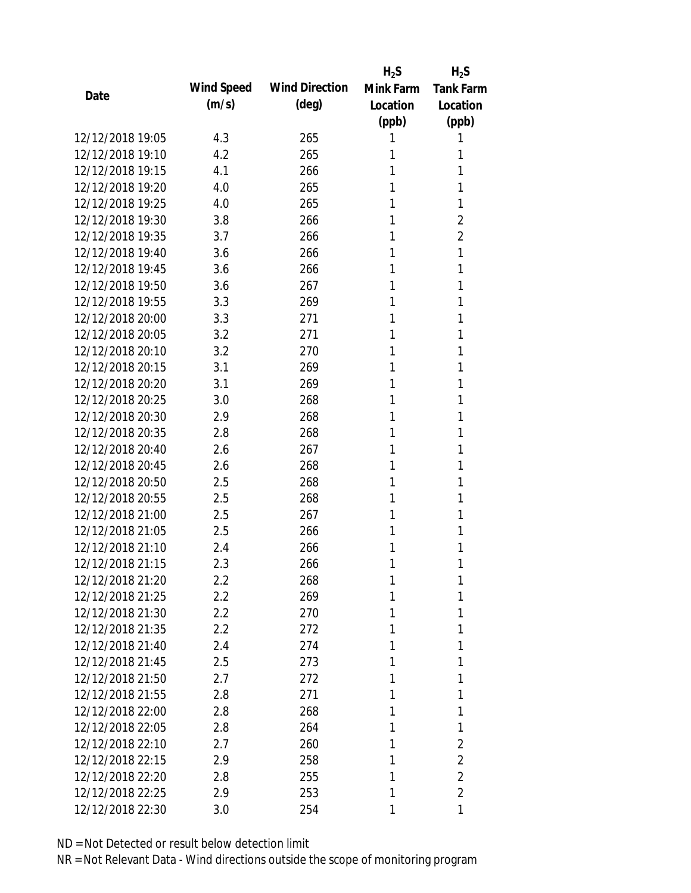| Date | Wind Speed (m/s) | Wind Direction (deg) | $H_2S$ Mink Farm Location (ppb) | $H_2S$ Tank Farm Location (ppb) |
| --- | --- | --- | --- | --- |
| 12/12/2018 19:05 | 4.3 | 265 | 1 | 1 |
| 12/12/2018 19:10 | 4.2 | 265 | 1 | 1 |
| 12/12/2018 19:15 | 4.1 | 266 | 1 | 1 |
| 12/12/2018 19:20 | 4.0 | 265 | 1 | 1 |
| 12/12/2018 19:25 | 4.0 | 265 | 1 | 1 |
| 12/12/2018 19:30 | 3.8 | 266 | 1 | 2 |
| 12/12/2018 19:35 | 3.7 | 266 | 1 | 2 |
| 12/12/2018 19:40 | 3.6 | 266 | 1 | 1 |
| 12/12/2018 19:45 | 3.6 | 266 | 1 | 1 |
| 12/12/2018 19:50 | 3.6 | 267 | 1 | 1 |
| 12/12/2018 19:55 | 3.3 | 269 | 1 | 1 |
| 12/12/2018 20:00 | 3.3 | 271 | 1 | 1 |
| 12/12/2018 20:05 | 3.2 | 271 | 1 | 1 |
| 12/12/2018 20:10 | 3.2 | 270 | 1 | 1 |
| 12/12/2018 20:15 | 3.1 | 269 | 1 | 1 |
| 12/12/2018 20:20 | 3.1 | 269 | 1 | 1 |
| 12/12/2018 20:25 | 3.0 | 268 | 1 | 1 |
| 12/12/2018 20:30 | 2.9 | 268 | 1 | 1 |
| 12/12/2018 20:35 | 2.8 | 268 | 1 | 1 |
| 12/12/2018 20:40 | 2.6 | 267 | 1 | 1 |
| 12/12/2018 20:45 | 2.6 | 268 | 1 | 1 |
| 12/12/2018 20:50 | 2.5 | 268 | 1 | 1 |
| 12/12/2018 20:55 | 2.5 | 268 | 1 | 1 |
| 12/12/2018 21:00 | 2.5 | 267 | 1 | 1 |
| 12/12/2018 21:05 | 2.5 | 266 | 1 | 1 |
| 12/12/2018 21:10 | 2.4 | 266 | 1 | 1 |
| 12/12/2018 21:15 | 2.3 | 266 | 1 | 1 |
| 12/12/2018 21:20 | 2.2 | 268 | 1 | 1 |
| 12/12/2018 21:25 | 2.2 | 269 | 1 | 1 |
| 12/12/2018 21:30 | 2.2 | 270 | 1 | 1 |
| 12/12/2018 21:35 | 2.2 | 272 | 1 | 1 |
| 12/12/2018 21:40 | 2.4 | 274 | 1 | 1 |
| 12/12/2018 21:45 | 2.5 | 273 | 1 | 1 |
| 12/12/2018 21:50 | 2.7 | 272 | 1 | 1 |
| 12/12/2018 21:55 | 2.8 | 271 | 1 | 1 |
| 12/12/2018 22:00 | 2.8 | 268 | 1 | 1 |
| 12/12/2018 22:05 | 2.8 | 264 | 1 | 1 |
| 12/12/2018 22:10 | 2.7 | 260 | 1 | 2 |
| 12/12/2018 22:15 | 2.9 | 258 | 1 | 2 |
| 12/12/2018 22:20 | 2.8 | 255 | 1 | 2 |
| 12/12/2018 22:25 | 2.9 | 253 | 1 | 2 |
| 12/12/2018 22:30 | 3.0 | 254 | 1 | 1 |

ND = Not Detected or result below detection limit

NR = Not Relevant Data - Wind directions outside the scope of monitoring program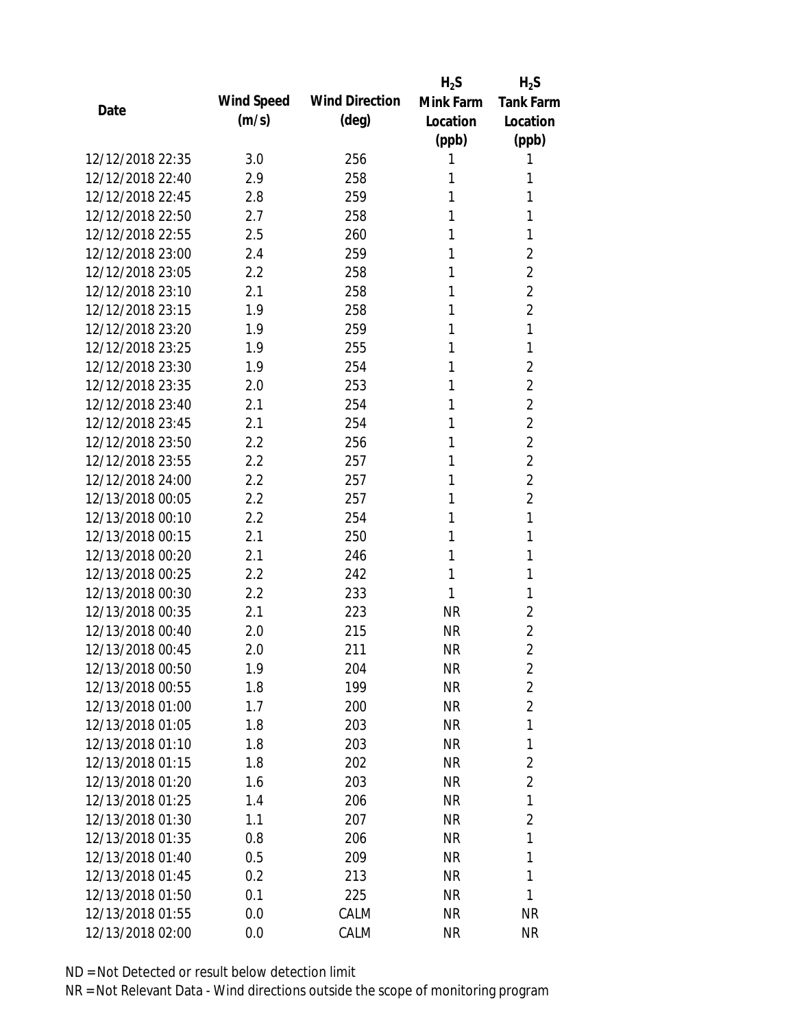| Date | Wind Speed (m/s) | Wind Direction (deg) | $H_2S$ Mink Farm Location (ppb) | $H_2S$ Tank Farm Location (ppb) |
|---|---|---|---|---|
| 12/12/2018 22:35 | 3.0 | 256 | 1 | 1 |
| 12/12/2018 22:40 | 2.9 | 258 | 1 | 1 |
| 12/12/2018 22:45 | 2.8 | 259 | 1 | 1 |
| 12/12/2018 22:50 | 2.7 | 258 | 1 | 1 |
| 12/12/2018 22:55 | 2.5 | 260 | 1 | 1 |
| 12/12/2018 23:00 | 2.4 | 259 | 1 | 2 |
| 12/12/2018 23:05 | 2.2 | 258 | 1 | 2 |
| 12/12/2018 23:10 | 2.1 | 258 | 1 | 2 |
| 12/12/2018 23:15 | 1.9 | 258 | 1 | 2 |
| 12/12/2018 23:20 | 1.9 | 259 | 1 | 1 |
| 12/12/2018 23:25 | 1.9 | 255 | 1 | 1 |
| 12/12/2018 23:30 | 1.9 | 254 | 1 | 2 |
| 12/12/2018 23:35 | 2.0 | 253 | 1 | 2 |
| 12/12/2018 23:40 | 2.1 | 254 | 1 | 2 |
| 12/12/2018 23:45 | 2.1 | 254 | 1 | 2 |
| 12/12/2018 23:50 | 2.2 | 256 | 1 | 2 |
| 12/12/2018 23:55 | 2.2 | 257 | 1 | 2 |
| 12/12/2018 24:00 | 2.2 | 257 | 1 | 2 |
| 12/13/2018 00:05 | 2.2 | 257 | 1 | 2 |
| 12/13/2018 00:10 | 2.2 | 254 | 1 | 1 |
| 12/13/2018 00:15 | 2.1 | 250 | 1 | 1 |
| 12/13/2018 00:20 | 2.1 | 246 | 1 | 1 |
| 12/13/2018 00:25 | 2.2 | 242 | 1 | 1 |
| 12/13/2018 00:30 | 2.2 | 233 | 1 | 1 |
| 12/13/2018 00:35 | 2.1 | 223 | NR | 2 |
| 12/13/2018 00:40 | 2.0 | 215 | NR | 2 |
| 12/13/2018 00:45 | 2.0 | 211 | NR | 2 |
| 12/13/2018 00:50 | 1.9 | 204 | NR | 2 |
| 12/13/2018 00:55 | 1.8 | 199 | NR | 2 |
| 12/13/2018 01:00 | 1.7 | 200 | NR | 2 |
| 12/13/2018 01:05 | 1.8 | 203 | NR | 1 |
| 12/13/2018 01:10 | 1.8 | 203 | NR | 1 |
| 12/13/2018 01:15 | 1.8 | 202 | NR | 2 |
| 12/13/2018 01:20 | 1.6 | 203 | NR | 2 |
| 12/13/2018 01:25 | 1.4 | 206 | NR | 1 |
| 12/13/2018 01:30 | 1.1 | 207 | NR | 2 |
| 12/13/2018 01:35 | 0.8 | 206 | NR | 1 |
| 12/13/2018 01:40 | 0.5 | 209 | NR | 1 |
| 12/13/2018 01:45 | 0.2 | 213 | NR | 1 |
| 12/13/2018 01:50 | 0.1 | 225 | NR | 1 |
| 12/13/2018 01:55 | 0.0 | CALM | NR | NR |
| 12/13/2018 02:00 | 0.0 | CALM | NR | NR |

ND = Not Detected or result below detection limit
NR = Not Relevant Data - Wind directions outside the scope of monitoring program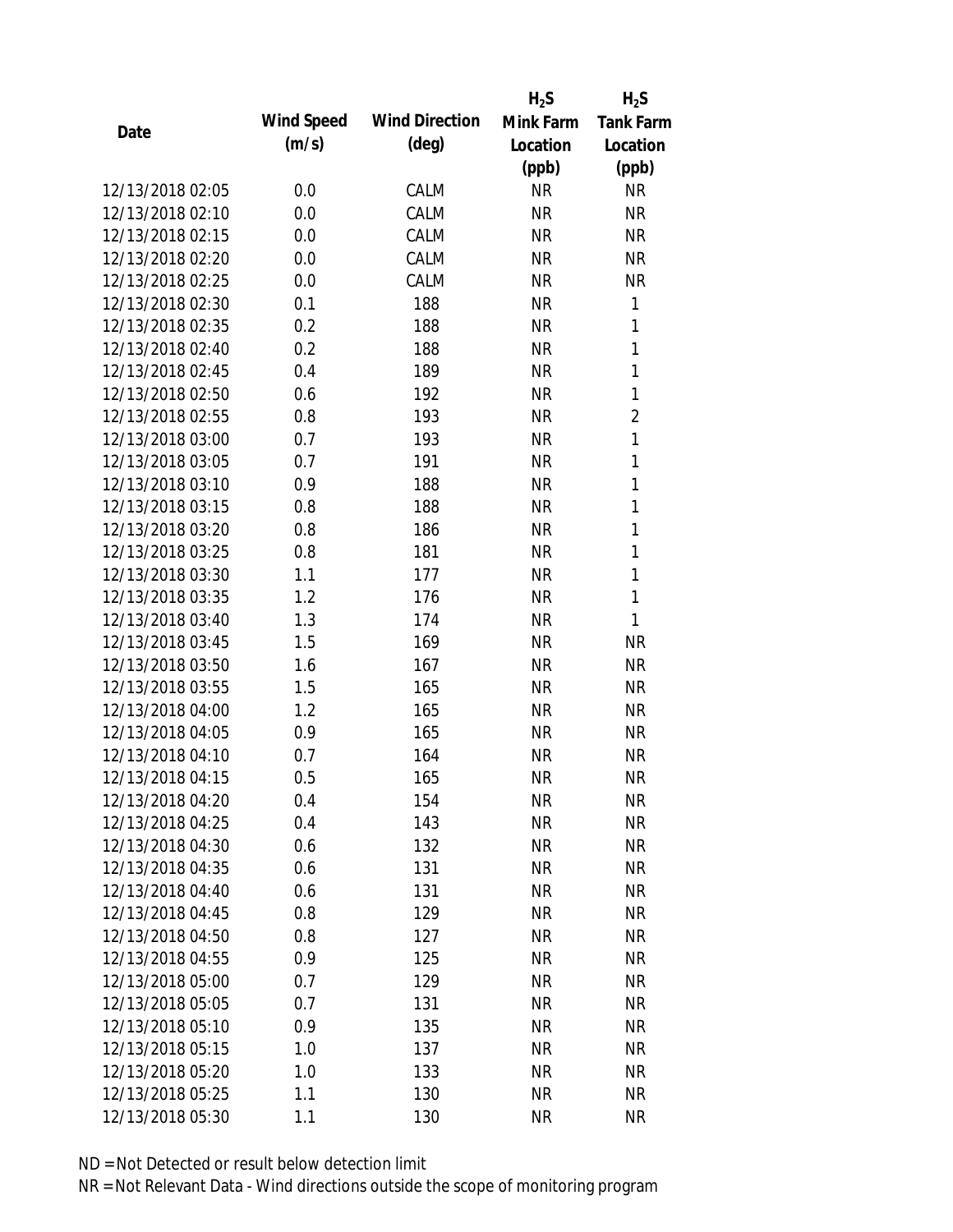| Date | Wind Speed (m/s) | Wind Direction (deg) | $H_2S$ Mink Farm Location (ppb) | $H_2S$ Tank Farm Location (ppb) |
|---|---|---|---|---|
| 12/13/2018 02:05 | 0.0 | CALM | NR | NR |
| 12/13/2018 02:10 | 0.0 | CALM | NR | NR |
| 12/13/2018 02:15 | 0.0 | CALM | NR | NR |
| 12/13/2018 02:20 | 0.0 | CALM | NR | NR |
| 12/13/2018 02:25 | 0.0 | CALM | NR | NR |
| 12/13/2018 02:30 | 0.1 | 188 | NR | 1 |
| 12/13/2018 02:35 | 0.2 | 188 | NR | 1 |
| 12/13/2018 02:40 | 0.2 | 188 | NR | 1 |
| 12/13/2018 02:45 | 0.4 | 189 | NR | 1 |
| 12/13/2018 02:50 | 0.6 | 192 | NR | 1 |
| 12/13/2018 02:55 | 0.8 | 193 | NR | 2 |
| 12/13/2018 03:00 | 0.7 | 193 | NR | 1 |
| 12/13/2018 03:05 | 0.7 | 191 | NR | 1 |
| 12/13/2018 03:10 | 0.9 | 188 | NR | 1 |
| 12/13/2018 03:15 | 0.8 | 188 | NR | 1 |
| 12/13/2018 03:20 | 0.8 | 186 | NR | 1 |
| 12/13/2018 03:25 | 0.8 | 181 | NR | 1 |
| 12/13/2018 03:30 | 1.1 | 177 | NR | 1 |
| 12/13/2018 03:35 | 1.2 | 176 | NR | 1 |
| 12/13/2018 03:40 | 1.3 | 174 | NR | 1 |
| 12/13/2018 03:45 | 1.5 | 169 | NR | NR |
| 12/13/2018 03:50 | 1.6 | 167 | NR | NR |
| 12/13/2018 03:55 | 1.5 | 165 | NR | NR |
| 12/13/2018 04:00 | 1.2 | 165 | NR | NR |
| 12/13/2018 04:05 | 0.9 | 165 | NR | NR |
| 12/13/2018 04:10 | 0.7 | 164 | NR | NR |
| 12/13/2018 04:15 | 0.5 | 165 | NR | NR |
| 12/13/2018 04:20 | 0.4 | 154 | NR | NR |
| 12/13/2018 04:25 | 0.4 | 143 | NR | NR |
| 12/13/2018 04:30 | 0.6 | 132 | NR | NR |
| 12/13/2018 04:35 | 0.6 | 131 | NR | NR |
| 12/13/2018 04:40 | 0.6 | 131 | NR | NR |
| 12/13/2018 04:45 | 0.8 | 129 | NR | NR |
| 12/13/2018 04:50 | 0.8 | 127 | NR | NR |
| 12/13/2018 04:55 | 0.9 | 125 | NR | NR |
| 12/13/2018 05:00 | 0.7 | 129 | NR | NR |
| 12/13/2018 05:05 | 0.7 | 131 | NR | NR |
| 12/13/2018 05:10 | 0.9 | 135 | NR | NR |
| 12/13/2018 05:15 | 1.0 | 137 | NR | NR |
| 12/13/2018 05:20 | 1.0 | 133 | NR | NR |
| 12/13/2018 05:25 | 1.1 | 130 | NR | NR |
| 12/13/2018 05:30 | 1.1 | 130 | NR | NR |

ND = Not Detected or result below detection limit

NR = Not Relevant Data - Wind directions outside the scope of monitoring program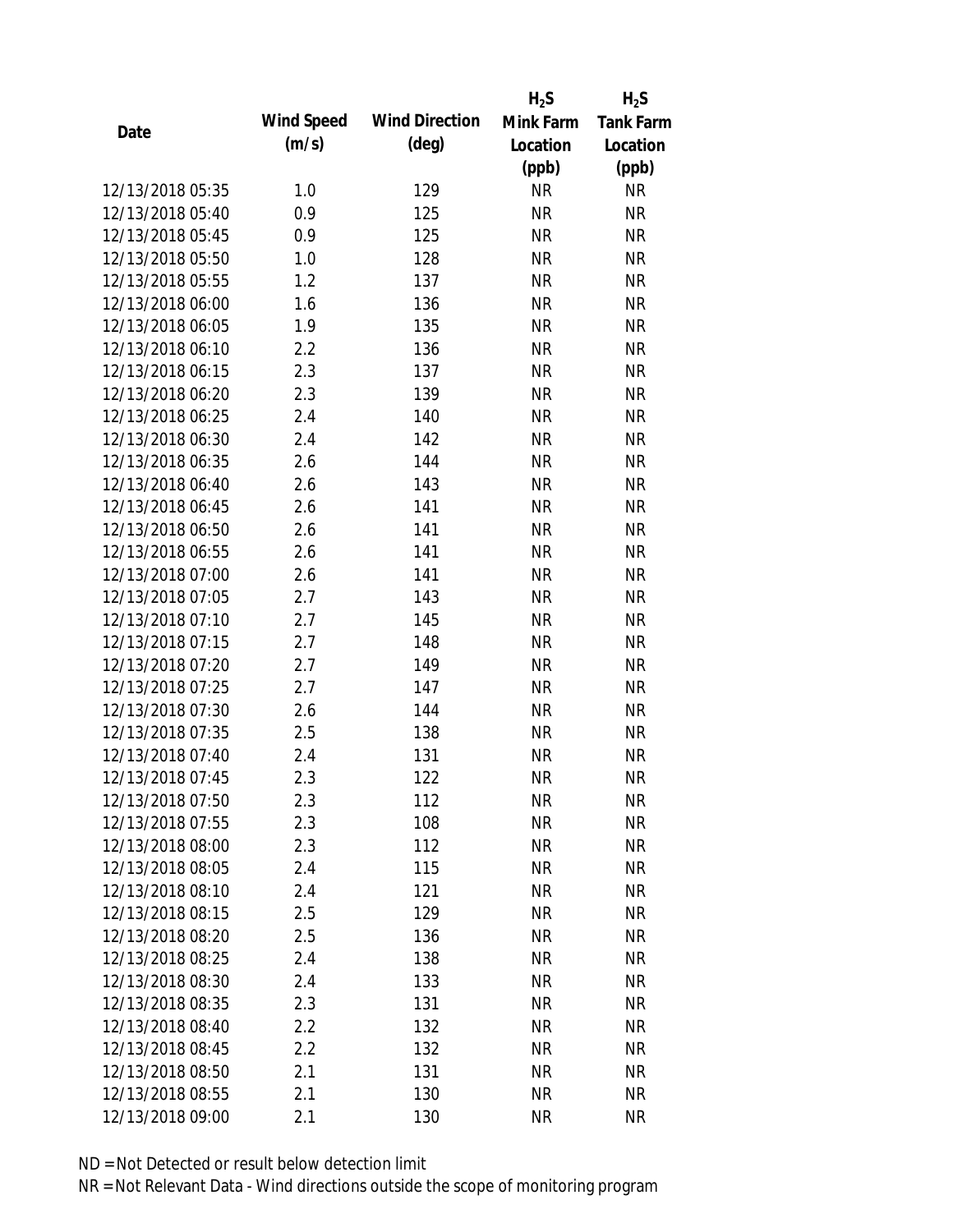| Date | Wind Speed (m/s) | Wind Direction (deg) | $H_2S$ Mink Farm Location (ppb) | $H_2S$ Tank Farm Location (ppb) |
|---|---|---|---|---|
| 12/13/2018 05:35 | 1.0 | 129 | NR | NR |
| 12/13/2018 05:40 | 0.9 | 125 | NR | NR |
| 12/13/2018 05:45 | 0.9 | 125 | NR | NR |
| 12/13/2018 05:50 | 1.0 | 128 | NR | NR |
| 12/13/2018 05:55 | 1.2 | 137 | NR | NR |
| 12/13/2018 06:00 | 1.6 | 136 | NR | NR |
| 12/13/2018 06:05 | 1.9 | 135 | NR | NR |
| 12/13/2018 06:10 | 2.2 | 136 | NR | NR |
| 12/13/2018 06:15 | 2.3 | 137 | NR | NR |
| 12/13/2018 06:20 | 2.3 | 139 | NR | NR |
| 12/13/2018 06:25 | 2.4 | 140 | NR | NR |
| 12/13/2018 06:30 | 2.4 | 142 | NR | NR |
| 12/13/2018 06:35 | 2.6 | 144 | NR | NR |
| 12/13/2018 06:40 | 2.6 | 143 | NR | NR |
| 12/13/2018 06:45 | 2.6 | 141 | NR | NR |
| 12/13/2018 06:50 | 2.6 | 141 | NR | NR |
| 12/13/2018 06:55 | 2.6 | 141 | NR | NR |
| 12/13/2018 07:00 | 2.6 | 141 | NR | NR |
| 12/13/2018 07:05 | 2.7 | 143 | NR | NR |
| 12/13/2018 07:10 | 2.7 | 145 | NR | NR |
| 12/13/2018 07:15 | 2.7 | 148 | NR | NR |
| 12/13/2018 07:20 | 2.7 | 149 | NR | NR |
| 12/13/2018 07:25 | 2.7 | 147 | NR | NR |
| 12/13/2018 07:30 | 2.6 | 144 | NR | NR |
| 12/13/2018 07:35 | 2.5 | 138 | NR | NR |
| 12/13/2018 07:40 | 2.4 | 131 | NR | NR |
| 12/13/2018 07:45 | 2.3 | 122 | NR | NR |
| 12/13/2018 07:50 | 2.3 | 112 | NR | NR |
| 12/13/2018 07:55 | 2.3 | 108 | NR | NR |
| 12/13/2018 08:00 | 2.3 | 112 | NR | NR |
| 12/13/2018 08:05 | 2.4 | 115 | NR | NR |
| 12/13/2018 08:10 | 2.4 | 121 | NR | NR |
| 12/13/2018 08:15 | 2.5 | 129 | NR | NR |
| 12/13/2018 08:20 | 2.5 | 136 | NR | NR |
| 12/13/2018 08:25 | 2.4 | 138 | NR | NR |
| 12/13/2018 08:30 | 2.4 | 133 | NR | NR |
| 12/13/2018 08:35 | 2.3 | 131 | NR | NR |
| 12/13/2018 08:40 | 2.2 | 132 | NR | NR |
| 12/13/2018 08:45 | 2.2 | 132 | NR | NR |
| 12/13/2018 08:50 | 2.1 | 131 | NR | NR |
| 12/13/2018 08:55 | 2.1 | 130 | NR | NR |
| 12/13/2018 09:00 | 2.1 | 130 | NR | NR |

ND = Not Detected or result below detection limit

NR = Not Relevant Data - Wind directions outside the scope of monitoring program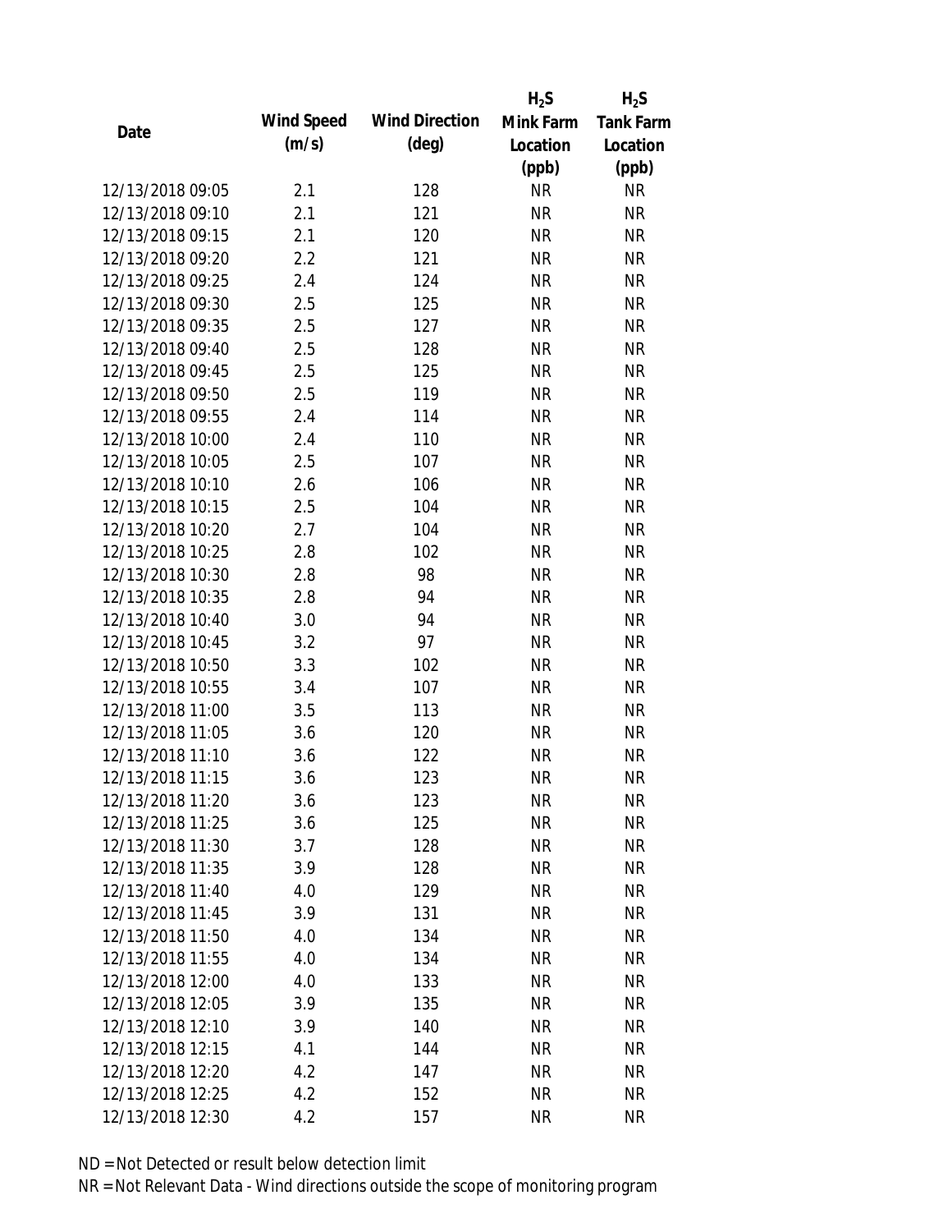| Date | Wind Speed (m/s) | Wind Direction (deg) | $H_2S$ Mink Farm Location (ppb) | $H_2S$ Tank Farm Location (ppb) |
|---|---|---|---|---|
| 12/13/2018 09:05 | 2.1 | 128 | NR | NR |
| 12/13/2018 09:10 | 2.1 | 121 | NR | NR |
| 12/13/2018 09:15 | 2.1 | 120 | NR | NR |
| 12/13/2018 09:20 | 2.2 | 121 | NR | NR |
| 12/13/2018 09:25 | 2.4 | 124 | NR | NR |
| 12/13/2018 09:30 | 2.5 | 125 | NR | NR |
| 12/13/2018 09:35 | 2.5 | 127 | NR | NR |
| 12/13/2018 09:40 | 2.5 | 128 | NR | NR |
| 12/13/2018 09:45 | 2.5 | 125 | NR | NR |
| 12/13/2018 09:50 | 2.5 | 119 | NR | NR |
| 12/13/2018 09:55 | 2.4 | 114 | NR | NR |
| 12/13/2018 10:00 | 2.4 | 110 | NR | NR |
| 12/13/2018 10:05 | 2.5 | 107 | NR | NR |
| 12/13/2018 10:10 | 2.6 | 106 | NR | NR |
| 12/13/2018 10:15 | 2.5 | 104 | NR | NR |
| 12/13/2018 10:20 | 2.7 | 104 | NR | NR |
| 12/13/2018 10:25 | 2.8 | 102 | NR | NR |
| 12/13/2018 10:30 | 2.8 | 98 | NR | NR |
| 12/13/2018 10:35 | 2.8 | 94 | NR | NR |
| 12/13/2018 10:40 | 3.0 | 94 | NR | NR |
| 12/13/2018 10:45 | 3.2 | 97 | NR | NR |
| 12/13/2018 10:50 | 3.3 | 102 | NR | NR |
| 12/13/2018 10:55 | 3.4 | 107 | NR | NR |
| 12/13/2018 11:00 | 3.5 | 113 | NR | NR |
| 12/13/2018 11:05 | 3.6 | 120 | NR | NR |
| 12/13/2018 11:10 | 3.6 | 122 | NR | NR |
| 12/13/2018 11:15 | 3.6 | 123 | NR | NR |
| 12/13/2018 11:20 | 3.6 | 123 | NR | NR |
| 12/13/2018 11:25 | 3.6 | 125 | NR | NR |
| 12/13/2018 11:30 | 3.7 | 128 | NR | NR |
| 12/13/2018 11:35 | 3.9 | 128 | NR | NR |
| 12/13/2018 11:40 | 4.0 | 129 | NR | NR |
| 12/13/2018 11:45 | 3.9 | 131 | NR | NR |
| 12/13/2018 11:50 | 4.0 | 134 | NR | NR |
| 12/13/2018 11:55 | 4.0 | 134 | NR | NR |
| 12/13/2018 12:00 | 4.0 | 133 | NR | NR |
| 12/13/2018 12:05 | 3.9 | 135 | NR | NR |
| 12/13/2018 12:10 | 3.9 | 140 | NR | NR |
| 12/13/2018 12:15 | 4.1 | 144 | NR | NR |
| 12/13/2018 12:20 | 4.2 | 147 | NR | NR |
| 12/13/2018 12:25 | 4.2 | 152 | NR | NR |
| 12/13/2018 12:30 | 4.2 | 157 | NR | NR |

ND = Not Detected or result below detection limit

NR = Not Relevant Data - Wind directions outside the scope of monitoring program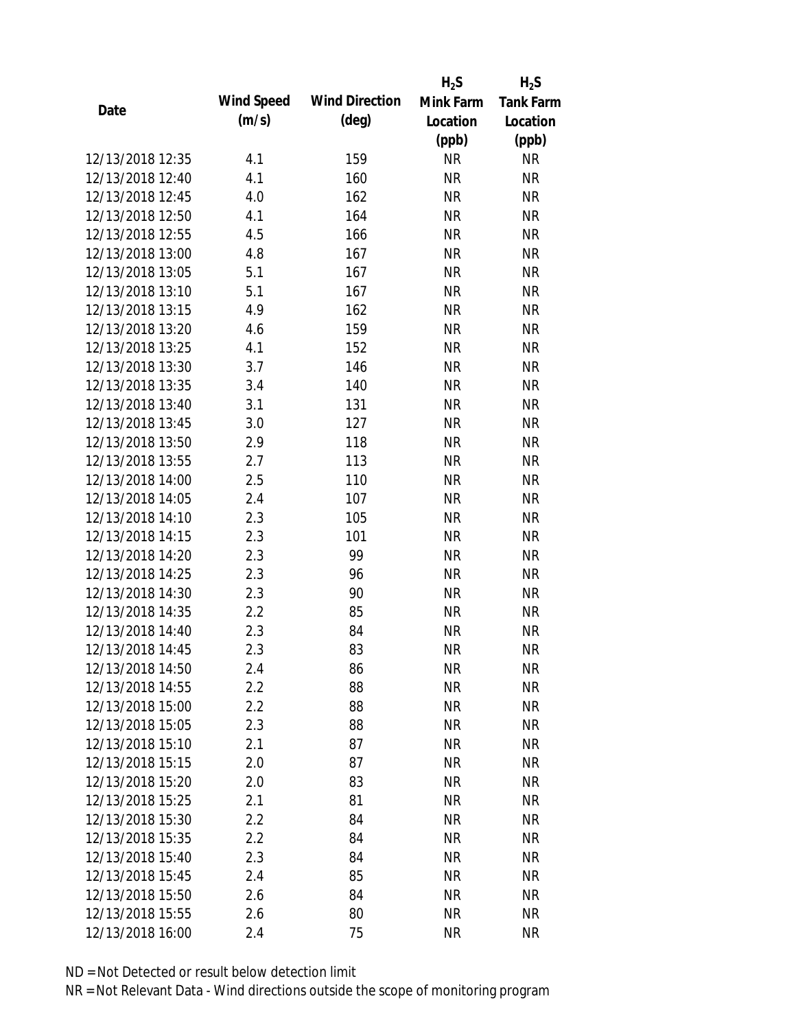| Date | Wind Speed (m/s) | Wind Direction (deg) | $H_2S$ Mink Farm Location (ppb) | $H_2S$ Tank Farm Location (ppb) |
|---|---|---|---|---|
| 12/13/2018 12:35 | 4.1 | 159 | NR | NR |
| 12/13/2018 12:40 | 4.1 | 160 | NR | NR |
| 12/13/2018 12:45 | 4.0 | 162 | NR | NR |
| 12/13/2018 12:50 | 4.1 | 164 | NR | NR |
| 12/13/2018 12:55 | 4.5 | 166 | NR | NR |
| 12/13/2018 13:00 | 4.8 | 167 | NR | NR |
| 12/13/2018 13:05 | 5.1 | 167 | NR | NR |
| 12/13/2018 13:10 | 5.1 | 167 | NR | NR |
| 12/13/2018 13:15 | 4.9 | 162 | NR | NR |
| 12/13/2018 13:20 | 4.6 | 159 | NR | NR |
| 12/13/2018 13:25 | 4.1 | 152 | NR | NR |
| 12/13/2018 13:30 | 3.7 | 146 | NR | NR |
| 12/13/2018 13:35 | 3.4 | 140 | NR | NR |
| 12/13/2018 13:40 | 3.1 | 131 | NR | NR |
| 12/13/2018 13:45 | 3.0 | 127 | NR | NR |
| 12/13/2018 13:50 | 2.9 | 118 | NR | NR |
| 12/13/2018 13:55 | 2.7 | 113 | NR | NR |
| 12/13/2018 14:00 | 2.5 | 110 | NR | NR |
| 12/13/2018 14:05 | 2.4 | 107 | NR | NR |
| 12/13/2018 14:10 | 2.3 | 105 | NR | NR |
| 12/13/2018 14:15 | 2.3 | 101 | NR | NR |
| 12/13/2018 14:20 | 2.3 | 99 | NR | NR |
| 12/13/2018 14:25 | 2.3 | 96 | NR | NR |
| 12/13/2018 14:30 | 2.3 | 90 | NR | NR |
| 12/13/2018 14:35 | 2.2 | 85 | NR | NR |
| 12/13/2018 14:40 | 2.3 | 84 | NR | NR |
| 12/13/2018 14:45 | 2.3 | 83 | NR | NR |
| 12/13/2018 14:50 | 2.4 | 86 | NR | NR |
| 12/13/2018 14:55 | 2.2 | 88 | NR | NR |
| 12/13/2018 15:00 | 2.2 | 88 | NR | NR |
| 12/13/2018 15:05 | 2.3 | 88 | NR | NR |
| 12/13/2018 15:10 | 2.1 | 87 | NR | NR |
| 12/13/2018 15:15 | 2.0 | 87 | NR | NR |
| 12/13/2018 15:20 | 2.0 | 83 | NR | NR |
| 12/13/2018 15:25 | 2.1 | 81 | NR | NR |
| 12/13/2018 15:30 | 2.2 | 84 | NR | NR |
| 12/13/2018 15:35 | 2.2 | 84 | NR | NR |
| 12/13/2018 15:40 | 2.3 | 84 | NR | NR |
| 12/13/2018 15:45 | 2.4 | 85 | NR | NR |
| 12/13/2018 15:50 | 2.6 | 84 | NR | NR |
| 12/13/2018 15:55 | 2.6 | 80 | NR | NR |
| 12/13/2018 16:00 | 2.4 | 75 | NR | NR |

ND = Not Detected or result below detection limit

NR = Not Relevant Data - Wind directions outside the scope of monitoring program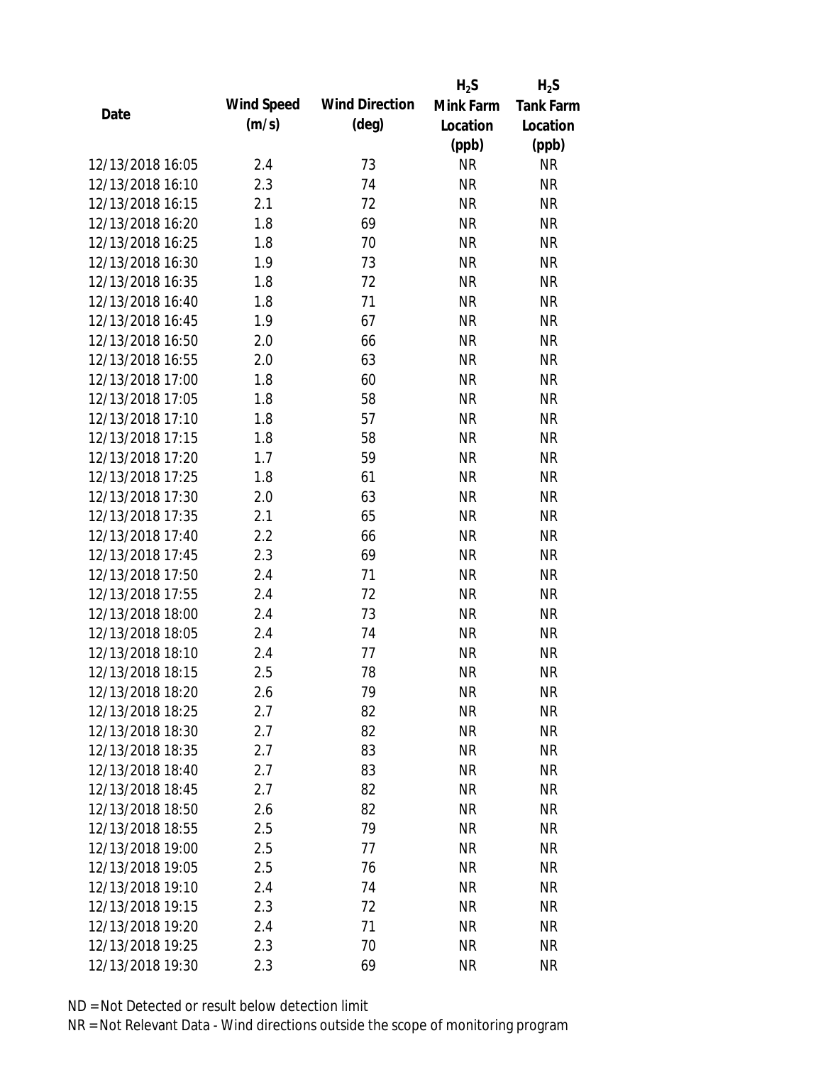| Date | Wind Speed (m/s) | Wind Direction (deg) | $H_2S$ Mink Farm Location (ppb) | $H_2S$ Tank Farm Location (ppb) |
|---|---|---|---|---|
| 12/13/2018 16:05 | 2.4 | 73 | NR | NR |
| 12/13/2018 16:10 | 2.3 | 74 | NR | NR |
| 12/13/2018 16:15 | 2.1 | 72 | NR | NR |
| 12/13/2018 16:20 | 1.8 | 69 | NR | NR |
| 12/13/2018 16:25 | 1.8 | 70 | NR | NR |
| 12/13/2018 16:30 | 1.9 | 73 | NR | NR |
| 12/13/2018 16:35 | 1.8 | 72 | NR | NR |
| 12/13/2018 16:40 | 1.8 | 71 | NR | NR |
| 12/13/2018 16:45 | 1.9 | 67 | NR | NR |
| 12/13/2018 16:50 | 2.0 | 66 | NR | NR |
| 12/13/2018 16:55 | 2.0 | 63 | NR | NR |
| 12/13/2018 17:00 | 1.8 | 60 | NR | NR |
| 12/13/2018 17:05 | 1.8 | 58 | NR | NR |
| 12/13/2018 17:10 | 1.8 | 57 | NR | NR |
| 12/13/2018 17:15 | 1.8 | 58 | NR | NR |
| 12/13/2018 17:20 | 1.7 | 59 | NR | NR |
| 12/13/2018 17:25 | 1.8 | 61 | NR | NR |
| 12/13/2018 17:30 | 2.0 | 63 | NR | NR |
| 12/13/2018 17:35 | 2.1 | 65 | NR | NR |
| 12/13/2018 17:40 | 2.2 | 66 | NR | NR |
| 12/13/2018 17:45 | 2.3 | 69 | NR | NR |
| 12/13/2018 17:50 | 2.4 | 71 | NR | NR |
| 12/13/2018 17:55 | 2.4 | 72 | NR | NR |
| 12/13/2018 18:00 | 2.4 | 73 | NR | NR |
| 12/13/2018 18:05 | 2.4 | 74 | NR | NR |
| 12/13/2018 18:10 | 2.4 | 77 | NR | NR |
| 12/13/2018 18:15 | 2.5 | 78 | NR | NR |
| 12/13/2018 18:20 | 2.6 | 79 | NR | NR |
| 12/13/2018 18:25 | 2.7 | 82 | NR | NR |
| 12/13/2018 18:30 | 2.7 | 82 | NR | NR |
| 12/13/2018 18:35 | 2.7 | 83 | NR | NR |
| 12/13/2018 18:40 | 2.7 | 83 | NR | NR |
| 12/13/2018 18:45 | 2.7 | 82 | NR | NR |
| 12/13/2018 18:50 | 2.6 | 82 | NR | NR |
| 12/13/2018 18:55 | 2.5 | 79 | NR | NR |
| 12/13/2018 19:00 | 2.5 | 77 | NR | NR |
| 12/13/2018 19:05 | 2.5 | 76 | NR | NR |
| 12/13/2018 19:10 | 2.4 | 74 | NR | NR |
| 12/13/2018 19:15 | 2.3 | 72 | NR | NR |
| 12/13/2018 19:20 | 2.4 | 71 | NR | NR |
| 12/13/2018 19:25 | 2.3 | 70 | NR | NR |
| 12/13/2018 19:30 | 2.3 | 69 | NR | NR |

ND = Not Detected or result below detection limit

NR = Not Relevant Data - Wind directions outside the scope of monitoring program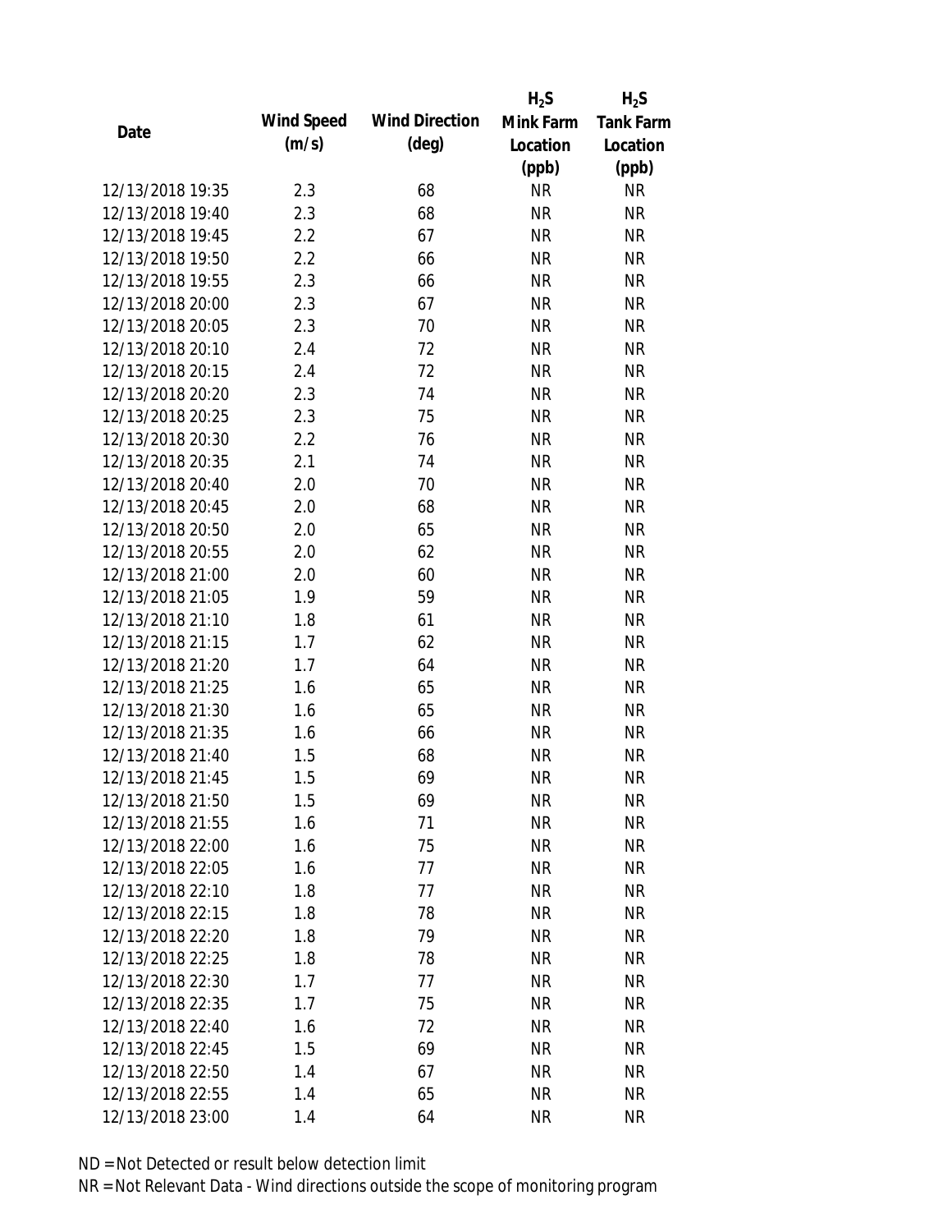| Date | Wind Speed (m/s) | Wind Direction (deg) | $H_2S$ Mink Farm Location (ppb) | $H_2S$ Tank Farm Location (ppb) |
| --- | --- | --- | --- | --- |
| 12/13/2018 19:35 | 2.3 | 68 | NR | NR |
| 12/13/2018 19:40 | 2.3 | 68 | NR | NR |
| 12/13/2018 19:45 | 2.2 | 67 | NR | NR |
| 12/13/2018 19:50 | 2.2 | 66 | NR | NR |
| 12/13/2018 19:55 | 2.3 | 66 | NR | NR |
| 12/13/2018 20:00 | 2.3 | 67 | NR | NR |
| 12/13/2018 20:05 | 2.3 | 70 | NR | NR |
| 12/13/2018 20:10 | 2.4 | 72 | NR | NR |
| 12/13/2018 20:15 | 2.4 | 72 | NR | NR |
| 12/13/2018 20:20 | 2.3 | 74 | NR | NR |
| 12/13/2018 20:25 | 2.3 | 75 | NR | NR |
| 12/13/2018 20:30 | 2.2 | 76 | NR | NR |
| 12/13/2018 20:35 | 2.1 | 74 | NR | NR |
| 12/13/2018 20:40 | 2.0 | 70 | NR | NR |
| 12/13/2018 20:45 | 2.0 | 68 | NR | NR |
| 12/13/2018 20:50 | 2.0 | 65 | NR | NR |
| 12/13/2018 20:55 | 2.0 | 62 | NR | NR |
| 12/13/2018 21:00 | 2.0 | 60 | NR | NR |
| 12/13/2018 21:05 | 1.9 | 59 | NR | NR |
| 12/13/2018 21:10 | 1.8 | 61 | NR | NR |
| 12/13/2018 21:15 | 1.7 | 62 | NR | NR |
| 12/13/2018 21:20 | 1.7 | 64 | NR | NR |
| 12/13/2018 21:25 | 1.6 | 65 | NR | NR |
| 12/13/2018 21:30 | 1.6 | 65 | NR | NR |
| 12/13/2018 21:35 | 1.6 | 66 | NR | NR |
| 12/13/2018 21:40 | 1.5 | 68 | NR | NR |
| 12/13/2018 21:45 | 1.5 | 69 | NR | NR |
| 12/13/2018 21:50 | 1.5 | 69 | NR | NR |
| 12/13/2018 21:55 | 1.6 | 71 | NR | NR |
| 12/13/2018 22:00 | 1.6 | 75 | NR | NR |
| 12/13/2018 22:05 | 1.6 | 77 | NR | NR |
| 12/13/2018 22:10 | 1.8 | 77 | NR | NR |
| 12/13/2018 22:15 | 1.8 | 78 | NR | NR |
| 12/13/2018 22:20 | 1.8 | 79 | NR | NR |
| 12/13/2018 22:25 | 1.8 | 78 | NR | NR |
| 12/13/2018 22:30 | 1.7 | 77 | NR | NR |
| 12/13/2018 22:35 | 1.7 | 75 | NR | NR |
| 12/13/2018 22:40 | 1.6 | 72 | NR | NR |
| 12/13/2018 22:45 | 1.5 | 69 | NR | NR |
| 12/13/2018 22:50 | 1.4 | 67 | NR | NR |
| 12/13/2018 22:55 | 1.4 | 65 | NR | NR |
| 12/13/2018 23:00 | 1.4 | 64 | NR | NR |

ND = Not Detected or result below detection limit

NR = Not Relevant Data - Wind directions outside the scope of monitoring program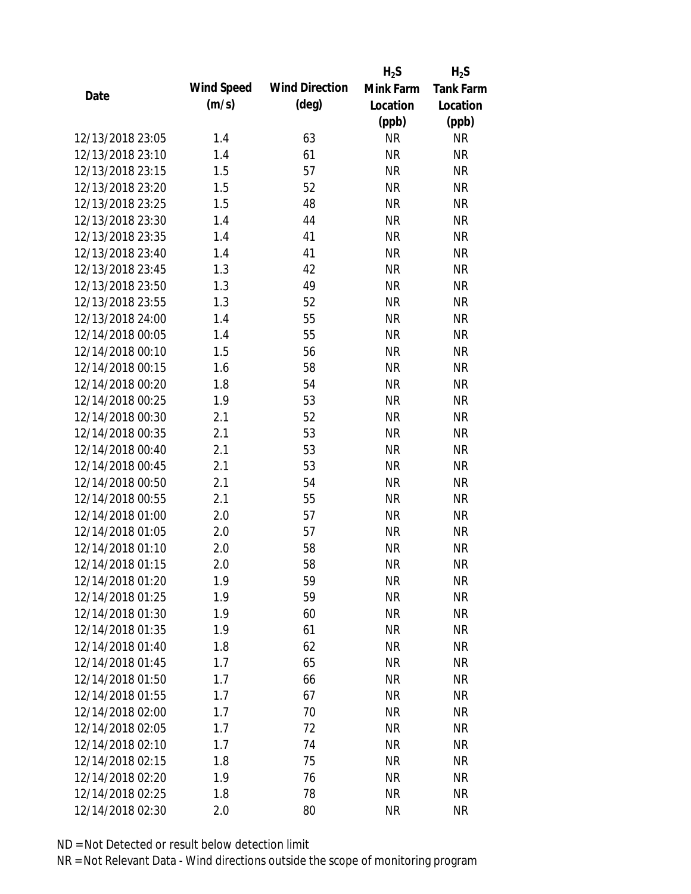| Date | Wind Speed (m/s) | Wind Direction (deg) | $H_2S$ Mink Farm Location (ppb) | $H_2S$ Tank Farm Location (ppb) |
|---|---|---|---|---|
| 12/13/2018 23:05 | 1.4 | 63 | NR | NR |
| 12/13/2018 23:10 | 1.4 | 61 | NR | NR |
| 12/13/2018 23:15 | 1.5 | 57 | NR | NR |
| 12/13/2018 23:20 | 1.5 | 52 | NR | NR |
| 12/13/2018 23:25 | 1.5 | 48 | NR | NR |
| 12/13/2018 23:30 | 1.4 | 44 | NR | NR |
| 12/13/2018 23:35 | 1.4 | 41 | NR | NR |
| 12/13/2018 23:40 | 1.4 | 41 | NR | NR |
| 12/13/2018 23:45 | 1.3 | 42 | NR | NR |
| 12/13/2018 23:50 | 1.3 | 49 | NR | NR |
| 12/13/2018 23:55 | 1.3 | 52 | NR | NR |
| 12/13/2018 24:00 | 1.4 | 55 | NR | NR |
| 12/14/2018 00:05 | 1.4 | 55 | NR | NR |
| 12/14/2018 00:10 | 1.5 | 56 | NR | NR |
| 12/14/2018 00:15 | 1.6 | 58 | NR | NR |
| 12/14/2018 00:20 | 1.8 | 54 | NR | NR |
| 12/14/2018 00:25 | 1.9 | 53 | NR | NR |
| 12/14/2018 00:30 | 2.1 | 52 | NR | NR |
| 12/14/2018 00:35 | 2.1 | 53 | NR | NR |
| 12/14/2018 00:40 | 2.1 | 53 | NR | NR |
| 12/14/2018 00:45 | 2.1 | 53 | NR | NR |
| 12/14/2018 00:50 | 2.1 | 54 | NR | NR |
| 12/14/2018 00:55 | 2.1 | 55 | NR | NR |
| 12/14/2018 01:00 | 2.0 | 57 | NR | NR |
| 12/14/2018 01:05 | 2.0 | 57 | NR | NR |
| 12/14/2018 01:10 | 2.0 | 58 | NR | NR |
| 12/14/2018 01:15 | 2.0 | 58 | NR | NR |
| 12/14/2018 01:20 | 1.9 | 59 | NR | NR |
| 12/14/2018 01:25 | 1.9 | 59 | NR | NR |
| 12/14/2018 01:30 | 1.9 | 60 | NR | NR |
| 12/14/2018 01:35 | 1.9 | 61 | NR | NR |
| 12/14/2018 01:40 | 1.8 | 62 | NR | NR |
| 12/14/2018 01:45 | 1.7 | 65 | NR | NR |
| 12/14/2018 01:50 | 1.7 | 66 | NR | NR |
| 12/14/2018 01:55 | 1.7 | 67 | NR | NR |
| 12/14/2018 02:00 | 1.7 | 70 | NR | NR |
| 12/14/2018 02:05 | 1.7 | 72 | NR | NR |
| 12/14/2018 02:10 | 1.7 | 74 | NR | NR |
| 12/14/2018 02:15 | 1.8 | 75 | NR | NR |
| 12/14/2018 02:20 | 1.9 | 76 | NR | NR |
| 12/14/2018 02:25 | 1.8 | 78 | NR | NR |
| 12/14/2018 02:30 | 2.0 | 80 | NR | NR |

ND = Not Detected or result below detection limit

NR = Not Relevant Data - Wind directions outside the scope of monitoring program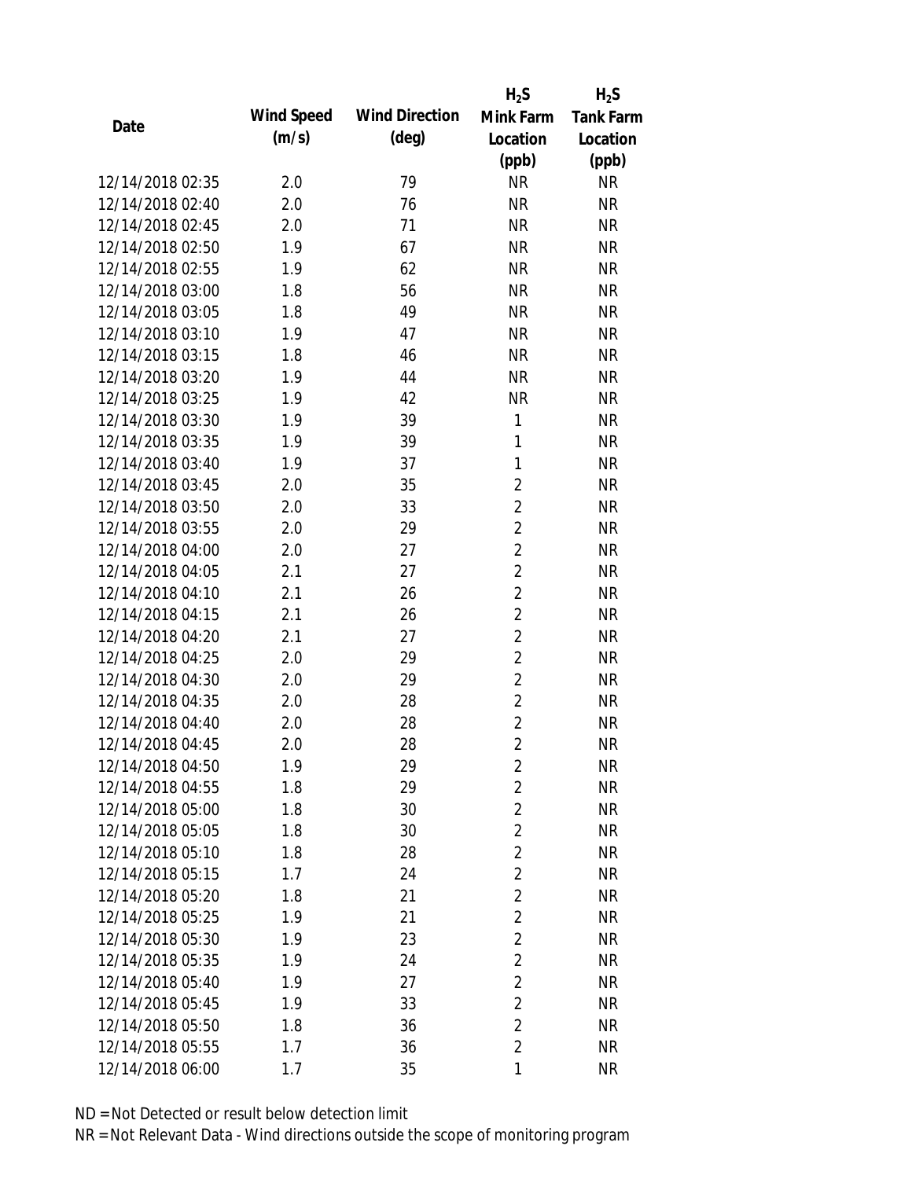| Date | Wind Speed (m/s) | Wind Direction (deg) | $H_2S$ Mink Farm Location (ppb) | $H_2S$ Tank Farm Location (ppb) |
| --- | --- | --- | --- | --- |
| 12/14/2018 02:35 | 2.0 | 79 | NR | NR |
| 12/14/2018 02:40 | 2.0 | 76 | NR | NR |
| 12/14/2018 02:45 | 2.0 | 71 | NR | NR |
| 12/14/2018 02:50 | 1.9 | 67 | NR | NR |
| 12/14/2018 02:55 | 1.9 | 62 | NR | NR |
| 12/14/2018 03:00 | 1.8 | 56 | NR | NR |
| 12/14/2018 03:05 | 1.8 | 49 | NR | NR |
| 12/14/2018 03:10 | 1.9 | 47 | NR | NR |
| 12/14/2018 03:15 | 1.8 | 46 | NR | NR |
| 12/14/2018 03:20 | 1.9 | 44 | NR | NR |
| 12/14/2018 03:25 | 1.9 | 42 | NR | NR |
| 12/14/2018 03:30 | 1.9 | 39 | 1 | NR |
| 12/14/2018 03:35 | 1.9 | 39 | 1 | NR |
| 12/14/2018 03:40 | 1.9 | 37 | 1 | NR |
| 12/14/2018 03:45 | 2.0 | 35 | 2 | NR |
| 12/14/2018 03:50 | 2.0 | 33 | 2 | NR |
| 12/14/2018 03:55 | 2.0 | 29 | 2 | NR |
| 12/14/2018 04:00 | 2.0 | 27 | 2 | NR |
| 12/14/2018 04:05 | 2.1 | 27 | 2 | NR |
| 12/14/2018 04:10 | 2.1 | 26 | 2 | NR |
| 12/14/2018 04:15 | 2.1 | 26 | 2 | NR |
| 12/14/2018 04:20 | 2.1 | 27 | 2 | NR |
| 12/14/2018 04:25 | 2.0 | 29 | 2 | NR |
| 12/14/2018 04:30 | 2.0 | 29 | 2 | NR |
| 12/14/2018 04:35 | 2.0 | 28 | 2 | NR |
| 12/14/2018 04:40 | 2.0 | 28 | 2 | NR |
| 12/14/2018 04:45 | 2.0 | 28 | 2 | NR |
| 12/14/2018 04:50 | 1.9 | 29 | 2 | NR |
| 12/14/2018 04:55 | 1.8 | 29 | 2 | NR |
| 12/14/2018 05:00 | 1.8 | 30 | 2 | NR |
| 12/14/2018 05:05 | 1.8 | 30 | 2 | NR |
| 12/14/2018 05:10 | 1.8 | 28 | 2 | NR |
| 12/14/2018 05:15 | 1.7 | 24 | 2 | NR |
| 12/14/2018 05:20 | 1.8 | 21 | 2 | NR |
| 12/14/2018 05:25 | 1.9 | 21 | 2 | NR |
| 12/14/2018 05:30 | 1.9 | 23 | 2 | NR |
| 12/14/2018 05:35 | 1.9 | 24 | 2 | NR |
| 12/14/2018 05:40 | 1.9 | 27 | 2 | NR |
| 12/14/2018 05:45 | 1.9 | 33 | 2 | NR |
| 12/14/2018 05:50 | 1.8 | 36 | 2 | NR |
| 12/14/2018 05:55 | 1.7 | 36 | 2 | NR |
| 12/14/2018 06:00 | 1.7 | 35 | 1 | NR |

ND = Not Detected or result below detection limit

NR = Not Relevant Data - Wind directions outside the scope of monitoring program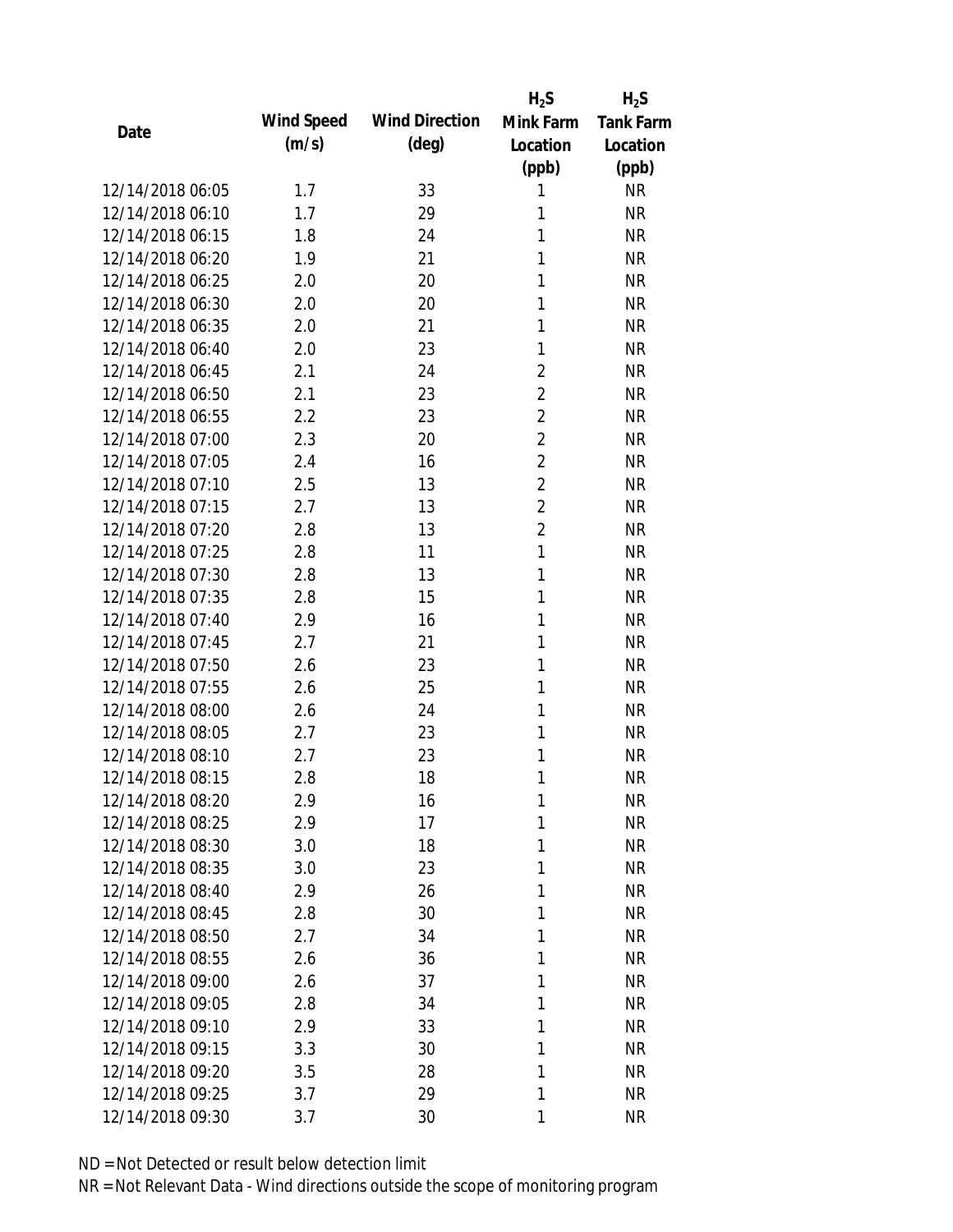| Date | Wind Speed (m/s) | Wind Direction (deg) | $H_2S$ Mink Farm Location (ppb) | $H_2S$ Tank Farm Location (ppb) |
|---|---|---|---|---|
| 12/14/2018 06:05 | 1.7 | 33 | 1 | NR |
| 12/14/2018 06:10 | 1.7 | 29 | 1 | NR |
| 12/14/2018 06:15 | 1.8 | 24 | 1 | NR |
| 12/14/2018 06:20 | 1.9 | 21 | 1 | NR |
| 12/14/2018 06:25 | 2.0 | 20 | 1 | NR |
| 12/14/2018 06:30 | 2.0 | 20 | 1 | NR |
| 12/14/2018 06:35 | 2.0 | 21 | 1 | NR |
| 12/14/2018 06:40 | 2.0 | 23 | 1 | NR |
| 12/14/2018 06:45 | 2.1 | 24 | 2 | NR |
| 12/14/2018 06:50 | 2.1 | 23 | 2 | NR |
| 12/14/2018 06:55 | 2.2 | 23 | 2 | NR |
| 12/14/2018 07:00 | 2.3 | 20 | 2 | NR |
| 12/14/2018 07:05 | 2.4 | 16 | 2 | NR |
| 12/14/2018 07:10 | 2.5 | 13 | 2 | NR |
| 12/14/2018 07:15 | 2.7 | 13 | 2 | NR |
| 12/14/2018 07:20 | 2.8 | 13 | 2 | NR |
| 12/14/2018 07:25 | 2.8 | 11 | 1 | NR |
| 12/14/2018 07:30 | 2.8 | 13 | 1 | NR |
| 12/14/2018 07:35 | 2.8 | 15 | 1 | NR |
| 12/14/2018 07:40 | 2.9 | 16 | 1 | NR |
| 12/14/2018 07:45 | 2.7 | 21 | 1 | NR |
| 12/14/2018 07:50 | 2.6 | 23 | 1 | NR |
| 12/14/2018 07:55 | 2.6 | 25 | 1 | NR |
| 12/14/2018 08:00 | 2.6 | 24 | 1 | NR |
| 12/14/2018 08:05 | 2.7 | 23 | 1 | NR |
| 12/14/2018 08:10 | 2.7 | 23 | 1 | NR |
| 12/14/2018 08:15 | 2.8 | 18 | 1 | NR |
| 12/14/2018 08:20 | 2.9 | 16 | 1 | NR |
| 12/14/2018 08:25 | 2.9 | 17 | 1 | NR |
| 12/14/2018 08:30 | 3.0 | 18 | 1 | NR |
| 12/14/2018 08:35 | 3.0 | 23 | 1 | NR |
| 12/14/2018 08:40 | 2.9 | 26 | 1 | NR |
| 12/14/2018 08:45 | 2.8 | 30 | 1 | NR |
| 12/14/2018 08:50 | 2.7 | 34 | 1 | NR |
| 12/14/2018 08:55 | 2.6 | 36 | 1 | NR |
| 12/14/2018 09:00 | 2.6 | 37 | 1 | NR |
| 12/14/2018 09:05 | 2.8 | 34 | 1 | NR |
| 12/14/2018 09:10 | 2.9 | 33 | 1 | NR |
| 12/14/2018 09:15 | 3.3 | 30 | 1 | NR |
| 12/14/2018 09:20 | 3.5 | 28 | 1 | NR |
| 12/14/2018 09:25 | 3.7 | 29 | 1 | NR |
| 12/14/2018 09:30 | 3.7 | 30 | 1 | NR |

ND = Not Detected or result below detection limit

NR = Not Relevant Data - Wind directions outside the scope of monitoring program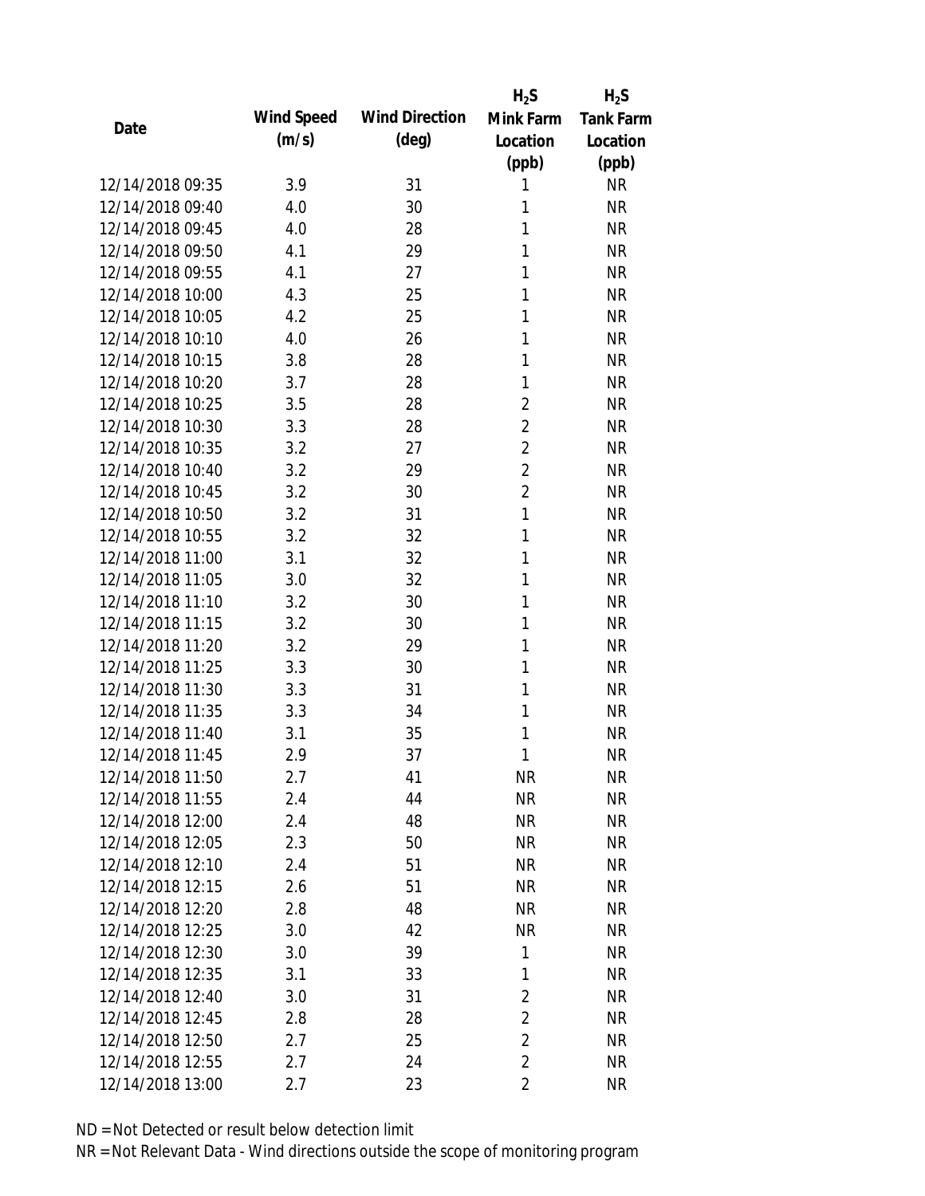| Date | Wind Speed (m/s) | Wind Direction (deg) | $H_2S$ Mink Farm Location (ppb) | $H_2S$ Tank Farm Location (ppb) |
|---|---|---|---|---|
| 12/14/2018 09:35 | 3.9 | 31 | 1 | NR |
| 12/14/2018 09:40 | 4.0 | 30 | 1 | NR |
| 12/14/2018 09:45 | 4.0 | 28 | 1 | NR |
| 12/14/2018 09:50 | 4.1 | 29 | 1 | NR |
| 12/14/2018 09:55 | 4.1 | 27 | 1 | NR |
| 12/14/2018 10:00 | 4.3 | 25 | 1 | NR |
| 12/14/2018 10:05 | 4.2 | 25 | 1 | NR |
| 12/14/2018 10:10 | 4.0 | 26 | 1 | NR |
| 12/14/2018 10:15 | 3.8 | 28 | 1 | NR |
| 12/14/2018 10:20 | 3.7 | 28 | 1 | NR |
| 12/14/2018 10:25 | 3.5 | 28 | 2 | NR |
| 12/14/2018 10:30 | 3.3 | 28 | 2 | NR |
| 12/14/2018 10:35 | 3.2 | 27 | 2 | NR |
| 12/14/2018 10:40 | 3.2 | 29 | 2 | NR |
| 12/14/2018 10:45 | 3.2 | 30 | 2 | NR |
| 12/14/2018 10:50 | 3.2 | 31 | 1 | NR |
| 12/14/2018 10:55 | 3.2 | 32 | 1 | NR |
| 12/14/2018 11:00 | 3.1 | 32 | 1 | NR |
| 12/14/2018 11:05 | 3.0 | 32 | 1 | NR |
| 12/14/2018 11:10 | 3.2 | 30 | 1 | NR |
| 12/14/2018 11:15 | 3.2 | 30 | 1 | NR |
| 12/14/2018 11:20 | 3.2 | 29 | 1 | NR |
| 12/14/2018 11:25 | 3.3 | 30 | 1 | NR |
| 12/14/2018 11:30 | 3.3 | 31 | 1 | NR |
| 12/14/2018 11:35 | 3.3 | 34 | 1 | NR |
| 12/14/2018 11:40 | 3.1 | 35 | 1 | NR |
| 12/14/2018 11:45 | 2.9 | 37 | 1 | NR |
| 12/14/2018 11:50 | 2.7 | 41 | NR | NR |
| 12/14/2018 11:55 | 2.4 | 44 | NR | NR |
| 12/14/2018 12:00 | 2.4 | 48 | NR | NR |
| 12/14/2018 12:05 | 2.3 | 50 | NR | NR |
| 12/14/2018 12:10 | 2.4 | 51 | NR | NR |
| 12/14/2018 12:15 | 2.6 | 51 | NR | NR |
| 12/14/2018 12:20 | 2.8 | 48 | NR | NR |
| 12/14/2018 12:25 | 3.0 | 42 | NR | NR |
| 12/14/2018 12:30 | 3.0 | 39 | 1 | NR |
| 12/14/2018 12:35 | 3.1 | 33 | 1 | NR |
| 12/14/2018 12:40 | 3.0 | 31 | 2 | NR |
| 12/14/2018 12:45 | 2.8 | 28 | 2 | NR |
| 12/14/2018 12:50 | 2.7 | 25 | 2 | NR |
| 12/14/2018 12:55 | 2.7 | 24 | 2 | NR |
| 12/14/2018 13:00 | 2.7 | 23 | 2 | NR |

ND = Not Detected or result below detection limit

NR = Not Relevant Data - Wind directions outside the scope of monitoring program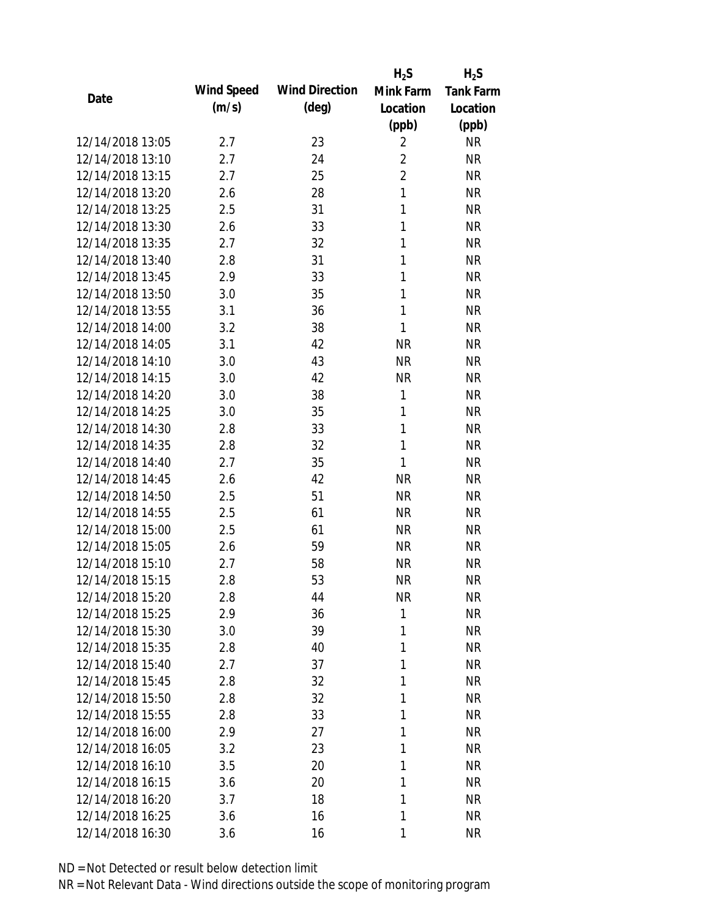| Date | Wind Speed (m/s) | Wind Direction (deg) | $H_2S$ Mink Farm Location (ppb) | $H_2S$ Tank Farm Location (ppb) |
|---|---|---|---|---|
| 12/14/2018 13:05 | 2.7 | 23 | 2 | NR |
| 12/14/2018 13:10 | 2.7 | 24 | 2 | NR |
| 12/14/2018 13:15 | 2.7 | 25 | 2 | NR |
| 12/14/2018 13:20 | 2.6 | 28 | 1 | NR |
| 12/14/2018 13:25 | 2.5 | 31 | 1 | NR |
| 12/14/2018 13:30 | 2.6 | 33 | 1 | NR |
| 12/14/2018 13:35 | 2.7 | 32 | 1 | NR |
| 12/14/2018 13:40 | 2.8 | 31 | 1 | NR |
| 12/14/2018 13:45 | 2.9 | 33 | 1 | NR |
| 12/14/2018 13:50 | 3.0 | 35 | 1 | NR |
| 12/14/2018 13:55 | 3.1 | 36 | 1 | NR |
| 12/14/2018 14:00 | 3.2 | 38 | 1 | NR |
| 12/14/2018 14:05 | 3.1 | 42 | NR | NR |
| 12/14/2018 14:10 | 3.0 | 43 | NR | NR |
| 12/14/2018 14:15 | 3.0 | 42 | NR | NR |
| 12/14/2018 14:20 | 3.0 | 38 | 1 | NR |
| 12/14/2018 14:25 | 3.0 | 35 | 1 | NR |
| 12/14/2018 14:30 | 2.8 | 33 | 1 | NR |
| 12/14/2018 14:35 | 2.8 | 32 | 1 | NR |
| 12/14/2018 14:40 | 2.7 | 35 | 1 | NR |
| 12/14/2018 14:45 | 2.6 | 42 | NR | NR |
| 12/14/2018 14:50 | 2.5 | 51 | NR | NR |
| 12/14/2018 14:55 | 2.5 | 61 | NR | NR |
| 12/14/2018 15:00 | 2.5 | 61 | NR | NR |
| 12/14/2018 15:05 | 2.6 | 59 | NR | NR |
| 12/14/2018 15:10 | 2.7 | 58 | NR | NR |
| 12/14/2018 15:15 | 2.8 | 53 | NR | NR |
| 12/14/2018 15:20 | 2.8 | 44 | NR | NR |
| 12/14/2018 15:25 | 2.9 | 36 | 1 | NR |
| 12/14/2018 15:30 | 3.0 | 39 | 1 | NR |
| 12/14/2018 15:35 | 2.8 | 40 | 1 | NR |
| 12/14/2018 15:40 | 2.7 | 37 | 1 | NR |
| 12/14/2018 15:45 | 2.8 | 32 | 1 | NR |
| 12/14/2018 15:50 | 2.8 | 32 | 1 | NR |
| 12/14/2018 15:55 | 2.8 | 33 | 1 | NR |
| 12/14/2018 16:00 | 2.9 | 27 | 1 | NR |
| 12/14/2018 16:05 | 3.2 | 23 | 1 | NR |
| 12/14/2018 16:10 | 3.5 | 20 | 1 | NR |
| 12/14/2018 16:15 | 3.6 | 20 | 1 | NR |
| 12/14/2018 16:20 | 3.7 | 18 | 1 | NR |
| 12/14/2018 16:25 | 3.6 | 16 | 1 | NR |
| 12/14/2018 16:30 | 3.6 | 16 | 1 | NR |

ND = Not Detected or result below detection limit

NR = Not Relevant Data - Wind directions outside the scope of monitoring program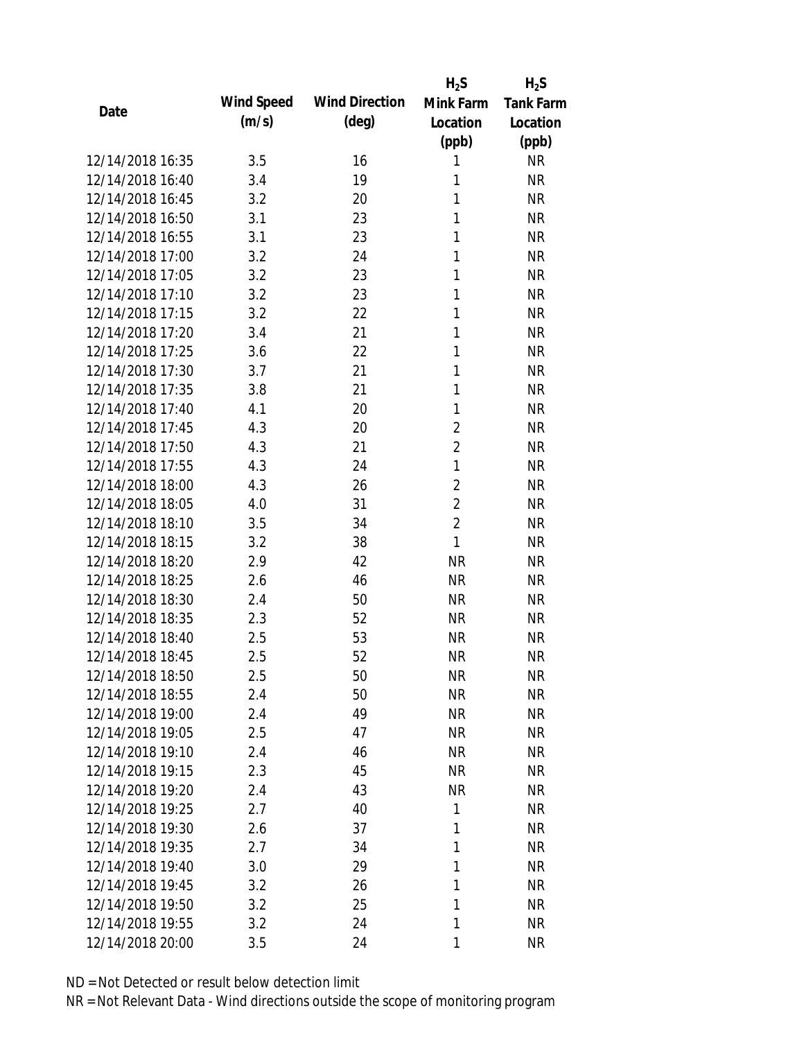| Date | Wind Speed (m/s) | Wind Direction (deg) | $H_2S$ Mink Farm Location (ppb) | $H_2S$ Tank Farm Location (ppb) |
| --- | --- | --- | --- | --- |
| 12/14/2018 16:35 | 3.5 | 16 | 1 | NR |
| 12/14/2018 16:40 | 3.4 | 19 | 1 | NR |
| 12/14/2018 16:45 | 3.2 | 20 | 1 | NR |
| 12/14/2018 16:50 | 3.1 | 23 | 1 | NR |
| 12/14/2018 16:55 | 3.1 | 23 | 1 | NR |
| 12/14/2018 17:00 | 3.2 | 24 | 1 | NR |
| 12/14/2018 17:05 | 3.2 | 23 | 1 | NR |
| 12/14/2018 17:10 | 3.2 | 23 | 1 | NR |
| 12/14/2018 17:15 | 3.2 | 22 | 1 | NR |
| 12/14/2018 17:20 | 3.4 | 21 | 1 | NR |
| 12/14/2018 17:25 | 3.6 | 22 | 1 | NR |
| 12/14/2018 17:30 | 3.7 | 21 | 1 | NR |
| 12/14/2018 17:35 | 3.8 | 21 | 1 | NR |
| 12/14/2018 17:40 | 4.1 | 20 | 1 | NR |
| 12/14/2018 17:45 | 4.3 | 20 | 2 | NR |
| 12/14/2018 17:50 | 4.3 | 21 | 2 | NR |
| 12/14/2018 17:55 | 4.3 | 24 | 1 | NR |
| 12/14/2018 18:00 | 4.3 | 26 | 2 | NR |
| 12/14/2018 18:05 | 4.0 | 31 | 2 | NR |
| 12/14/2018 18:10 | 3.5 | 34 | 2 | NR |
| 12/14/2018 18:15 | 3.2 | 38 | 1 | NR |
| 12/14/2018 18:20 | 2.9 | 42 | NR | NR |
| 12/14/2018 18:25 | 2.6 | 46 | NR | NR |
| 12/14/2018 18:30 | 2.4 | 50 | NR | NR |
| 12/14/2018 18:35 | 2.3 | 52 | NR | NR |
| 12/14/2018 18:40 | 2.5 | 53 | NR | NR |
| 12/14/2018 18:45 | 2.5 | 52 | NR | NR |
| 12/14/2018 18:50 | 2.5 | 50 | NR | NR |
| 12/14/2018 18:55 | 2.4 | 50 | NR | NR |
| 12/14/2018 19:00 | 2.4 | 49 | NR | NR |
| 12/14/2018 19:05 | 2.5 | 47 | NR | NR |
| 12/14/2018 19:10 | 2.4 | 46 | NR | NR |
| 12/14/2018 19:15 | 2.3 | 45 | NR | NR |
| 12/14/2018 19:20 | 2.4 | 43 | NR | NR |
| 12/14/2018 19:25 | 2.7 | 40 | 1 | NR |
| 12/14/2018 19:30 | 2.6 | 37 | 1 | NR |
| 12/14/2018 19:35 | 2.7 | 34 | 1 | NR |
| 12/14/2018 19:40 | 3.0 | 29 | 1 | NR |
| 12/14/2018 19:45 | 3.2 | 26 | 1 | NR |
| 12/14/2018 19:50 | 3.2 | 25 | 1 | NR |
| 12/14/2018 19:55 | 3.2 | 24 | 1 | NR |
| 12/14/2018 20:00 | 3.5 | 24 | 1 | NR |

ND = Not Detected or result below detection limit

NR = Not Relevant Data - Wind directions outside the scope of monitoring program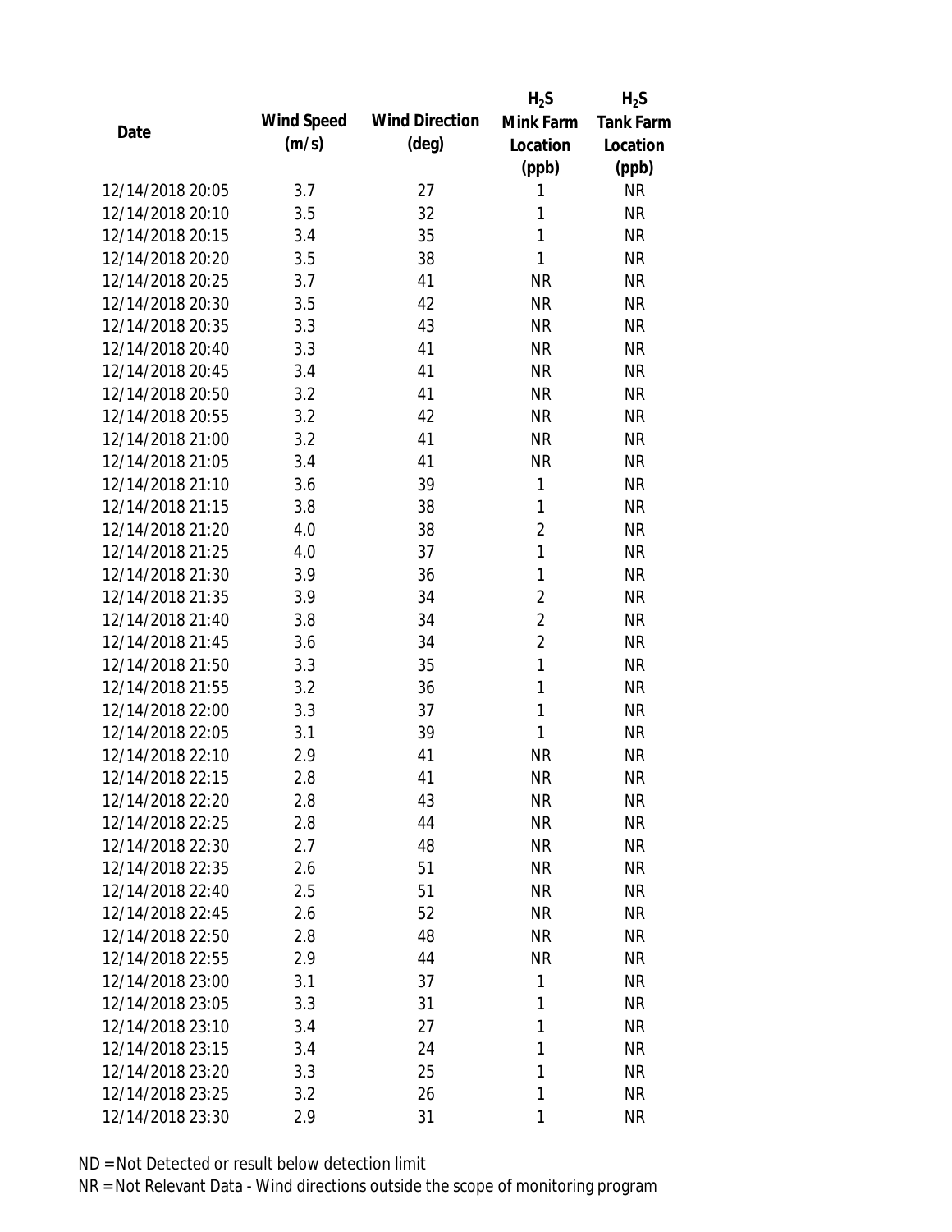| Date | Wind Speed (m/s) | Wind Direction (deg) | $H_2S$ Mink Farm Location (ppb) | $H_2S$ Tank Farm Location (ppb) |
|---|---|---|---|---|
| 12/14/2018 20:05 | 3.7 | 27 | 1 | NR |
| 12/14/2018 20:10 | 3.5 | 32 | 1 | NR |
| 12/14/2018 20:15 | 3.4 | 35 | 1 | NR |
| 12/14/2018 20:20 | 3.5 | 38 | 1 | NR |
| 12/14/2018 20:25 | 3.7 | 41 | NR | NR |
| 12/14/2018 20:30 | 3.5 | 42 | NR | NR |
| 12/14/2018 20:35 | 3.3 | 43 | NR | NR |
| 12/14/2018 20:40 | 3.3 | 41 | NR | NR |
| 12/14/2018 20:45 | 3.4 | 41 | NR | NR |
| 12/14/2018 20:50 | 3.2 | 41 | NR | NR |
| 12/14/2018 20:55 | 3.2 | 42 | NR | NR |
| 12/14/2018 21:00 | 3.2 | 41 | NR | NR |
| 12/14/2018 21:05 | 3.4 | 41 | NR | NR |
| 12/14/2018 21:10 | 3.6 | 39 | 1 | NR |
| 12/14/2018 21:15 | 3.8 | 38 | 1 | NR |
| 12/14/2018 21:20 | 4.0 | 38 | 2 | NR |
| 12/14/2018 21:25 | 4.0 | 37 | 1 | NR |
| 12/14/2018 21:30 | 3.9 | 36 | 1 | NR |
| 12/14/2018 21:35 | 3.9 | 34 | 2 | NR |
| 12/14/2018 21:40 | 3.8 | 34 | 2 | NR |
| 12/14/2018 21:45 | 3.6 | 34 | 2 | NR |
| 12/14/2018 21:50 | 3.3 | 35 | 1 | NR |
| 12/14/2018 21:55 | 3.2 | 36 | 1 | NR |
| 12/14/2018 22:00 | 3.3 | 37 | 1 | NR |
| 12/14/2018 22:05 | 3.1 | 39 | 1 | NR |
| 12/14/2018 22:10 | 2.9 | 41 | NR | NR |
| 12/14/2018 22:15 | 2.8 | 41 | NR | NR |
| 12/14/2018 22:20 | 2.8 | 43 | NR | NR |
| 12/14/2018 22:25 | 2.8 | 44 | NR | NR |
| 12/14/2018 22:30 | 2.7 | 48 | NR | NR |
| 12/14/2018 22:35 | 2.6 | 51 | NR | NR |
| 12/14/2018 22:40 | 2.5 | 51 | NR | NR |
| 12/14/2018 22:45 | 2.6 | 52 | NR | NR |
| 12/14/2018 22:50 | 2.8 | 48 | NR | NR |
| 12/14/2018 22:55 | 2.9 | 44 | NR | NR |
| 12/14/2018 23:00 | 3.1 | 37 | 1 | NR |
| 12/14/2018 23:05 | 3.3 | 31 | 1 | NR |
| 12/14/2018 23:10 | 3.4 | 27 | 1 | NR |
| 12/14/2018 23:15 | 3.4 | 24 | 1 | NR |
| 12/14/2018 23:20 | 3.3 | 25 | 1 | NR |
| 12/14/2018 23:25 | 3.2 | 26 | 1 | NR |
| 12/14/2018 23:30 | 2.9 | 31 | 1 | NR |

ND = Not Detected or result below detection limit

NR = Not Relevant Data - Wind directions outside the scope of monitoring program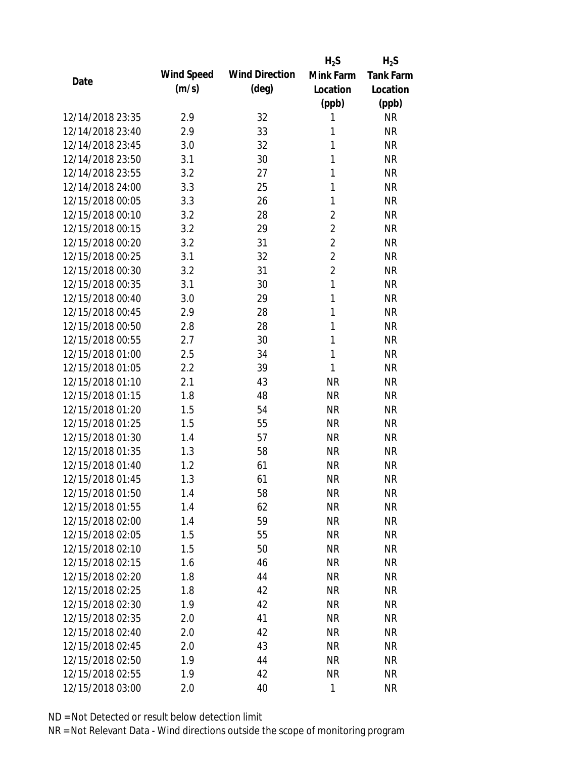| Date | Wind Speed (m/s) | Wind Direction (deg) | $H_2S$ Mink Farm Location (ppb) | $H_2S$ Tank Farm Location (ppb) |
|---|---|---|---|---|
| 12/14/2018 23:35 | 2.9 | 32 | 1 | NR |
| 12/14/2018 23:40 | 2.9 | 33 | 1 | NR |
| 12/14/2018 23:45 | 3.0 | 32 | 1 | NR |
| 12/14/2018 23:50 | 3.1 | 30 | 1 | NR |
| 12/14/2018 23:55 | 3.2 | 27 | 1 | NR |
| 12/14/2018 24:00 | 3.3 | 25 | 1 | NR |
| 12/15/2018 00:05 | 3.3 | 26 | 1 | NR |
| 12/15/2018 00:10 | 3.2 | 28 | 2 | NR |
| 12/15/2018 00:15 | 3.2 | 29 | 2 | NR |
| 12/15/2018 00:20 | 3.2 | 31 | 2 | NR |
| 12/15/2018 00:25 | 3.1 | 32 | 2 | NR |
| 12/15/2018 00:30 | 3.2 | 31 | 2 | NR |
| 12/15/2018 00:35 | 3.1 | 30 | 1 | NR |
| 12/15/2018 00:40 | 3.0 | 29 | 1 | NR |
| 12/15/2018 00:45 | 2.9 | 28 | 1 | NR |
| 12/15/2018 00:50 | 2.8 | 28 | 1 | NR |
| 12/15/2018 00:55 | 2.7 | 30 | 1 | NR |
| 12/15/2018 01:00 | 2.5 | 34 | 1 | NR |
| 12/15/2018 01:05 | 2.2 | 39 | 1 | NR |
| 12/15/2018 01:10 | 2.1 | 43 | NR | NR |
| 12/15/2018 01:15 | 1.8 | 48 | NR | NR |
| 12/15/2018 01:20 | 1.5 | 54 | NR | NR |
| 12/15/2018 01:25 | 1.5 | 55 | NR | NR |
| 12/15/2018 01:30 | 1.4 | 57 | NR | NR |
| 12/15/2018 01:35 | 1.3 | 58 | NR | NR |
| 12/15/2018 01:40 | 1.2 | 61 | NR | NR |
| 12/15/2018 01:45 | 1.3 | 61 | NR | NR |
| 12/15/2018 01:50 | 1.4 | 58 | NR | NR |
| 12/15/2018 01:55 | 1.4 | 62 | NR | NR |
| 12/15/2018 02:00 | 1.4 | 59 | NR | NR |
| 12/15/2018 02:05 | 1.5 | 55 | NR | NR |
| 12/15/2018 02:10 | 1.5 | 50 | NR | NR |
| 12/15/2018 02:15 | 1.6 | 46 | NR | NR |
| 12/15/2018 02:20 | 1.8 | 44 | NR | NR |
| 12/15/2018 02:25 | 1.8 | 42 | NR | NR |
| 12/15/2018 02:30 | 1.9 | 42 | NR | NR |
| 12/15/2018 02:35 | 2.0 | 41 | NR | NR |
| 12/15/2018 02:40 | 2.0 | 42 | NR | NR |
| 12/15/2018 02:45 | 2.0 | 43 | NR | NR |
| 12/15/2018 02:50 | 1.9 | 44 | NR | NR |
| 12/15/2018 02:55 | 1.9 | 42 | NR | NR |
| 12/15/2018 03:00 | 2.0 | 40 | 1 | NR |

ND = Not Detected or result below detection limit

NR = Not Relevant Data - Wind directions outside the scope of monitoring program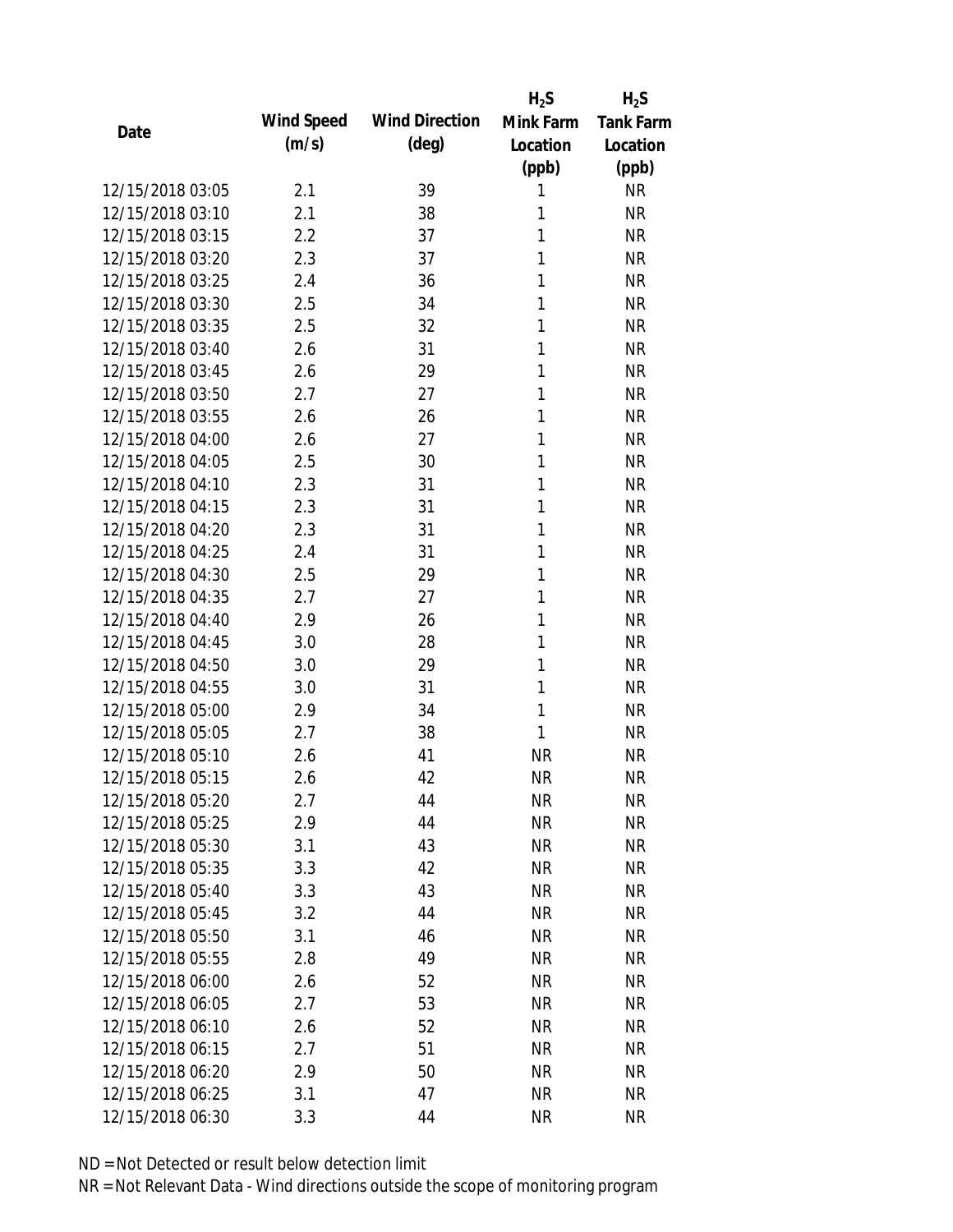| Date | Wind Speed (m/s) | Wind Direction (deg) | $H_2S$ Mink Farm Location (ppb) | $H_2S$ Tank Farm Location (ppb) |
|---|---|---|---|---|
| 12/15/2018 03:05 | 2.1 | 39 | 1 | NR |
| 12/15/2018 03:10 | 2.1 | 38 | 1 | NR |
| 12/15/2018 03:15 | 2.2 | 37 | 1 | NR |
| 12/15/2018 03:20 | 2.3 | 37 | 1 | NR |
| 12/15/2018 03:25 | 2.4 | 36 | 1 | NR |
| 12/15/2018 03:30 | 2.5 | 34 | 1 | NR |
| 12/15/2018 03:35 | 2.5 | 32 | 1 | NR |
| 12/15/2018 03:40 | 2.6 | 31 | 1 | NR |
| 12/15/2018 03:45 | 2.6 | 29 | 1 | NR |
| 12/15/2018 03:50 | 2.7 | 27 | 1 | NR |
| 12/15/2018 03:55 | 2.6 | 26 | 1 | NR |
| 12/15/2018 04:00 | 2.6 | 27 | 1 | NR |
| 12/15/2018 04:05 | 2.5 | 30 | 1 | NR |
| 12/15/2018 04:10 | 2.3 | 31 | 1 | NR |
| 12/15/2018 04:15 | 2.3 | 31 | 1 | NR |
| 12/15/2018 04:20 | 2.3 | 31 | 1 | NR |
| 12/15/2018 04:25 | 2.4 | 31 | 1 | NR |
| 12/15/2018 04:30 | 2.5 | 29 | 1 | NR |
| 12/15/2018 04:35 | 2.7 | 27 | 1 | NR |
| 12/15/2018 04:40 | 2.9 | 26 | 1 | NR |
| 12/15/2018 04:45 | 3.0 | 28 | 1 | NR |
| 12/15/2018 04:50 | 3.0 | 29 | 1 | NR |
| 12/15/2018 04:55 | 3.0 | 31 | 1 | NR |
| 12/15/2018 05:00 | 2.9 | 34 | 1 | NR |
| 12/15/2018 05:05 | 2.7 | 38 | 1 | NR |
| 12/15/2018 05:10 | 2.6 | 41 | NR | NR |
| 12/15/2018 05:15 | 2.6 | 42 | NR | NR |
| 12/15/2018 05:20 | 2.7 | 44 | NR | NR |
| 12/15/2018 05:25 | 2.9 | 44 | NR | NR |
| 12/15/2018 05:30 | 3.1 | 43 | NR | NR |
| 12/15/2018 05:35 | 3.3 | 42 | NR | NR |
| 12/15/2018 05:40 | 3.3 | 43 | NR | NR |
| 12/15/2018 05:45 | 3.2 | 44 | NR | NR |
| 12/15/2018 05:50 | 3.1 | 46 | NR | NR |
| 12/15/2018 05:55 | 2.8 | 49 | NR | NR |
| 12/15/2018 06:00 | 2.6 | 52 | NR | NR |
| 12/15/2018 06:05 | 2.7 | 53 | NR | NR |
| 12/15/2018 06:10 | 2.6 | 52 | NR | NR |
| 12/15/2018 06:15 | 2.7 | 51 | NR | NR |
| 12/15/2018 06:20 | 2.9 | 50 | NR | NR |
| 12/15/2018 06:25 | 3.1 | 47 | NR | NR |
| 12/15/2018 06:30 | 3.3 | 44 | NR | NR |

ND = Not Detected or result below detection limit

NR = Not Relevant Data - Wind directions outside the scope of monitoring program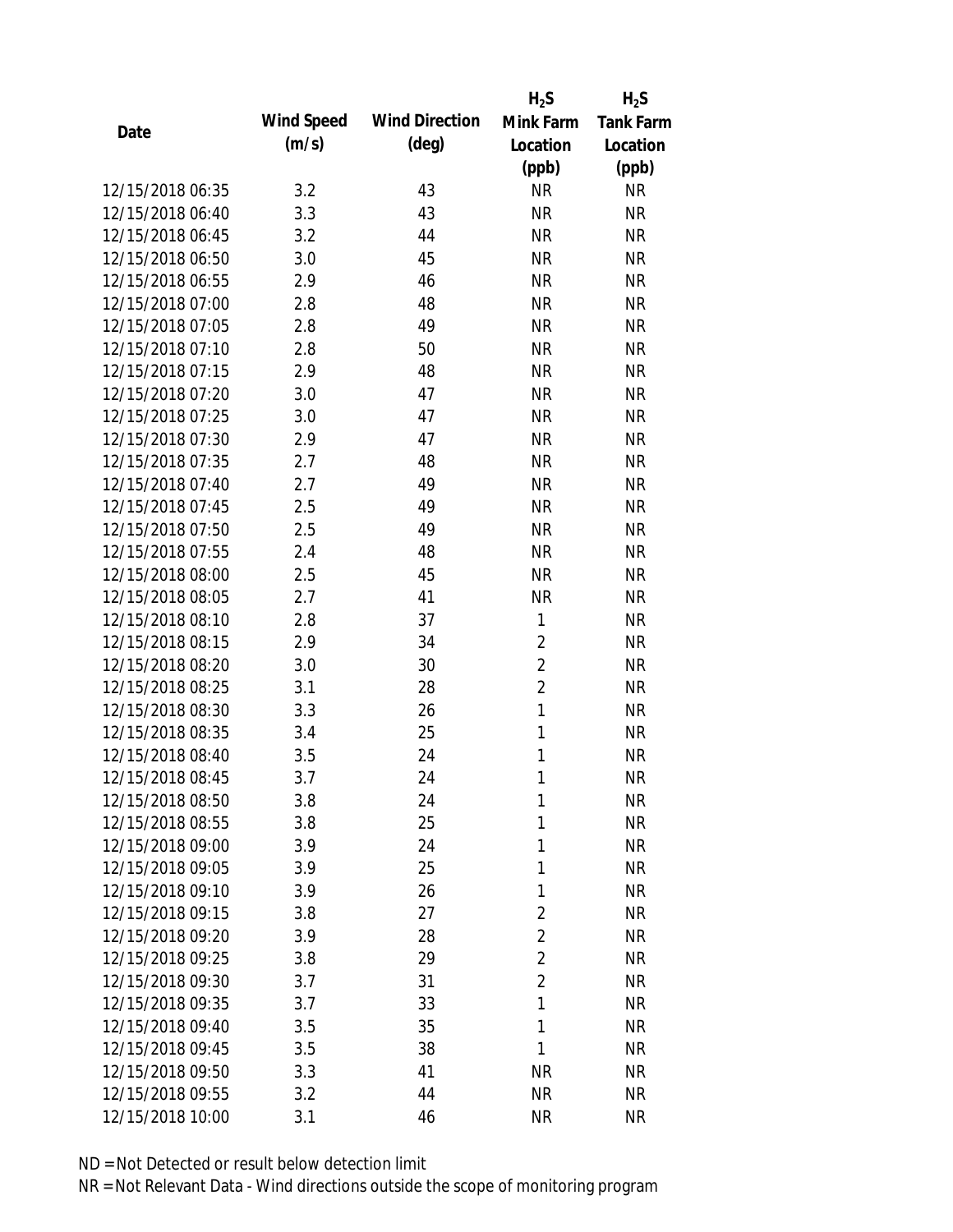| Date | Wind Speed (m/s) | Wind Direction (deg) | $H_2S$ Mink Farm Location (ppb) | $H_2S$ Tank Farm Location (ppb) |
|---|---|---|---|---|
| 12/15/2018 06:35 | 3.2 | 43 | NR | NR |
| 12/15/2018 06:40 | 3.3 | 43 | NR | NR |
| 12/15/2018 06:45 | 3.2 | 44 | NR | NR |
| 12/15/2018 06:50 | 3.0 | 45 | NR | NR |
| 12/15/2018 06:55 | 2.9 | 46 | NR | NR |
| 12/15/2018 07:00 | 2.8 | 48 | NR | NR |
| 12/15/2018 07:05 | 2.8 | 49 | NR | NR |
| 12/15/2018 07:10 | 2.8 | 50 | NR | NR |
| 12/15/2018 07:15 | 2.9 | 48 | NR | NR |
| 12/15/2018 07:20 | 3.0 | 47 | NR | NR |
| 12/15/2018 07:25 | 3.0 | 47 | NR | NR |
| 12/15/2018 07:30 | 2.9 | 47 | NR | NR |
| 12/15/2018 07:35 | 2.7 | 48 | NR | NR |
| 12/15/2018 07:40 | 2.7 | 49 | NR | NR |
| 12/15/2018 07:45 | 2.5 | 49 | NR | NR |
| 12/15/2018 07:50 | 2.5 | 49 | NR | NR |
| 12/15/2018 07:55 | 2.4 | 48 | NR | NR |
| 12/15/2018 08:00 | 2.5 | 45 | NR | NR |
| 12/15/2018 08:05 | 2.7 | 41 | NR | NR |
| 12/15/2018 08:10 | 2.8 | 37 | 1 | NR |
| 12/15/2018 08:15 | 2.9 | 34 | 2 | NR |
| 12/15/2018 08:20 | 3.0 | 30 | 2 | NR |
| 12/15/2018 08:25 | 3.1 | 28 | 2 | NR |
| 12/15/2018 08:30 | 3.3 | 26 | 1 | NR |
| 12/15/2018 08:35 | 3.4 | 25 | 1 | NR |
| 12/15/2018 08:40 | 3.5 | 24 | 1 | NR |
| 12/15/2018 08:45 | 3.7 | 24 | 1 | NR |
| 12/15/2018 08:50 | 3.8 | 24 | 1 | NR |
| 12/15/2018 08:55 | 3.8 | 25 | 1 | NR |
| 12/15/2018 09:00 | 3.9 | 24 | 1 | NR |
| 12/15/2018 09:05 | 3.9 | 25 | 1 | NR |
| 12/15/2018 09:10 | 3.9 | 26 | 1 | NR |
| 12/15/2018 09:15 | 3.8 | 27 | 2 | NR |
| 12/15/2018 09:20 | 3.9 | 28 | 2 | NR |
| 12/15/2018 09:25 | 3.8 | 29 | 2 | NR |
| 12/15/2018 09:30 | 3.7 | 31 | 2 | NR |
| 12/15/2018 09:35 | 3.7 | 33 | 1 | NR |
| 12/15/2018 09:40 | 3.5 | 35 | 1 | NR |
| 12/15/2018 09:45 | 3.5 | 38 | 1 | NR |
| 12/15/2018 09:50 | 3.3 | 41 | NR | NR |
| 12/15/2018 09:55 | 3.2 | 44 | NR | NR |
| 12/15/2018 10:00 | 3.1 | 46 | NR | NR |

ND = Not Detected or result below detection limit

NR = Not Relevant Data - Wind directions outside the scope of monitoring program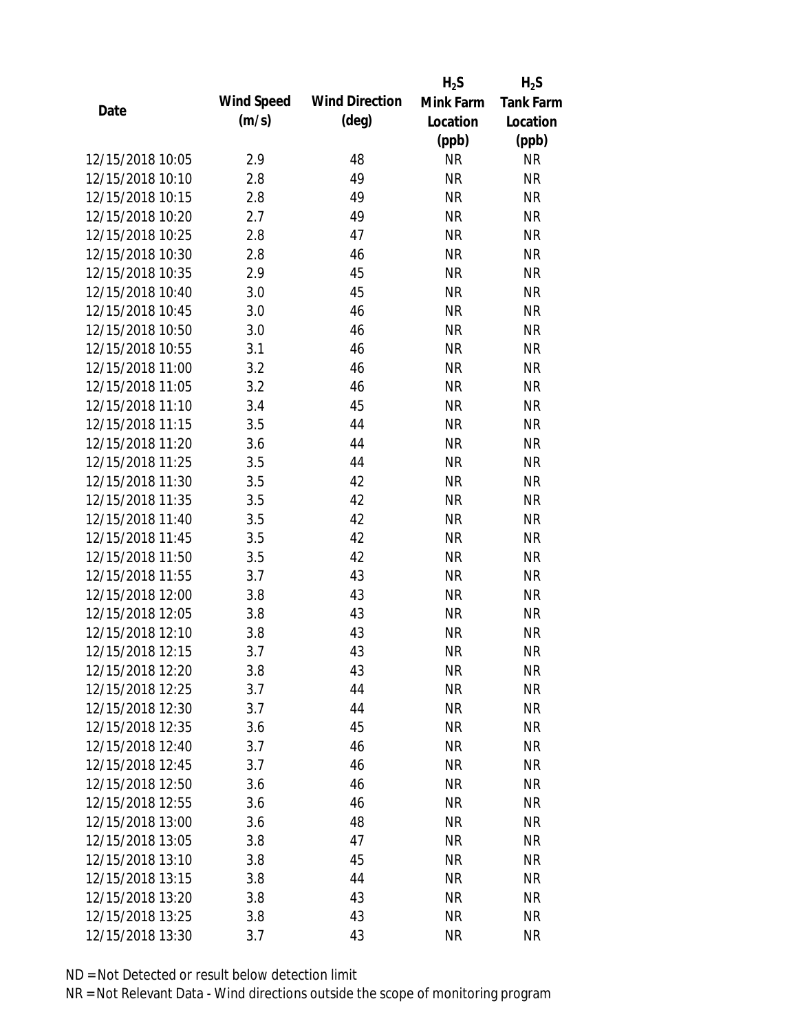| Date | Wind Speed (m/s) | Wind Direction (deg) | $H_2S$ Mink Farm Location (ppb) | $H_2S$ Tank Farm Location (ppb) |
|---|---|---|---|---|
| 12/15/2018 10:05 | 2.9 | 48 | NR | NR |
| 12/15/2018 10:10 | 2.8 | 49 | NR | NR |
| 12/15/2018 10:15 | 2.8 | 49 | NR | NR |
| 12/15/2018 10:20 | 2.7 | 49 | NR | NR |
| 12/15/2018 10:25 | 2.8 | 47 | NR | NR |
| 12/15/2018 10:30 | 2.8 | 46 | NR | NR |
| 12/15/2018 10:35 | 2.9 | 45 | NR | NR |
| 12/15/2018 10:40 | 3.0 | 45 | NR | NR |
| 12/15/2018 10:45 | 3.0 | 46 | NR | NR |
| 12/15/2018 10:50 | 3.0 | 46 | NR | NR |
| 12/15/2018 10:55 | 3.1 | 46 | NR | NR |
| 12/15/2018 11:00 | 3.2 | 46 | NR | NR |
| 12/15/2018 11:05 | 3.2 | 46 | NR | NR |
| 12/15/2018 11:10 | 3.4 | 45 | NR | NR |
| 12/15/2018 11:15 | 3.5 | 44 | NR | NR |
| 12/15/2018 11:20 | 3.6 | 44 | NR | NR |
| 12/15/2018 11:25 | 3.5 | 44 | NR | NR |
| 12/15/2018 11:30 | 3.5 | 42 | NR | NR |
| 12/15/2018 11:35 | 3.5 | 42 | NR | NR |
| 12/15/2018 11:40 | 3.5 | 42 | NR | NR |
| 12/15/2018 11:45 | 3.5 | 42 | NR | NR |
| 12/15/2018 11:50 | 3.5 | 42 | NR | NR |
| 12/15/2018 11:55 | 3.7 | 43 | NR | NR |
| 12/15/2018 12:00 | 3.8 | 43 | NR | NR |
| 12/15/2018 12:05 | 3.8 | 43 | NR | NR |
| 12/15/2018 12:10 | 3.8 | 43 | NR | NR |
| 12/15/2018 12:15 | 3.7 | 43 | NR | NR |
| 12/15/2018 12:20 | 3.8 | 43 | NR | NR |
| 12/15/2018 12:25 | 3.7 | 44 | NR | NR |
| 12/15/2018 12:30 | 3.7 | 44 | NR | NR |
| 12/15/2018 12:35 | 3.6 | 45 | NR | NR |
| 12/15/2018 12:40 | 3.7 | 46 | NR | NR |
| 12/15/2018 12:45 | 3.7 | 46 | NR | NR |
| 12/15/2018 12:50 | 3.6 | 46 | NR | NR |
| 12/15/2018 12:55 | 3.6 | 46 | NR | NR |
| 12/15/2018 13:00 | 3.6 | 48 | NR | NR |
| 12/15/2018 13:05 | 3.8 | 47 | NR | NR |
| 12/15/2018 13:10 | 3.8 | 45 | NR | NR |
| 12/15/2018 13:15 | 3.8 | 44 | NR | NR |
| 12/15/2018 13:20 | 3.8 | 43 | NR | NR |
| 12/15/2018 13:25 | 3.8 | 43 | NR | NR |
| 12/15/2018 13:30 | 3.7 | 43 | NR | NR |

ND = Not Detected or result below detection limit

NR = Not Relevant Data - Wind directions outside the scope of monitoring program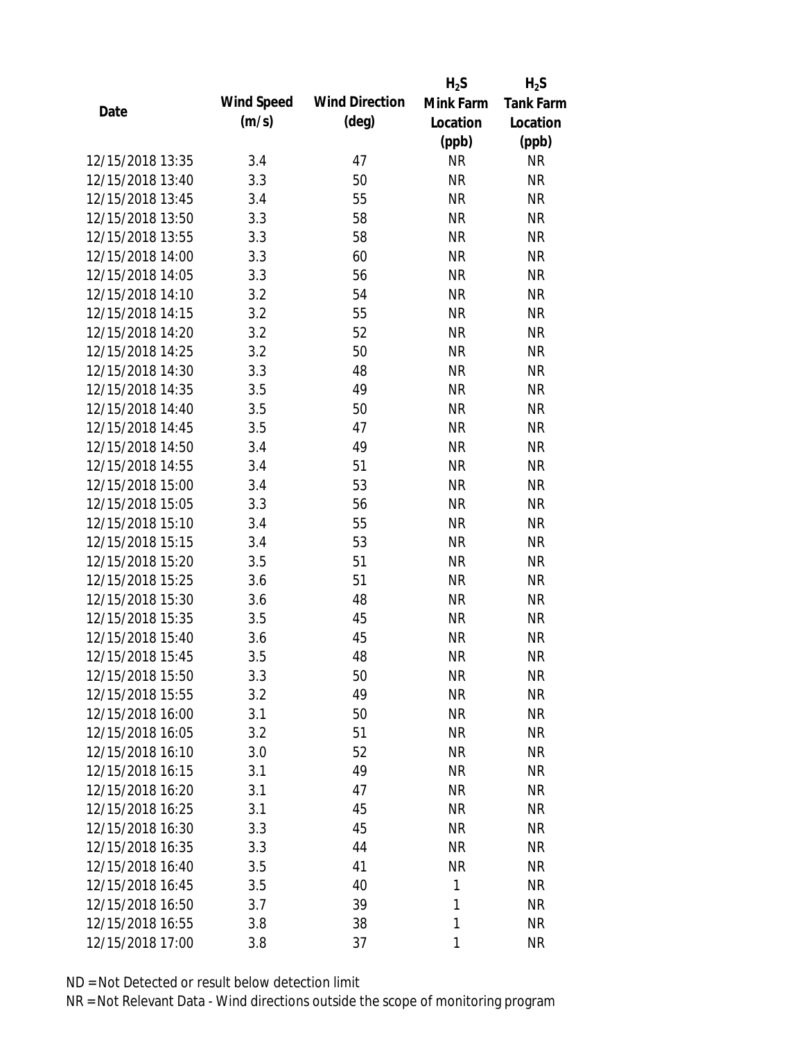| Date | Wind Speed (m/s) | Wind Direction (deg) | $H_2S$ Mink Farm Location (ppb) | $H_2S$ Tank Farm Location (ppb) |
|---|---|---|---|---|
| 12/15/2018 13:35 | 3.4 | 47 | NR | NR |
| 12/15/2018 13:40 | 3.3 | 50 | NR | NR |
| 12/15/2018 13:45 | 3.4 | 55 | NR | NR |
| 12/15/2018 13:50 | 3.3 | 58 | NR | NR |
| 12/15/2018 13:55 | 3.3 | 58 | NR | NR |
| 12/15/2018 14:00 | 3.3 | 60 | NR | NR |
| 12/15/2018 14:05 | 3.3 | 56 | NR | NR |
| 12/15/2018 14:10 | 3.2 | 54 | NR | NR |
| 12/15/2018 14:15 | 3.2 | 55 | NR | NR |
| 12/15/2018 14:20 | 3.2 | 52 | NR | NR |
| 12/15/2018 14:25 | 3.2 | 50 | NR | NR |
| 12/15/2018 14:30 | 3.3 | 48 | NR | NR |
| 12/15/2018 14:35 | 3.5 | 49 | NR | NR |
| 12/15/2018 14:40 | 3.5 | 50 | NR | NR |
| 12/15/2018 14:45 | 3.5 | 47 | NR | NR |
| 12/15/2018 14:50 | 3.4 | 49 | NR | NR |
| 12/15/2018 14:55 | 3.4 | 51 | NR | NR |
| 12/15/2018 15:00 | 3.4 | 53 | NR | NR |
| 12/15/2018 15:05 | 3.3 | 56 | NR | NR |
| 12/15/2018 15:10 | 3.4 | 55 | NR | NR |
| 12/15/2018 15:15 | 3.4 | 53 | NR | NR |
| 12/15/2018 15:20 | 3.5 | 51 | NR | NR |
| 12/15/2018 15:25 | 3.6 | 51 | NR | NR |
| 12/15/2018 15:30 | 3.6 | 48 | NR | NR |
| 12/15/2018 15:35 | 3.5 | 45 | NR | NR |
| 12/15/2018 15:40 | 3.6 | 45 | NR | NR |
| 12/15/2018 15:45 | 3.5 | 48 | NR | NR |
| 12/15/2018 15:50 | 3.3 | 50 | NR | NR |
| 12/15/2018 15:55 | 3.2 | 49 | NR | NR |
| 12/15/2018 16:00 | 3.1 | 50 | NR | NR |
| 12/15/2018 16:05 | 3.2 | 51 | NR | NR |
| 12/15/2018 16:10 | 3.0 | 52 | NR | NR |
| 12/15/2018 16:15 | 3.1 | 49 | NR | NR |
| 12/15/2018 16:20 | 3.1 | 47 | NR | NR |
| 12/15/2018 16:25 | 3.1 | 45 | NR | NR |
| 12/15/2018 16:30 | 3.3 | 45 | NR | NR |
| 12/15/2018 16:35 | 3.3 | 44 | NR | NR |
| 12/15/2018 16:40 | 3.5 | 41 | NR | NR |
| 12/15/2018 16:45 | 3.5 | 40 | 1 | NR |
| 12/15/2018 16:50 | 3.7 | 39 | 1 | NR |
| 12/15/2018 16:55 | 3.8 | 38 | 1 | NR |
| 12/15/2018 17:00 | 3.8 | 37 | 1 | NR |

ND = Not Detected or result below detection limit

NR = Not Relevant Data - Wind directions outside the scope of monitoring program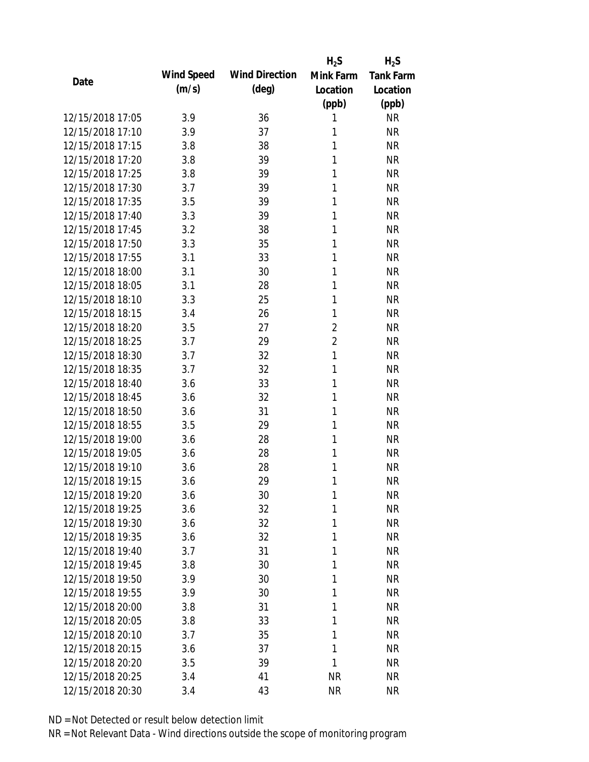| Date | Wind Speed (m/s) | Wind Direction (deg) | $H_2S$ Mink Farm Location (ppb) | $H_2S$ Tank Farm Location (ppb) |
|---|---|---|---|---|
| 12/15/2018 17:05 | 3.9 | 36 | 1 | NR |
| 12/15/2018 17:10 | 3.9 | 37 | 1 | NR |
| 12/15/2018 17:15 | 3.8 | 38 | 1 | NR |
| 12/15/2018 17:20 | 3.8 | 39 | 1 | NR |
| 12/15/2018 17:25 | 3.8 | 39 | 1 | NR |
| 12/15/2018 17:30 | 3.7 | 39 | 1 | NR |
| 12/15/2018 17:35 | 3.5 | 39 | 1 | NR |
| 12/15/2018 17:40 | 3.3 | 39 | 1 | NR |
| 12/15/2018 17:45 | 3.2 | 38 | 1 | NR |
| 12/15/2018 17:50 | 3.3 | 35 | 1 | NR |
| 12/15/2018 17:55 | 3.1 | 33 | 1 | NR |
| 12/15/2018 18:00 | 3.1 | 30 | 1 | NR |
| 12/15/2018 18:05 | 3.1 | 28 | 1 | NR |
| 12/15/2018 18:10 | 3.3 | 25 | 1 | NR |
| 12/15/2018 18:15 | 3.4 | 26 | 1 | NR |
| 12/15/2018 18:20 | 3.5 | 27 | 2 | NR |
| 12/15/2018 18:25 | 3.7 | 29 | 2 | NR |
| 12/15/2018 18:30 | 3.7 | 32 | 1 | NR |
| 12/15/2018 18:35 | 3.7 | 32 | 1 | NR |
| 12/15/2018 18:40 | 3.6 | 33 | 1 | NR |
| 12/15/2018 18:45 | 3.6 | 32 | 1 | NR |
| 12/15/2018 18:50 | 3.6 | 31 | 1 | NR |
| 12/15/2018 18:55 | 3.5 | 29 | 1 | NR |
| 12/15/2018 19:00 | 3.6 | 28 | 1 | NR |
| 12/15/2018 19:05 | 3.6 | 28 | 1 | NR |
| 12/15/2018 19:10 | 3.6 | 28 | 1 | NR |
| 12/15/2018 19:15 | 3.6 | 29 | 1 | NR |
| 12/15/2018 19:20 | 3.6 | 30 | 1 | NR |
| 12/15/2018 19:25 | 3.6 | 32 | 1 | NR |
| 12/15/2018 19:30 | 3.6 | 32 | 1 | NR |
| 12/15/2018 19:35 | 3.6 | 32 | 1 | NR |
| 12/15/2018 19:40 | 3.7 | 31 | 1 | NR |
| 12/15/2018 19:45 | 3.8 | 30 | 1 | NR |
| 12/15/2018 19:50 | 3.9 | 30 | 1 | NR |
| 12/15/2018 19:55 | 3.9 | 30 | 1 | NR |
| 12/15/2018 20:00 | 3.8 | 31 | 1 | NR |
| 12/15/2018 20:05 | 3.8 | 33 | 1 | NR |
| 12/15/2018 20:10 | 3.7 | 35 | 1 | NR |
| 12/15/2018 20:15 | 3.6 | 37 | 1 | NR |
| 12/15/2018 20:20 | 3.5 | 39 | 1 | NR |
| 12/15/2018 20:25 | 3.4 | 41 | NR | NR |
| 12/15/2018 20:30 | 3.4 | 43 | NR | NR |

ND = Not Detected or result below detection limit

NR = Not Relevant Data - Wind directions outside the scope of monitoring program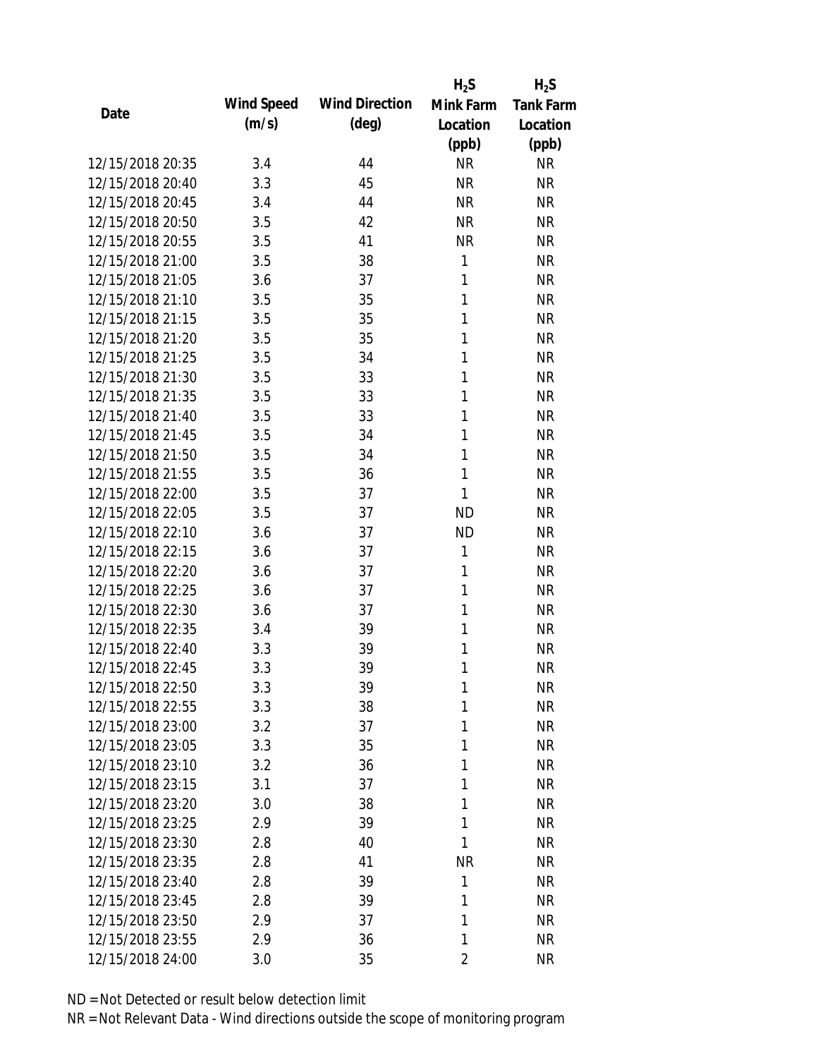| Date | Wind Speed (m/s) | Wind Direction (deg) | $H_2S$ Mink Farm Location (ppb) | $H_2S$ Tank Farm Location (ppb) |
|---|---|---|---|---|
| 12/15/2018 20:35 | 3.4 | 44 | NR | NR |
| 12/15/2018 20:40 | 3.3 | 45 | NR | NR |
| 12/15/2018 20:45 | 3.4 | 44 | NR | NR |
| 12/15/2018 20:50 | 3.5 | 42 | NR | NR |
| 12/15/2018 20:55 | 3.5 | 41 | NR | NR |
| 12/15/2018 21:00 | 3.5 | 38 | 1 | NR |
| 12/15/2018 21:05 | 3.6 | 37 | 1 | NR |
| 12/15/2018 21:10 | 3.5 | 35 | 1 | NR |
| 12/15/2018 21:15 | 3.5 | 35 | 1 | NR |
| 12/15/2018 21:20 | 3.5 | 35 | 1 | NR |
| 12/15/2018 21:25 | 3.5 | 34 | 1 | NR |
| 12/15/2018 21:30 | 3.5 | 33 | 1 | NR |
| 12/15/2018 21:35 | 3.5 | 33 | 1 | NR |
| 12/15/2018 21:40 | 3.5 | 33 | 1 | NR |
| 12/15/2018 21:45 | 3.5 | 34 | 1 | NR |
| 12/15/2018 21:50 | 3.5 | 34 | 1 | NR |
| 12/15/2018 21:55 | 3.5 | 36 | 1 | NR |
| 12/15/2018 22:00 | 3.5 | 37 | 1 | NR |
| 12/15/2018 22:05 | 3.5 | 37 | ND | NR |
| 12/15/2018 22:10 | 3.6 | 37 | ND | NR |
| 12/15/2018 22:15 | 3.6 | 37 | 1 | NR |
| 12/15/2018 22:20 | 3.6 | 37 | 1 | NR |
| 12/15/2018 22:25 | 3.6 | 37 | 1 | NR |
| 12/15/2018 22:30 | 3.6 | 37 | 1 | NR |
| 12/15/2018 22:35 | 3.4 | 39 | 1 | NR |
| 12/15/2018 22:40 | 3.3 | 39 | 1 | NR |
| 12/15/2018 22:45 | 3.3 | 39 | 1 | NR |
| 12/15/2018 22:50 | 3.3 | 39 | 1 | NR |
| 12/15/2018 22:55 | 3.3 | 38 | 1 | NR |
| 12/15/2018 23:00 | 3.2 | 37 | 1 | NR |
| 12/15/2018 23:05 | 3.3 | 35 | 1 | NR |
| 12/15/2018 23:10 | 3.2 | 36 | 1 | NR |
| 12/15/2018 23:15 | 3.1 | 37 | 1 | NR |
| 12/15/2018 23:20 | 3.0 | 38 | 1 | NR |
| 12/15/2018 23:25 | 2.9 | 39 | 1 | NR |
| 12/15/2018 23:30 | 2.8 | 40 | 1 | NR |
| 12/15/2018 23:35 | 2.8 | 41 | NR | NR |
| 12/15/2018 23:40 | 2.8 | 39 | 1 | NR |
| 12/15/2018 23:45 | 2.8 | 39 | 1 | NR |
| 12/15/2018 23:50 | 2.9 | 37 | 1 | NR |
| 12/15/2018 23:55 | 2.9 | 36 | 1 | NR |
| 12/15/2018 24:00 | 3.0 | 35 | 2 | NR |

ND = Not Detected or result below detection limit

NR = Not Relevant Data - Wind directions outside the scope of monitoring program